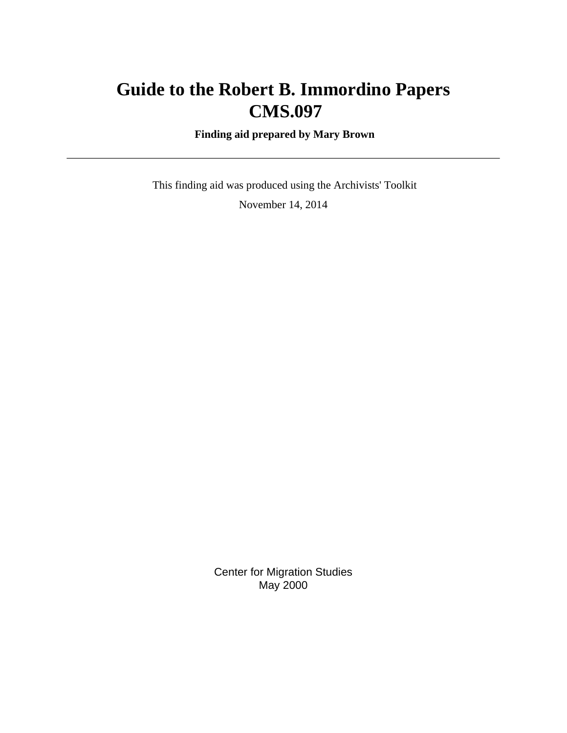# Guide to the Robert B. Immordino Papers
# CMS.097

**Finding aid prepared by Mary Brown**

---

This finding aid was produced using the Archivists' Toolkit

November 14, 2014

Center for Migration Studies
May 2000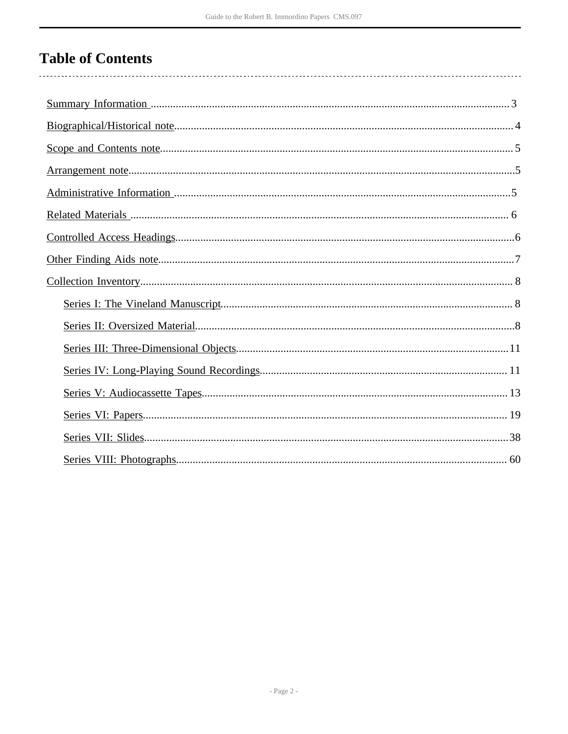# Table of Contents

- Summary Information ..... 3
- Biographical/Historical note..... 4
- Scope and Contents note..... 5
- Arrangement note..... 5
- Administrative Information ..... 5
- Related Materials ..... 6
- Controlled Access Headings..... 6
- Other Finding Aids note..... 7
- Collection Inventory..... 8
    - Series I: The Vineland Manuscript..... 8
    - Series II: Oversized Material..... 8
    - Series III: Three-Dimensional Objects..... 11
    - Series IV: Long-Playing Sound Recordings..... 11
    - Series V: Audiocassette Tapes..... 13
    - Series VI: Papers..... 19
    - Series VII: Slides..... 38
    - Series VIII: Photographs..... 60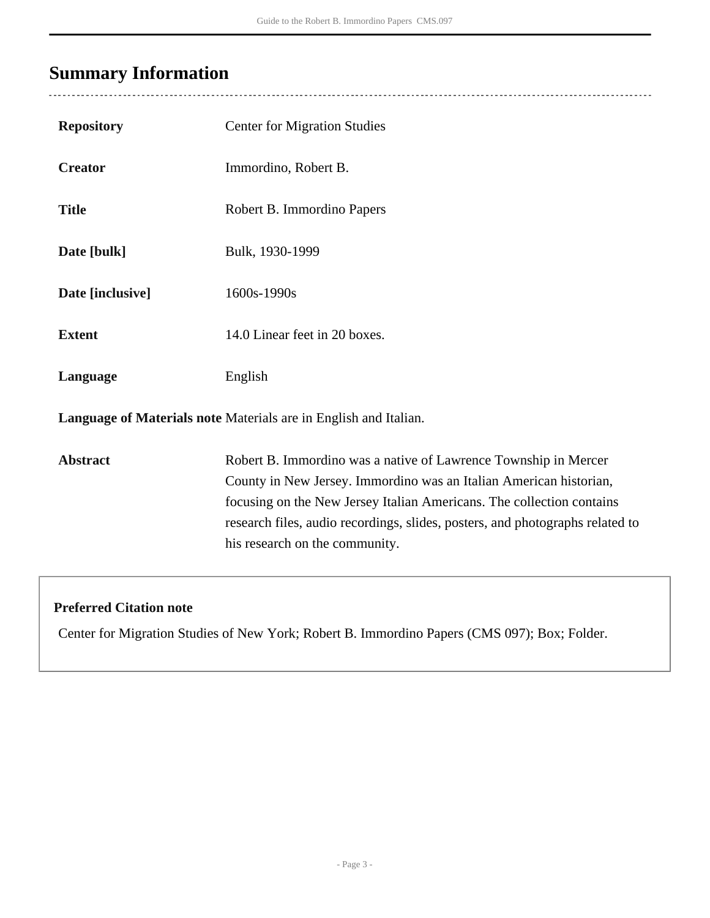## Summary Information

| | |
|---|---|
| **Repository** | Center for Migration Studies |
| **Creator** | Immordino, Robert B. |
| **Title** | Robert B. Immordino Papers |
| **Date [bulk]** | Bulk, 1930-1999 |
| **Date [inclusive]** | 1600s-1990s |
| **Extent** | 14.0 Linear feet in 20 boxes. |
| **Language** | English |
| **Language of Materials note** | Materials are in English and Italian. |
| **Abstract** | Robert B. Immordino was a native of Lawrence Township in Mercer County in New Jersey. Immordino was an Italian American historian, focusing on the New Jersey Italian Americans. The collection contains research files, audio recordings, slides, posters, and photographs related to his research on the community. |

**Preferred Citation note**

Center for Migration Studies of New York; Robert B. Immordino Papers (CMS 097); Box; Folder.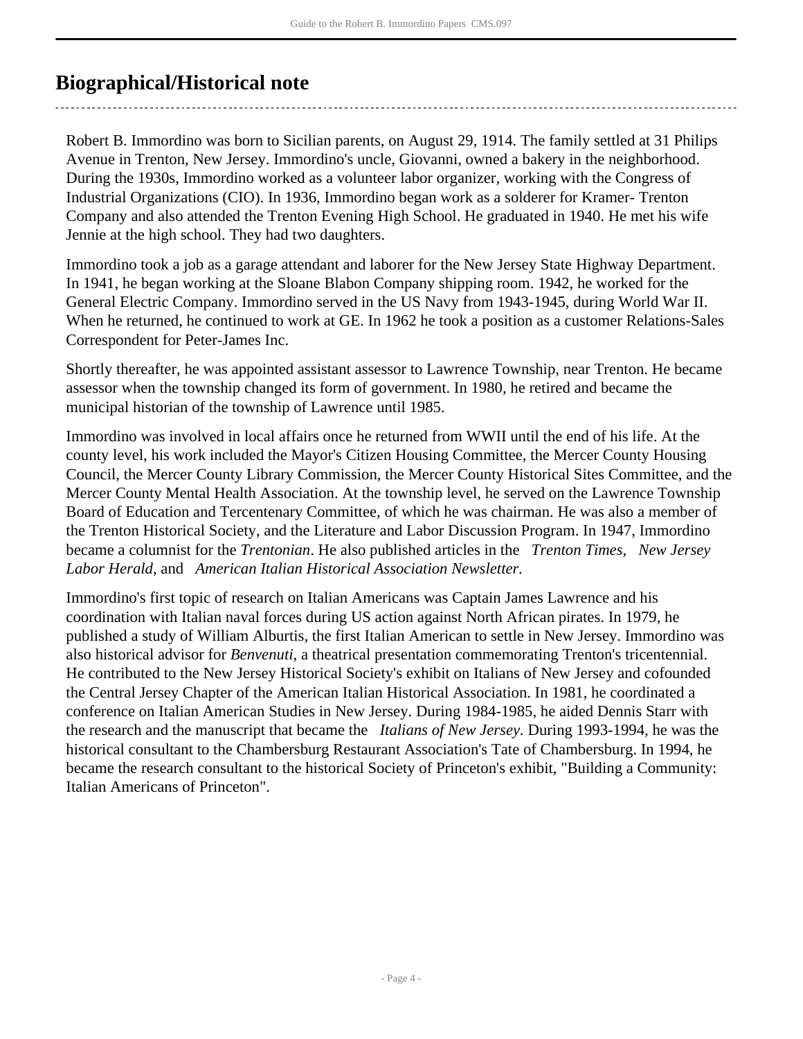## Biographical/Historical note

Robert B. Immordino was born to Sicilian parents, on August 29, 1914. The family settled at 31 Philips Avenue in Trenton, New Jersey. Immordino's uncle, Giovanni, owned a bakery in the neighborhood. During the 1930s, Immordino worked as a volunteer labor organizer, working with the Congress of Industrial Organizations (CIO). In 1936, Immordino began work as a solderer for Kramer- Trenton Company and also attended the Trenton Evening High School. He graduated in 1940. He met his wife Jennie at the high school. They had two daughters.

Immordino took a job as a garage attendant and laborer for the New Jersey State Highway Department. In 1941, he began working at the Sloane Blabon Company shipping room. 1942, he worked for the General Electric Company. Immordino served in the US Navy from 1943-1945, during World War II. When he returned, he continued to work at GE. In 1962 he took a position as a customer Relations-Sales Correspondent for Peter-James Inc.

Shortly thereafter, he was appointed assistant assessor to Lawrence Township, near Trenton. He became assessor when the township changed its form of government. In 1980, he retired and became the municipal historian of the township of Lawrence until 1985.

Immordino was involved in local affairs once he returned from WWII until the end of his life. At the county level, his work included the Mayor's Citizen Housing Committee, the Mercer County Housing Council, the Mercer County Library Commission, the Mercer County Historical Sites Committee, and the Mercer County Mental Health Association. At the township level, he served on the Lawrence Township Board of Education and Tercentenary Committee, of which he was chairman. He was also a member of the Trenton Historical Society, and the Literature and Labor Discussion Program. In 1947, Immordino became a columnist for the *Trentonian*. He also published articles in the *Trenton Times*, *New Jersey Labor Herald*, and *American Italian Historical Association Newsletter.*

Immordino's first topic of research on Italian Americans was Captain James Lawrence and his coordination with Italian naval forces during US action against North African pirates. In 1979, he published a study of William Alburtis, the first Italian American to settle in New Jersey. Immordino was also historical advisor for *Benvenuti*, a theatrical presentation commemorating Trenton's tricentennial. He contributed to the New Jersey Historical Society's exhibit on Italians of New Jersey and cofounded the Central Jersey Chapter of the American Italian Historical Association. In 1981, he coordinated a conference on Italian American Studies in New Jersey. During 1984-1985, he aided Dennis Starr with the research and the manuscript that became the *Italians of New Jersey*. During 1993-1994, he was the historical consultant to the Chambersburg Restaurant Association's Tate of Chambersburg. In 1994, he became the research consultant to the historical Society of Princeton's exhibit, "Building a Community: Italian Americans of Princeton".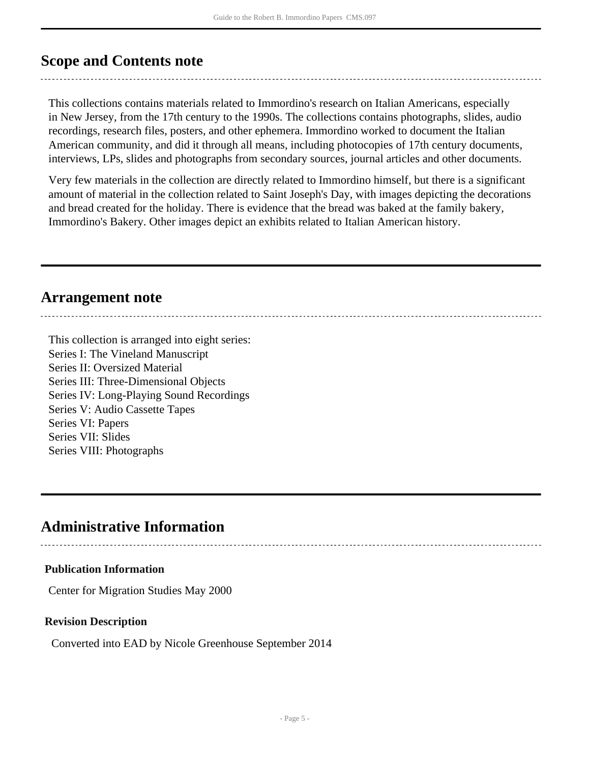## Scope and Contents note

This collections contains materials related to Immordino's research on Italian Americans, especially in New Jersey, from the 17th century to the 1990s. The collections contains photographs, slides, audio recordings, research files, posters, and other ephemera. Immordino worked to document the Italian American community, and did it through all means, including photocopies of 17th century documents, interviews, LPs, slides and photographs from secondary sources, journal articles and other documents.

Very few materials in the collection are directly related to Immordino himself, but there is a significant amount of material in the collection related to Saint Joseph's Day, with images depicting the decorations and bread created for the holiday. There is evidence that the bread was baked at the family bakery, Immordino's Bakery. Other images depict an exhibits related to Italian American history.

## Arrangement note

This collection is arranged into eight series:
Series I: The Vineland Manuscript
Series II: Oversized Material
Series III: Three-Dimensional Objects
Series IV: Long-Playing Sound Recordings
Series V: Audio Cassette Tapes
Series VI: Papers
Series VII: Slides
Series VIII: Photographs

## Administrative Information

### Publication Information

Center for Migration Studies May 2000

### Revision Description

Converted into EAD by Nicole Greenhouse September 2014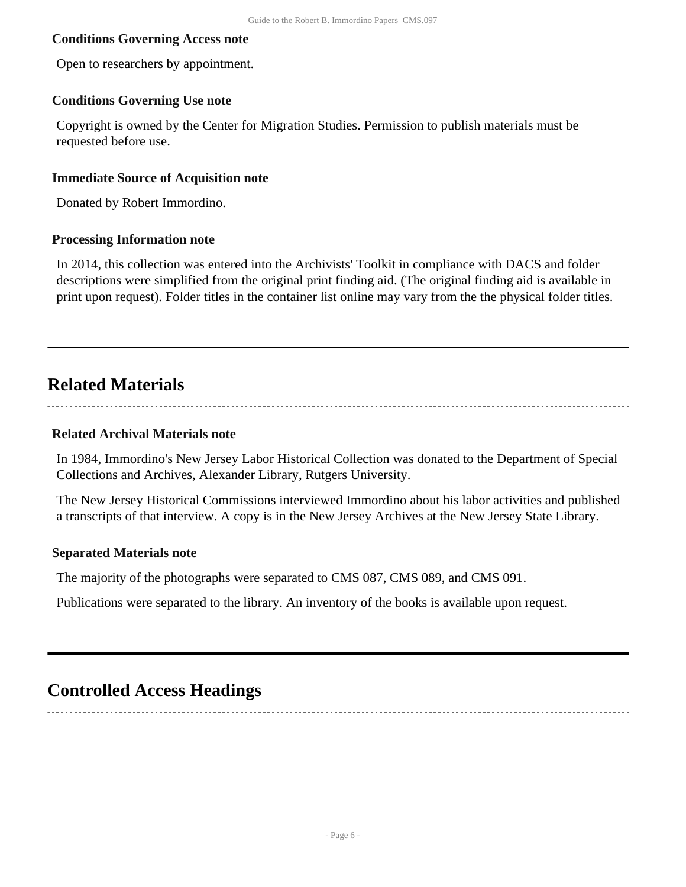### Conditions Governing Access note

Open to researchers by appointment.

### Conditions Governing Use note

Copyright is owned by the Center for Migration Studies. Permission to publish materials must be requested before use.

### Immediate Source of Acquisition note

Donated by Robert Immordino.

### Processing Information note

In 2014, this collection was entered into the Archivists' Toolkit in compliance with DACS and folder descriptions were simplified from the original print finding aid. (The original finding aid is available in print upon request). Folder titles in the container list online may vary from the the physical folder titles.

## Related Materials

### Related Archival Materials note

In 1984, Immordino's New Jersey Labor Historical Collection was donated to the Department of Special Collections and Archives, Alexander Library, Rutgers University.

The New Jersey Historical Commissions interviewed Immordino about his labor activities and published a transcripts of that interview. A copy is in the New Jersey Archives at the New Jersey State Library.

### Separated Materials note

The majority of the photographs were separated to CMS 087, CMS 089, and CMS 091.

Publications were separated to the library. An inventory of the books is available upon request.

## Controlled Access Headings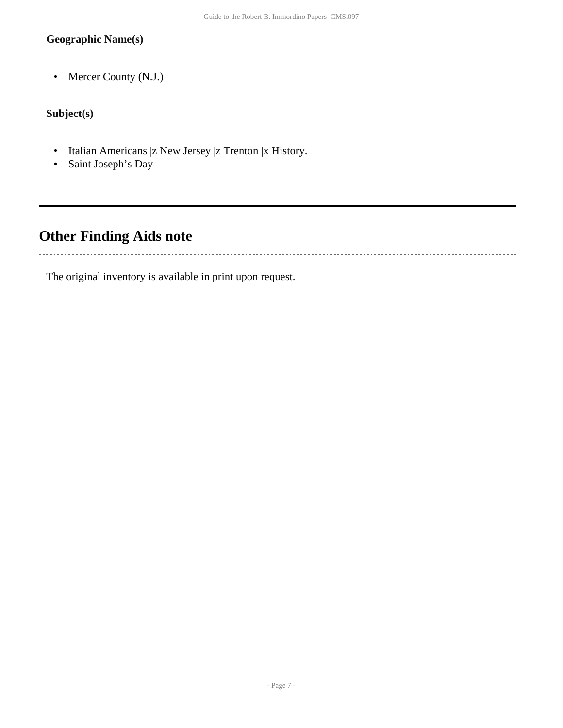### Geographic Name(s)

- Mercer County (N.J.)

### Subject(s)

- Italian Americans |z New Jersey |z Trenton |x History.
- Saint Joseph's Day

## Other Finding Aids note

The original inventory is available in print upon request.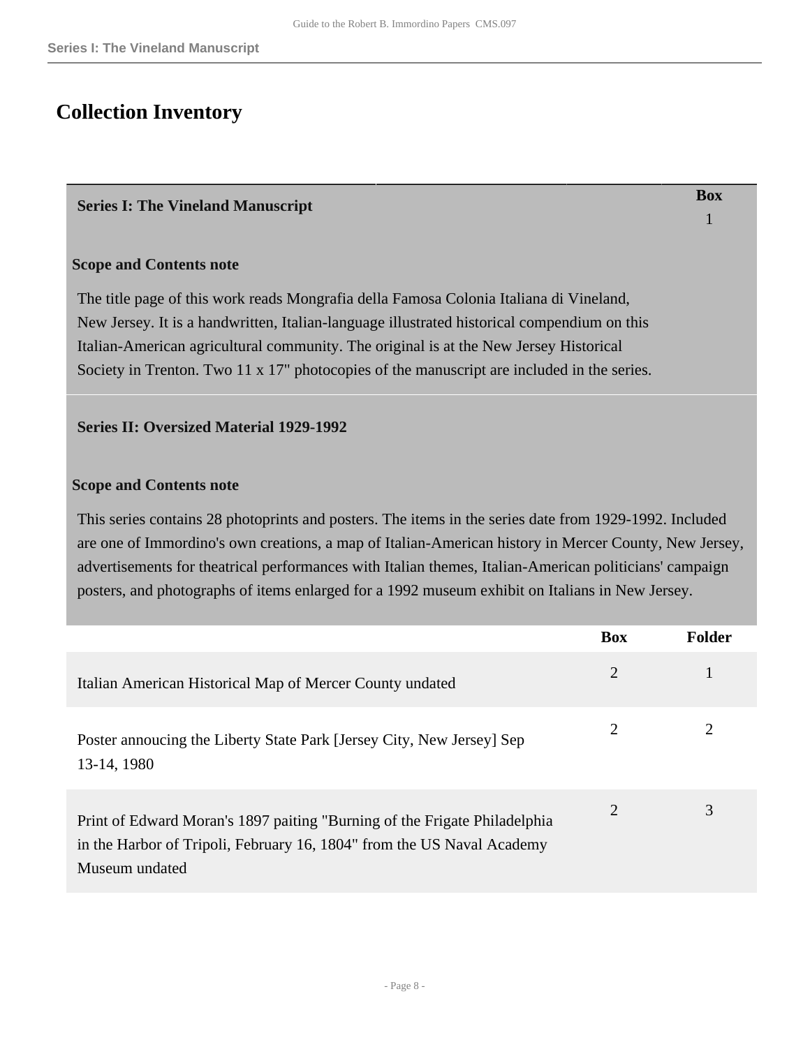# Collection Inventory

| Series I: The Vineland Manuscript | Box |
|---|---|
| | 1 |

**Scope and Contents note**

The title page of this work reads Mongrafia della Famosa Colonia Italiana di Vineland, New Jersey. It is a handwritten, Italian-language illustrated historical compendium on this Italian-American agricultural community. The original is at the New Jersey Historical Society in Trenton. Two 11 x 17" photocopies of the manuscript are included in the series.

**Series II: Oversized Material 1929-1992**

**Scope and Contents note**

This series contains 28 photoprints and posters. The items in the series date from 1929-1992. Included are one of Immordino's own creations, a map of Italian-American history in Mercer County, New Jersey, advertisements for theatrical performances with Italian themes, Italian-American politicians' campaign posters, and photographs of items enlarged for a 1992 museum exhibit on Italians in New Jersey.

| | Box | Folder |
|---|---|---|
| Italian American Historical Map of Mercer County undated | 2 | 1 |
| Poster annoucing the Liberty State Park [Jersey City, New Jersey] Sep 13-14, 1980 | 2 | 2 |
| Print of Edward Moran's 1897 paiting "Burning of the Frigate Philadelphia in the Harbor of Tripoli, February 16, 1804" from the US Naval Academy Museum undated | 2 | 3 |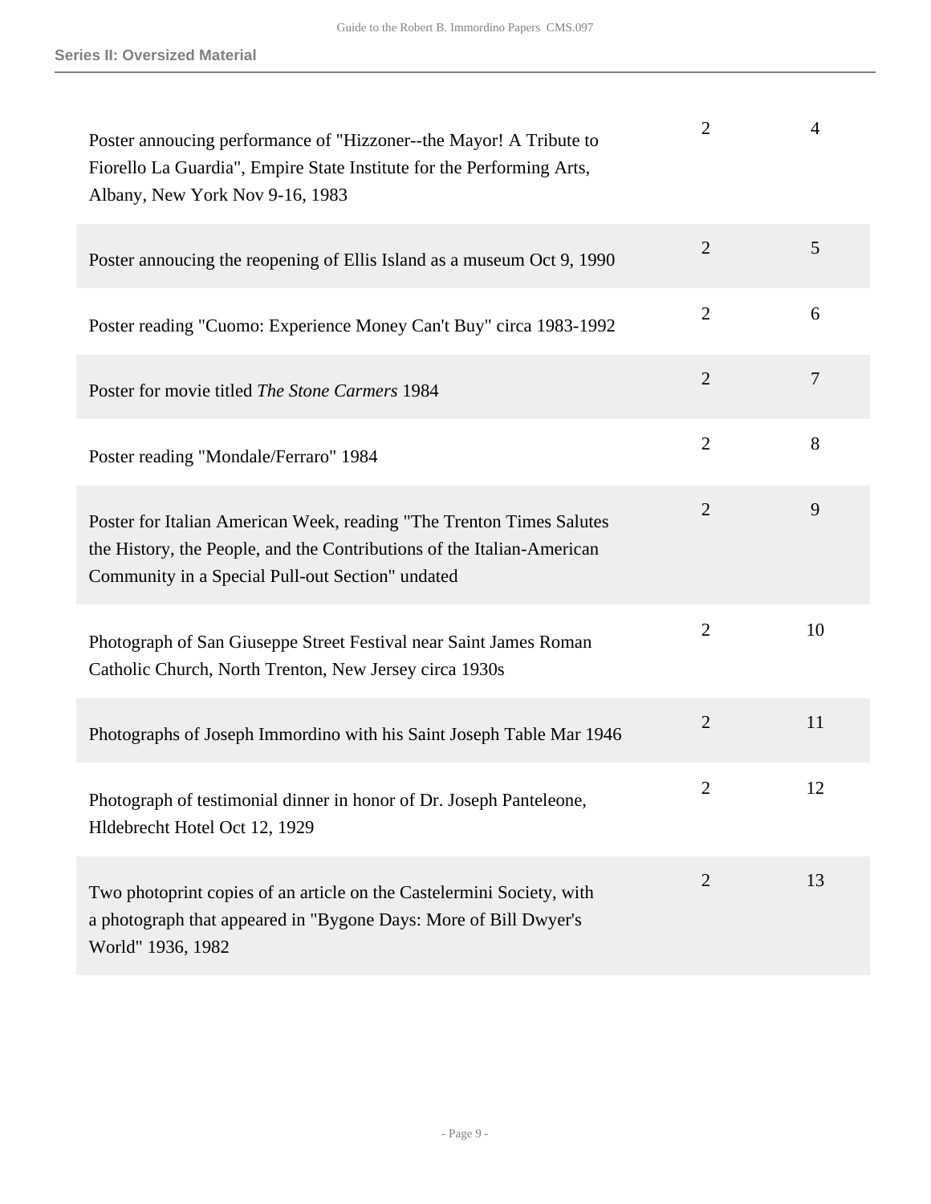| | | |
|---|---|---|
| Poster annoucing performance of "Hizzoner--the Mayor! A Tribute to Fiorello La Guardia", Empire State Institute for the Performing Arts, Albany, New York Nov 9-16, 1983 | 2 | 4 |
| Poster annoucing the reopening of Ellis Island as a museum Oct 9, 1990 | 2 | 5 |
| Poster reading "Cuomo: Experience Money Can't Buy" circa 1983-1992 | 2 | 6 |
| Poster for movie titled *The Stone Carmers* 1984 | 2 | 7 |
| Poster reading "Mondale/Ferraro" 1984 | 2 | 8 |
| Poster for Italian American Week, reading "The Trenton Times Salutes the History, the People, and the Contributions of the Italian-American Community in a Special Pull-out Section" undated | 2 | 9 |
| Photograph of San Giuseppe Street Festival near Saint James Roman Catholic Church, North Trenton, New Jersey circa 1930s | 2 | 10 |
| Photographs of Joseph Immordino with his Saint Joseph Table Mar 1946 | 2 | 11 |
| Photograph of testimonial dinner in honor of Dr. Joseph Panteleone, Hldebrecht Hotel Oct 12, 1929 | 2 | 12 |
| Two photoprint copies of an article on the Castelermini Society, with a photograph that appeared in "Bygone Days: More of Bill Dwyer's World" 1936, 1982 | 2 | 13 |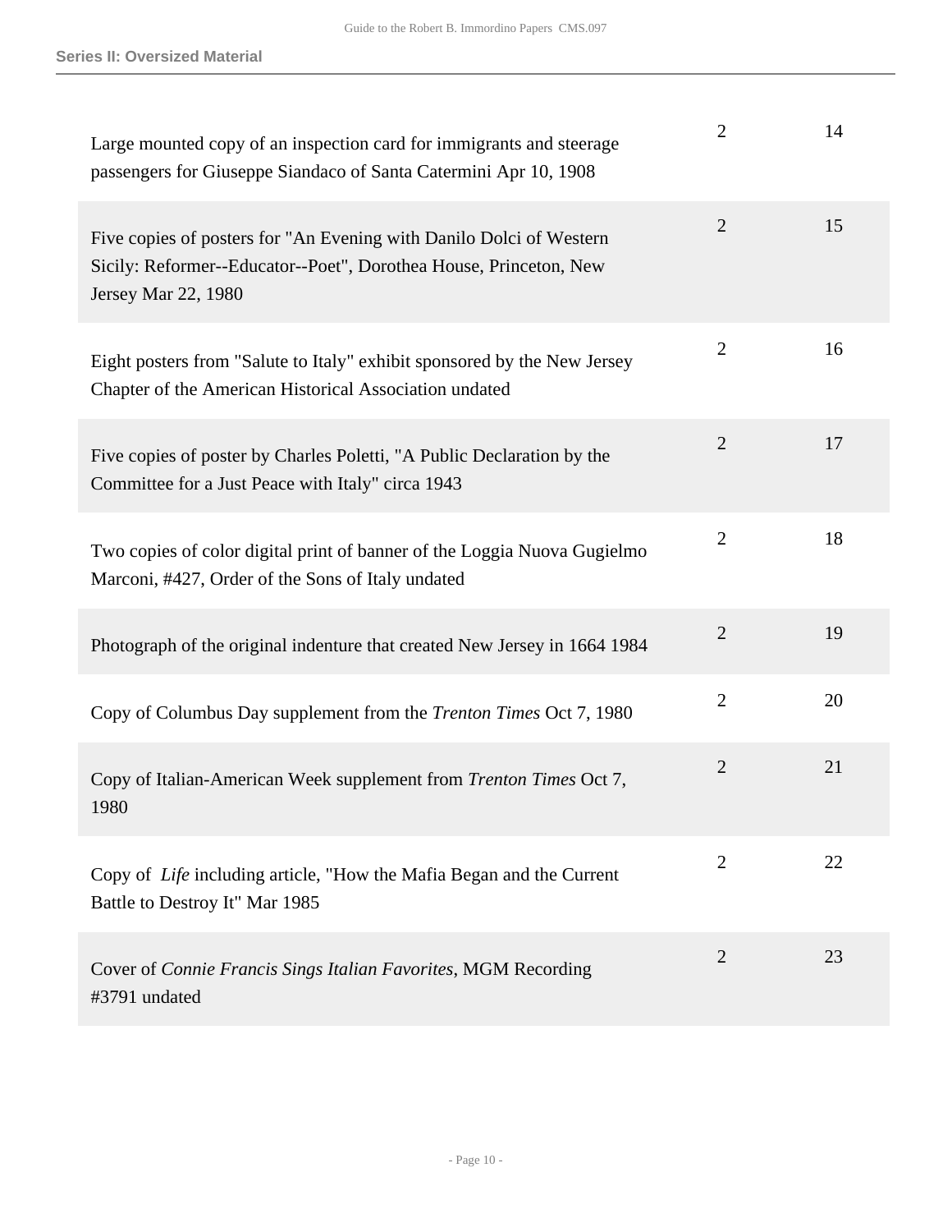| | | |
|---|---|---|
| Large mounted copy of an inspection card for immigrants and steerage passengers for Giuseppe Siandaco of Santa Catermini Apr 10, 1908 | 2 | 14 |
| Five copies of posters for "An Evening with Danilo Dolci of Western Sicily: Reformer--Educator--Poet", Dorothea House, Princeton, New Jersey Mar 22, 1980 | 2 | 15 |
| Eight posters from "Salute to Italy" exhibit sponsored by the New Jersey Chapter of the American Historical Association undated | 2 | 16 |
| Five copies of poster by Charles Poletti, "A Public Declaration by the Committee for a Just Peace with Italy" circa 1943 | 2 | 17 |
| Two copies of color digital print of banner of the Loggia Nuova Gugielmo Marconi, #427, Order of the Sons of Italy undated | 2 | 18 |
| Photograph of the original indenture that created New Jersey in 1664 1984 | 2 | 19 |
| Copy of Columbus Day supplement from the *Trenton Times* Oct 7, 1980 | 2 | 20 |
| Copy of Italian-American Week supplement from *Trenton Times* Oct 7, 1980 | 2 | 21 |
| Copy of *Life* including article, "How the Mafia Began and the Current Battle to Destroy It" Mar 1985 | 2 | 22 |
| Cover of *Connie Francis Sings Italian Favorites*, MGM Recording #3791 undated | 2 | 23 |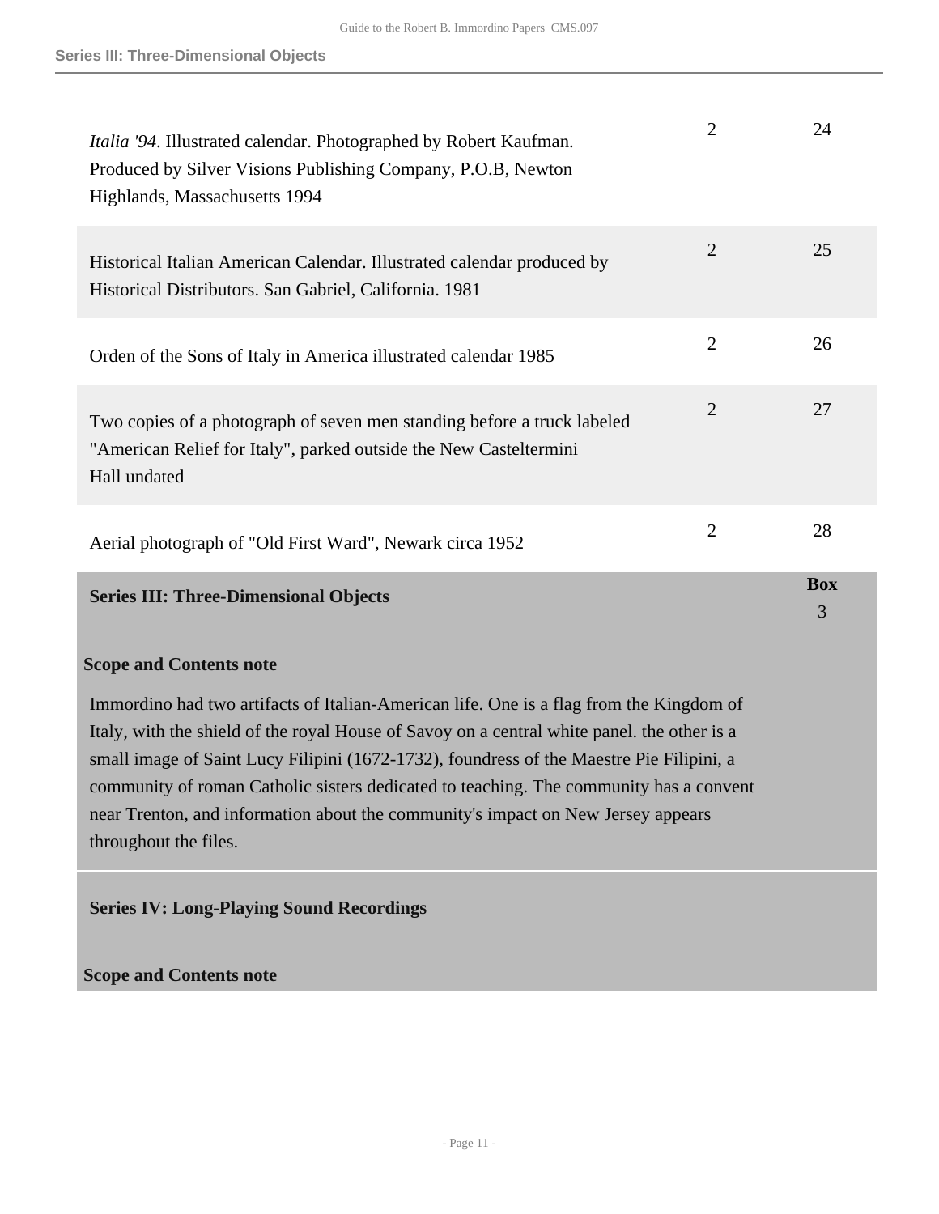| | | |
|---|---|---|
| *Italia '94*. Illustrated calendar. Photographed by Robert Kaufman. Produced by Silver Visions Publishing Company, P.O.B, Newton Highlands, Massachusetts 1994 | 2 | 24 |
| Historical Italian American Calendar. Illustrated calendar produced by Historical Distributors. San Gabriel, California. 1981 | 2 | 25 |
| Orden of the Sons of Italy in America illustrated calendar 1985 | 2 | 26 |
| Two copies of a photograph of seven men standing before a truck labeled "American Relief for Italy", parked outside the New Casteltermini Hall undated | 2 | 27 |
| Aerial photograph of "Old First Ward", Newark circa 1952 | 2 | 28 |

## Series III: Three-Dimensional Objects

**Box** 3

### Scope and Contents note

Immordino had two artifacts of Italian-American life. One is a flag from the Kingdom of Italy, with the shield of the royal House of Savoy on a central white panel. the other is a small image of Saint Lucy Filipini (1672-1732), foundress of the Maestre Pie Filipini, a community of roman Catholic sisters dedicated to teaching. The community has a convent near Trenton, and information about the community's impact on New Jersey appears throughout the files.

## Series IV: Long-Playing Sound Recordings

### Scope and Contents note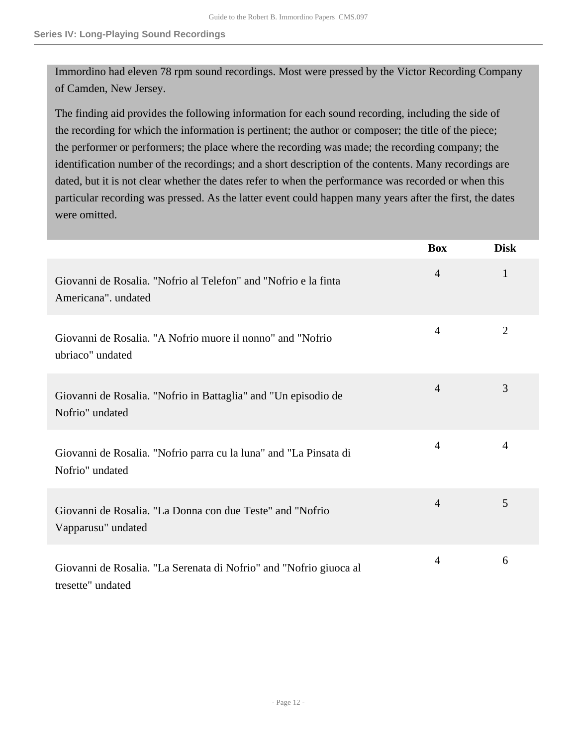## Series IV: Long-Playing Sound Recordings

Immordino had eleven 78 rpm sound recordings. Most were pressed by the Victor Recording Company of Camden, New Jersey.

The finding aid provides the following information for each sound recording, including the side of the recording for which the information is pertinent; the author or composer; the title of the piece; the performer or performers; the place where the recording was made; the recording company; the identification number of the recordings; and a short description of the contents. Many recordings are dated, but it is not clear whether the dates refer to when the performance was recorded or when this particular recording was pressed. As the latter event could happen many years after the first, the dates were omitted.

| | Box | Disk |
|---|---|---|
| Giovanni de Rosalia. "Nofrio al Telefon" and "Nofrio e la finta Americana". undated | 4 | 1 |
| Giovanni de Rosalia. "A Nofrio muore il nonno" and "Nofrio ubriaco" undated | 4 | 2 |
| Giovanni de Rosalia. "Nofrio in Battaglia" and "Un episodio de Nofrio" undated | 4 | 3 |
| Giovanni de Rosalia. "Nofrio parra cu la luna" and "La Pinsata di Nofrio" undated | 4 | 4 |
| Giovanni de Rosalia. "La Donna con due Teste" and "Nofrio Vapparusu" undated | 4 | 5 |
| Giovanni de Rosalia. "La Serenata di Nofrio" and "Nofrio giuoca al tresette" undated | 4 | 6 |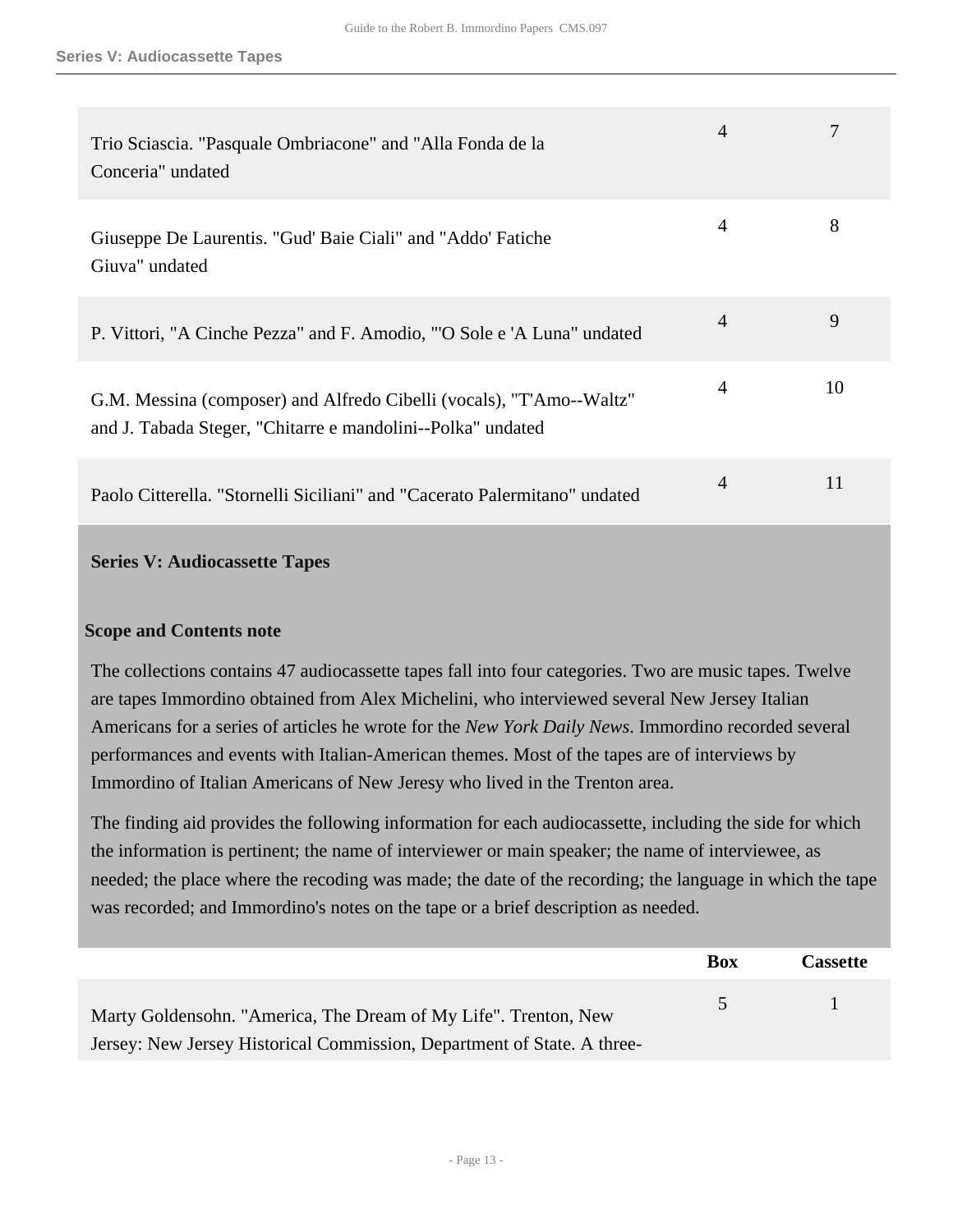| | Box | Cassette |
|---|---|---|
| Trio Sciascia. "Pasquale Ombriacone" and "Alla Fonda de la Conceria" undated | 4 | 7 |
| Giuseppe De Laurentis. "Gud' Baie Ciali" and "Addo' Fatiche Giuva" undated | 4 | 8 |
| P. Vittori, "A Cinche Pezza" and F. Amodio, "'O Sole e 'A Luna" undated | 4 | 9 |
| G.M. Messina (composer) and Alfredo Cibelli (vocals), "T'Amo--Waltz" and J. Tabada Steger, "Chitarre e mandolini--Polka" undated | 4 | 10 |
| Paolo Citterella. "Stornelli Siciliani" and "Cacerato Palermitano" undated | 4 | 11 |

### Series V: Audiocassette Tapes

#### Scope and Contents note

The collections contains 47 audiocassette tapes fall into four categories. Two are music tapes. Twelve are tapes Immordino obtained from Alex Michelini, who interviewed several New Jersey Italian Americans for a series of articles he wrote for the *New York Daily News*. Immordino recorded several performances and events with Italian-American themes. Most of the tapes are of interviews by Immordino of Italian Americans of New Jeresy who lived in the Trenton area.

The finding aid provides the following information for each audiocassette, including the side for which the information is pertinent; the name of interviewer or main speaker; the name of interviewee, as needed; the place where the recoding was made; the date of the recording; the language in which the tape was recorded; and Immordino's notes on the tape or a brief description as needed.

| | Box | Cassette |
|---|---|---|
| Marty Goldensohn. "America, The Dream of My Life". Trenton, New Jersey: New Jersey Historical Commission, Department of State. A three- | 5 | 1 |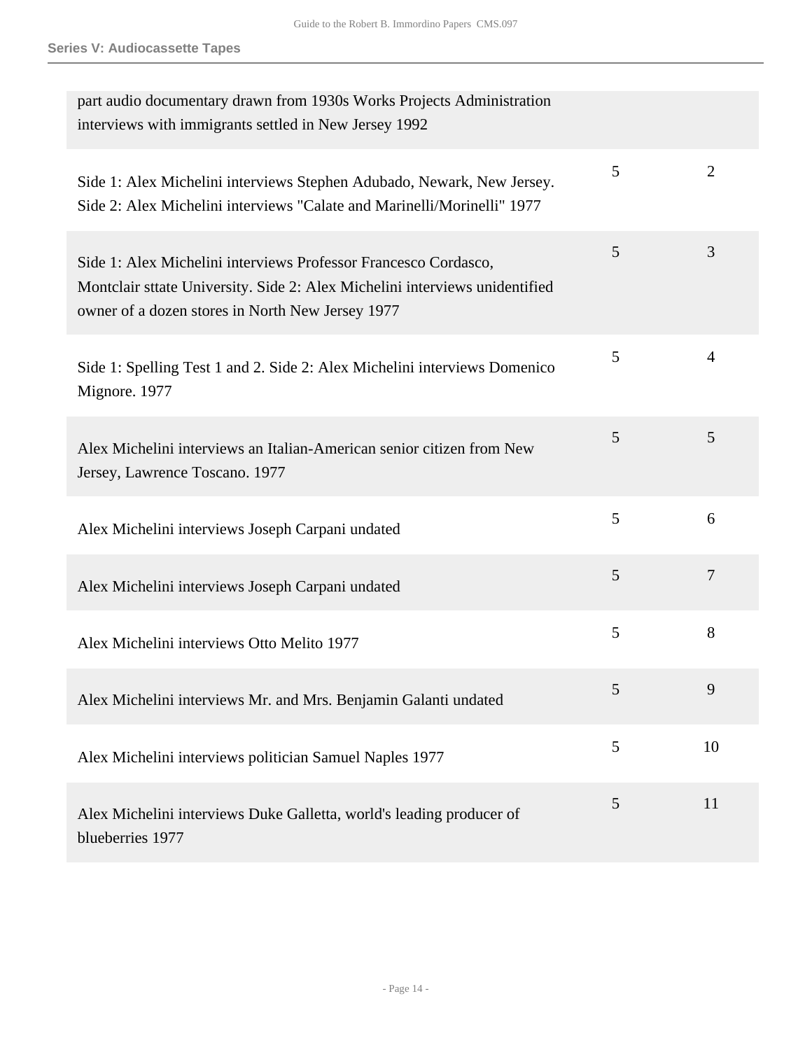| | | |
|---|---|---|
| part audio documentary drawn from 1930s Works Projects Administration interviews with immigrants settled in New Jersey 1992 | | |
| Side 1: Alex Michelini interviews Stephen Adubado, Newark, New Jersey. Side 2: Alex Michelini interviews "Calate and Marinelli/Morinelli" 1977 | 5 | 2 |
| Side 1: Alex Michelini interviews Professor Francesco Cordasco, Montclair sttate University. Side 2: Alex Michelini interviews unidentified owner of a dozen stores in North New Jersey 1977 | 5 | 3 |
| Side 1: Spelling Test 1 and 2. Side 2: Alex Michelini interviews Domenico Mignore. 1977 | 5 | 4 |
| Alex Michelini interviews an Italian-American senior citizen from New Jersey, Lawrence Toscano. 1977 | 5 | 5 |
| Alex Michelini interviews Joseph Carpani undated | 5 | 6 |
| Alex Michelini interviews Joseph Carpani undated | 5 | 7 |
| Alex Michelini interviews Otto Melito 1977 | 5 | 8 |
| Alex Michelini interviews Mr. and Mrs. Benjamin Galanti undated | 5 | 9 |
| Alex Michelini interviews politician Samuel Naples 1977 | 5 | 10 |
| Alex Michelini interviews Duke Galletta, world's leading producer of blueberries 1977 | 5 | 11 |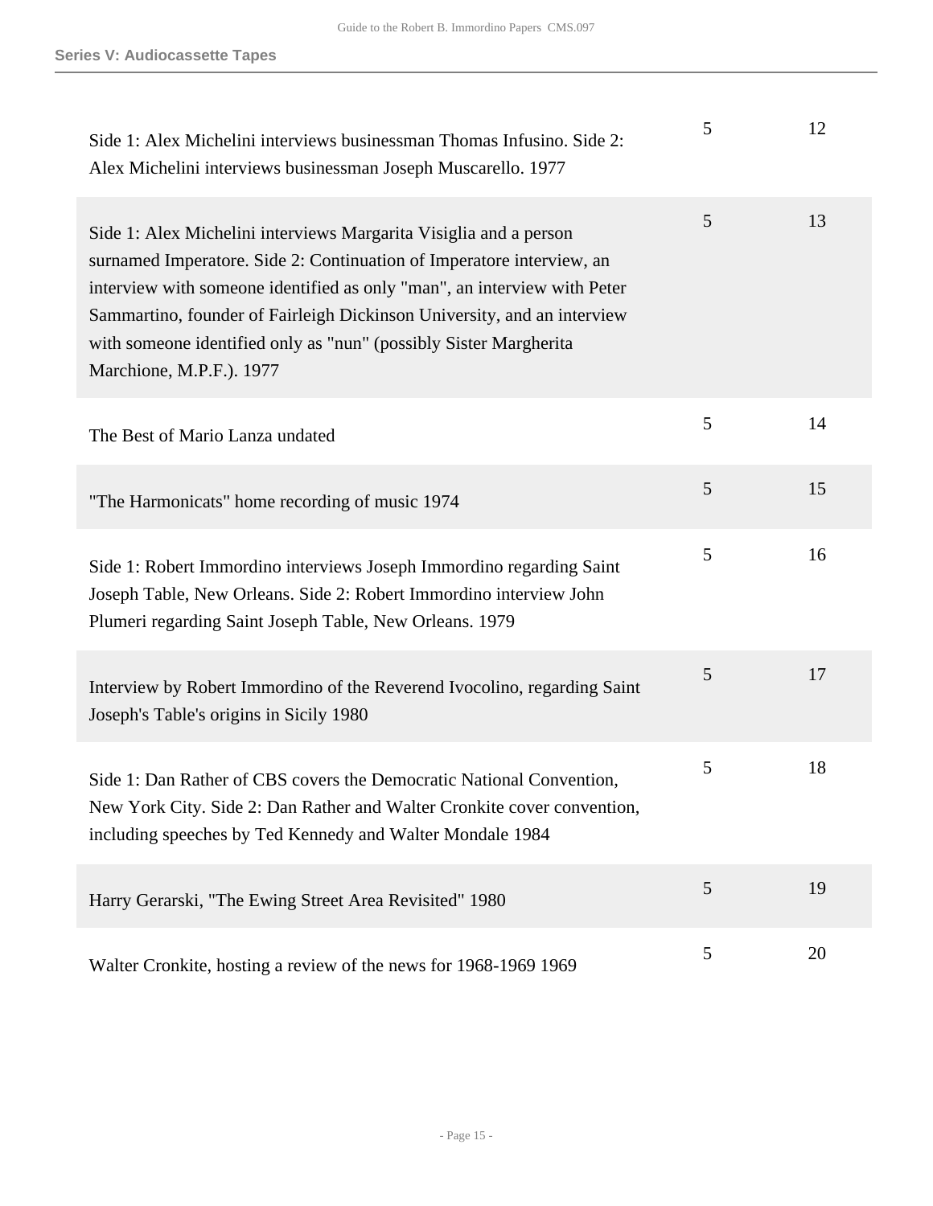| | | |
|---|---|---|
| Side 1: Alex Michelini interviews businessman Thomas Infusino. Side 2: Alex Michelini interviews businessman Joseph Muscarello. 1977 | 5 | 12 |
| Side 1: Alex Michelini interviews Margarita Visiglia and a person surnamed Imperatore. Side 2: Continuation of Imperatore interview, an interview with someone identified as only "man", an interview with Peter Sammartino, founder of Fairleigh Dickinson University, and an interview with someone identified only as "nun" (possibly Sister Margherita Marchione, M.P.F.). 1977 | 5 | 13 |
| The Best of Mario Lanza undated | 5 | 14 |
| "The Harmonicats" home recording of music 1974 | 5 | 15 |
| Side 1: Robert Immordino interviews Joseph Immordino regarding Saint Joseph Table, New Orleans. Side 2: Robert Immordino interview John Plumeri regarding Saint Joseph Table, New Orleans. 1979 | 5 | 16 |
| Interview by Robert Immordino of the Reverend Ivocolino, regarding Saint Joseph's Table's origins in Sicily 1980 | 5 | 17 |
| Side 1: Dan Rather of CBS covers the Democratic National Convention, New York City. Side 2: Dan Rather and Walter Cronkite cover convention, including speeches by Ted Kennedy and Walter Mondale 1984 | 5 | 18 |
| Harry Gerarski, "The Ewing Street Area Revisited" 1980 | 5 | 19 |
| Walter Cronkite, hosting a review of the news for 1968-1969 1969 | 5 | 20 |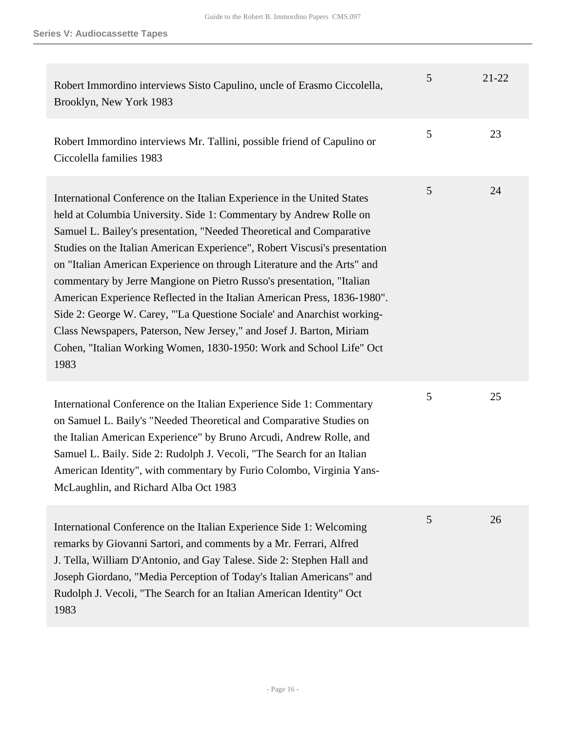| | | |
|---|---|---|
| Robert Immordino interviews Sisto Capulino, uncle of Erasmo Ciccolella, Brooklyn, New York 1983 | 5 | 21-22 |
| Robert Immordino interviews Mr. Tallini, possible friend of Capulino or Ciccolella families 1983 | 5 | 23 |
| International Conference on the Italian Experience in the United States held at Columbia University. Side 1: Commentary by Andrew Rolle on Samuel L. Bailey's presentation, "Needed Theoretical and Comparative Studies on the Italian American Experience", Robert Viscusi's presentation on "Italian American Experience on through Literature and the Arts" and commentary by Jerre Mangione on Pietro Russo's presentation, "Italian American Experience Reflected in the Italian American Press, 1836-1980". Side 2: George W. Carey, "'La Questione Sociale' and Anarchist working-Class Newspapers, Paterson, New Jersey," and Josef J. Barton, Miriam Cohen, "Italian Working Women, 1830-1950: Work and School Life" Oct 1983 | 5 | 24 |
| International Conference on the Italian Experience Side 1: Commentary on Samuel L. Baily's "Needed Theoretical and Comparative Studies on the Italian American Experience" by Bruno Arcudi, Andrew Rolle, and Samuel L. Baily. Side 2: Rudolph J. Vecoli, "The Search for an Italian American Identity", with commentary by Furio Colombo, Virginia Yans-McLaughlin, and Richard Alba Oct 1983 | 5 | 25 |
| International Conference on the Italian Experience Side 1: Welcoming remarks by Giovanni Sartori, and comments by a Mr. Ferrari, Alfred J. Tella, William D'Antonio, and Gay Talese. Side 2: Stephen Hall and Joseph Giordano, "Media Perception of Today's Italian Americans" and Rudolph J. Vecoli, "The Search for an Italian American Identity" Oct 1983 | 5 | 26 |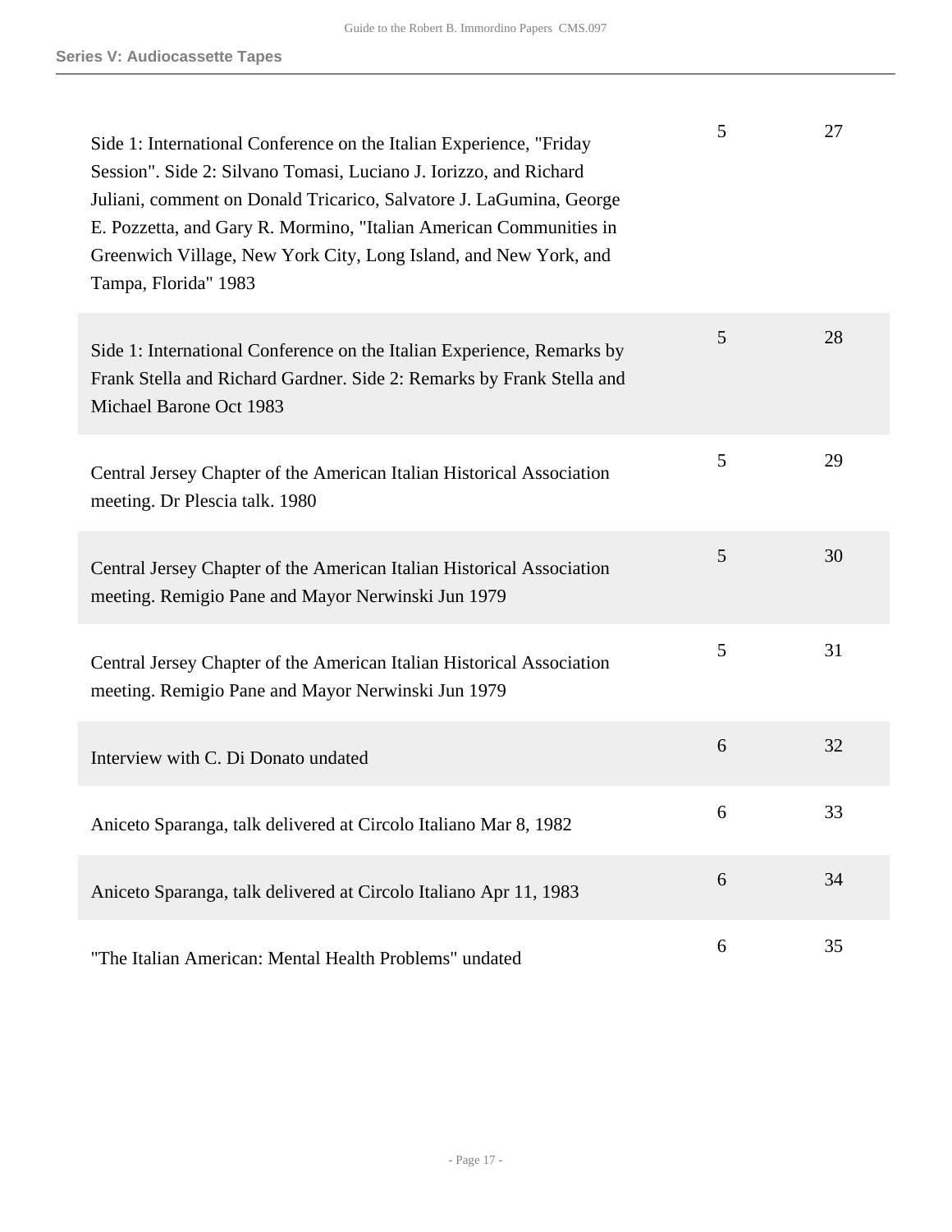| | | |
|---|---|---|
| Side 1: International Conference on the Italian Experience, "Friday Session". Side 2: Silvano Tomasi, Luciano J. Iorizzo, and Richard Juliani, comment on Donald Tricarico, Salvatore J. LaGumina, George E. Pozzetta, and Gary R. Mormino, "Italian American Communities in Greenwich Village, New York City, Long Island, and New York, and Tampa, Florida" 1983 | 5 | 27 |
| Side 1: International Conference on the Italian Experience, Remarks by Frank Stella and Richard Gardner. Side 2: Remarks by Frank Stella and Michael Barone Oct 1983 | 5 | 28 |
| Central Jersey Chapter of the American Italian Historical Association meeting. Dr Plescia talk. 1980 | 5 | 29 |
| Central Jersey Chapter of the American Italian Historical Association meeting. Remigio Pane and Mayor Nerwinski Jun 1979 | 5 | 30 |
| Central Jersey Chapter of the American Italian Historical Association meeting. Remigio Pane and Mayor Nerwinski Jun 1979 | 5 | 31 |
| Interview with C. Di Donato undated | 6 | 32 |
| Aniceto Sparanga, talk delivered at Circolo Italiano Mar 8, 1982 | 6 | 33 |
| Aniceto Sparanga, talk delivered at Circolo Italiano Apr 11, 1983 | 6 | 34 |
| "The Italian American: Mental Health Problems" undated | 6 | 35 |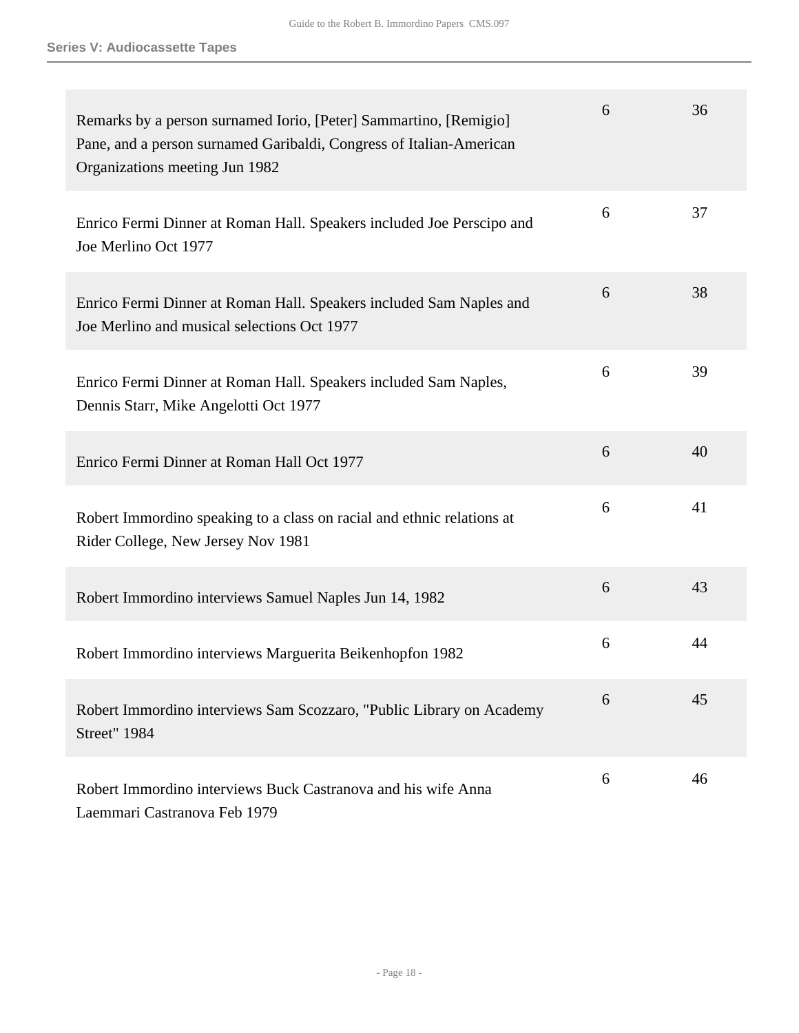| | | |
|---|---|---|
| Remarks by a person surnamed Iorio, [Peter] Sammartino, [Remigio] Pane, and a person surnamed Garibaldi, Congress of Italian-American Organizations meeting Jun 1982 | 6 | 36 |
| Enrico Fermi Dinner at Roman Hall. Speakers included Joe Perscipo and Joe Merlino Oct 1977 | 6 | 37 |
| Enrico Fermi Dinner at Roman Hall. Speakers included Sam Naples and Joe Merlino and musical selections Oct 1977 | 6 | 38 |
| Enrico Fermi Dinner at Roman Hall. Speakers included Sam Naples, Dennis Starr, Mike Angelotti Oct 1977 | 6 | 39 |
| Enrico Fermi Dinner at Roman Hall Oct 1977 | 6 | 40 |
| Robert Immordino speaking to a class on racial and ethnic relations at Rider College, New Jersey Nov 1981 | 6 | 41 |
| Robert Immordino interviews Samuel Naples Jun 14, 1982 | 6 | 43 |
| Robert Immordino interviews Marguerita Beikenhopfon 1982 | 6 | 44 |
| Robert Immordino interviews Sam Scozzaro, "Public Library on Academy Street" 1984 | 6 | 45 |
| Robert Immordino interviews Buck Castranova and his wife Anna Laemmari Castranova Feb 1979 | 6 | 46 |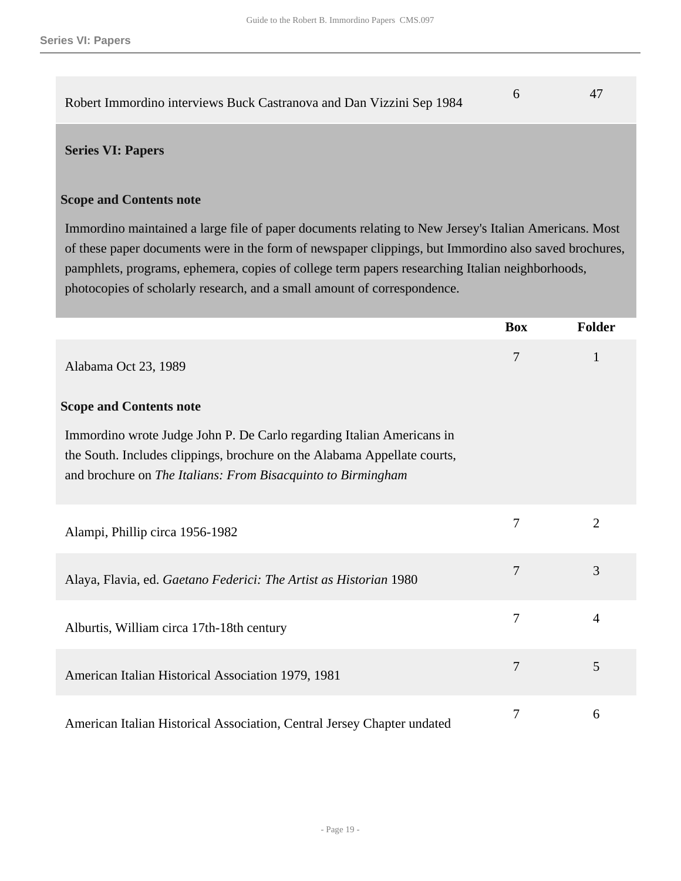| | Box | Folder |
|---|---|---|
| Robert Immordino interviews Buck Castranova and Dan Vizzini Sep 1984 | 6 | 47 |

## Series VI: Papers

**Scope and Contents note**

Immordino maintained a large file of paper documents relating to New Jersey's Italian Americans. Most of these paper documents were in the form of newspaper clippings, but Immordino also saved brochures, pamphlets, programs, ephemera, copies of college term papers researching Italian neighborhoods, photocopies of scholarly research, and a small amount of correspondence.

| | Box | Folder |
|---|---|---|
| Alabama Oct 23, 1989<br><br>**Scope and Contents note**<br><br>Immordino wrote Judge John P. De Carlo regarding Italian Americans in the South. Includes clippings, brochure on the Alabama Appellate courts, and brochure on *The Italians: From Bisacquinto to Birmingham* | 7 | 1 |
| Alampi, Phillip circa 1956-1982 | 7 | 2 |
| Alaya, Flavia, ed. *Gaetano Federici: The Artist as Historian* 1980 | 7 | 3 |
| Alburtis, William circa 17th-18th century | 7 | 4 |
| American Italian Historical Association 1979, 1981 | 7 | 5 |
| American Italian Historical Association, Central Jersey Chapter undated | 7 | 6 |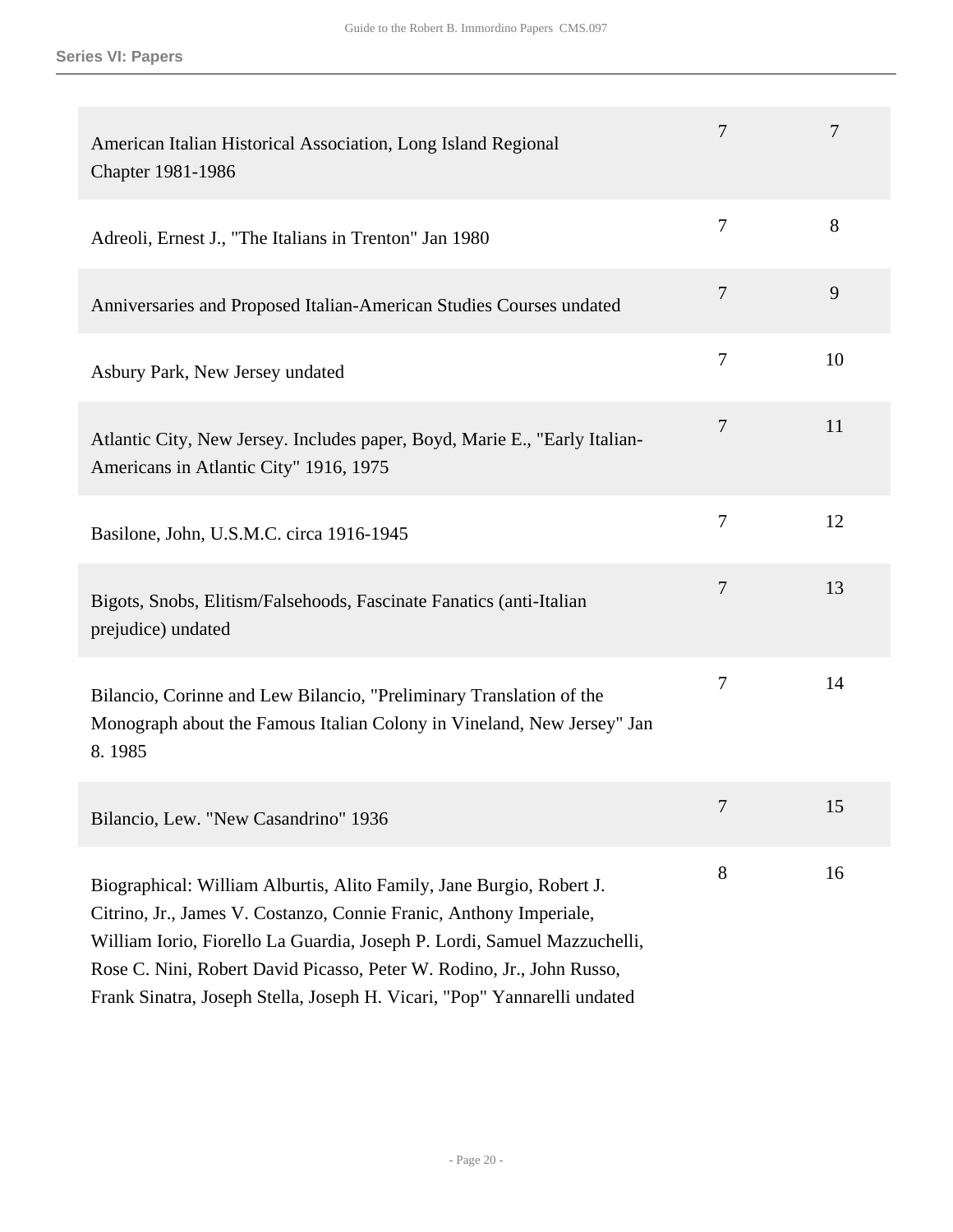## Series VI: Papers

| Description | Box | Folder |
|---|---|---|
| American Italian Historical Association, Long Island Regional Chapter 1981-1986 | 7 | 7 |
| Adreoli, Ernest J., "The Italians in Trenton" Jan 1980 | 7 | 8 |
| Anniversaries and Proposed Italian-American Studies Courses undated | 7 | 9 |
| Asbury Park, New Jersey undated | 7 | 10 |
| Atlantic City, New Jersey. Includes paper, Boyd, Marie E., "Early Italian-Americans in Atlantic City" 1916, 1975 | 7 | 11 |
| Basilone, John, U.S.M.C. circa 1916-1945 | 7 | 12 |
| Bigots, Snobs, Elitism/Falsehoods, Fascinate Fanatics (anti-Italian prejudice) undated | 7 | 13 |
| Bilancio, Corinne and Lew Bilancio, "Preliminary Translation of the Monograph about the Famous Italian Colony in Vineland, New Jersey" Jan 8. 1985 | 7 | 14 |
| Bilancio, Lew. "New Casandrino" 1936 | 7 | 15 |
| Biographical: William Alburtis, Alito Family, Jane Burgio, Robert J. Citrino, Jr., James V. Costanzo, Connie Franic, Anthony Imperiale, William Iorio, Fiorello La Guardia, Joseph P. Lordi, Samuel Mazzuchelli, Rose C. Nini, Robert David Picasso, Peter W. Rodino, Jr., John Russo, Frank Sinatra, Joseph Stella, Joseph H. Vicari, "Pop" Yannarelli undated | 8 | 16 |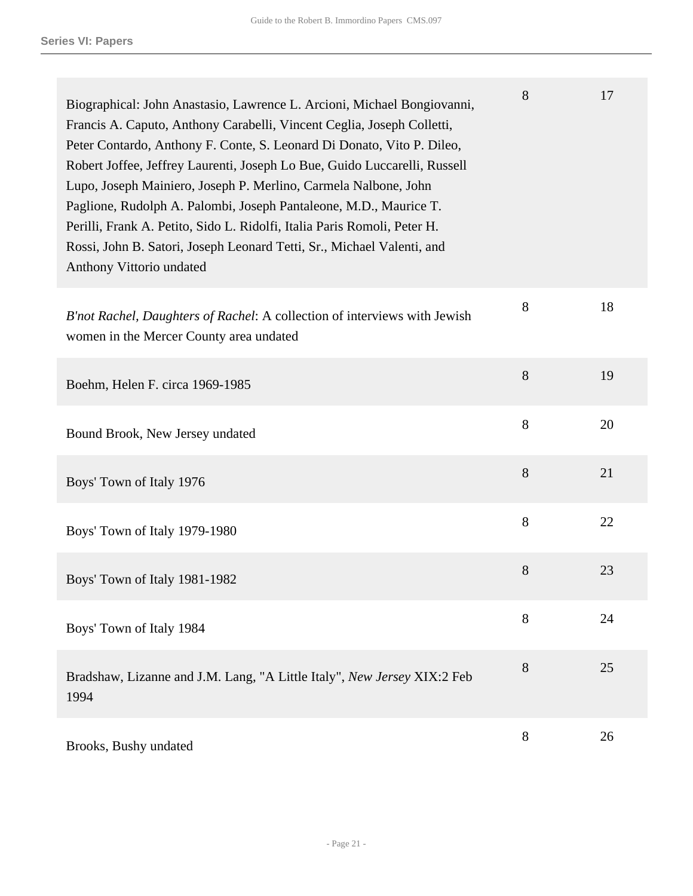| | | |
|---|---|---|
| Biographical: John Anastasio, Lawrence L. Arcioni, Michael Bongiovanni, Francis A. Caputo, Anthony Carabelli, Vincent Ceglia, Joseph Colletti, Peter Contardo, Anthony F. Conte, S. Leonard Di Donato, Vito P. Dileo, Robert Joffee, Jeffrey Laurenti, Joseph Lo Bue, Guido Luccarelli, Russell Lupo, Joseph Mainiero, Joseph P. Merlino, Carmela Nalbone, John Paglione, Rudolph A. Palombi, Joseph Pantaleone, M.D., Maurice T. Perilli, Frank A. Petito, Sido L. Ridolfi, Italia Paris Romoli, Peter H. Rossi, John B. Satori, Joseph Leonard Tetti, Sr., Michael Valenti, and Anthony Vittorio undated | 8 | 17 |
| *B'not Rachel, Daughters of Rachel*: A collection of interviews with Jewish women in the Mercer County area undated | 8 | 18 |
| Boehm, Helen F. circa 1969-1985 | 8 | 19 |
| Bound Brook, New Jersey undated | 8 | 20 |
| Boys' Town of Italy 1976 | 8 | 21 |
| Boys' Town of Italy 1979-1980 | 8 | 22 |
| Boys' Town of Italy 1981-1982 | 8 | 23 |
| Boys' Town of Italy 1984 | 8 | 24 |
| Bradshaw, Lizanne and J.M. Lang, "A Little Italy", *New Jersey* XIX:2 Feb 1994 | 8 | 25 |
| Brooks, Bushy undated | 8 | 26 |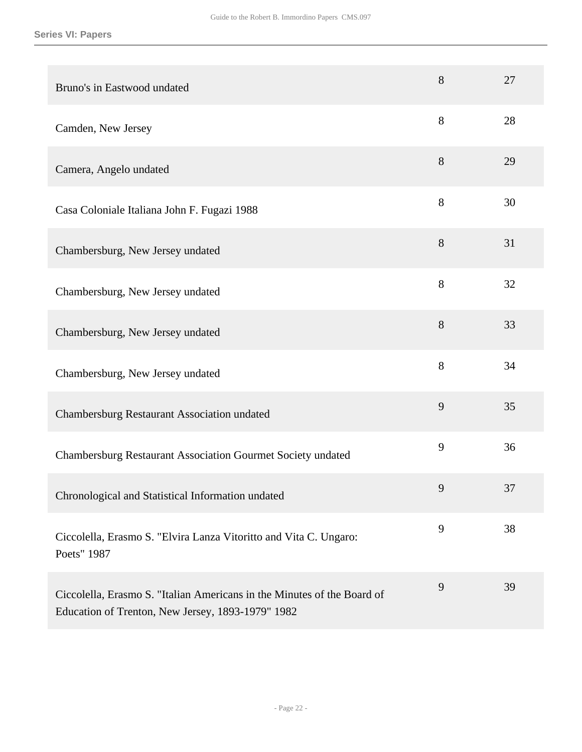| | | |
|---|---|---|
| Bruno's in Eastwood undated | 8 | 27 |
| Camden, New Jersey | 8 | 28 |
| Camera, Angelo undated | 8 | 29 |
| Casa Coloniale Italiana John F. Fugazi 1988 | 8 | 30 |
| Chambersburg, New Jersey undated | 8 | 31 |
| Chambersburg, New Jersey undated | 8 | 32 |
| Chambersburg, New Jersey undated | 8 | 33 |
| Chambersburg, New Jersey undated | 8 | 34 |
| Chambersburg Restaurant Association undated | 9 | 35 |
| Chambersburg Restaurant Association Gourmet Society undated | 9 | 36 |
| Chronological and Statistical Information undated | 9 | 37 |
| Ciccolella, Erasmo S. "Elvira Lanza Vitoritto and Vita C. Ungaro: Poets" 1987 | 9 | 38 |
| Ciccolella, Erasmo S. "Italian Americans in the Minutes of the Board of Education of Trenton, New Jersey, 1893-1979" 1982 | 9 | 39 |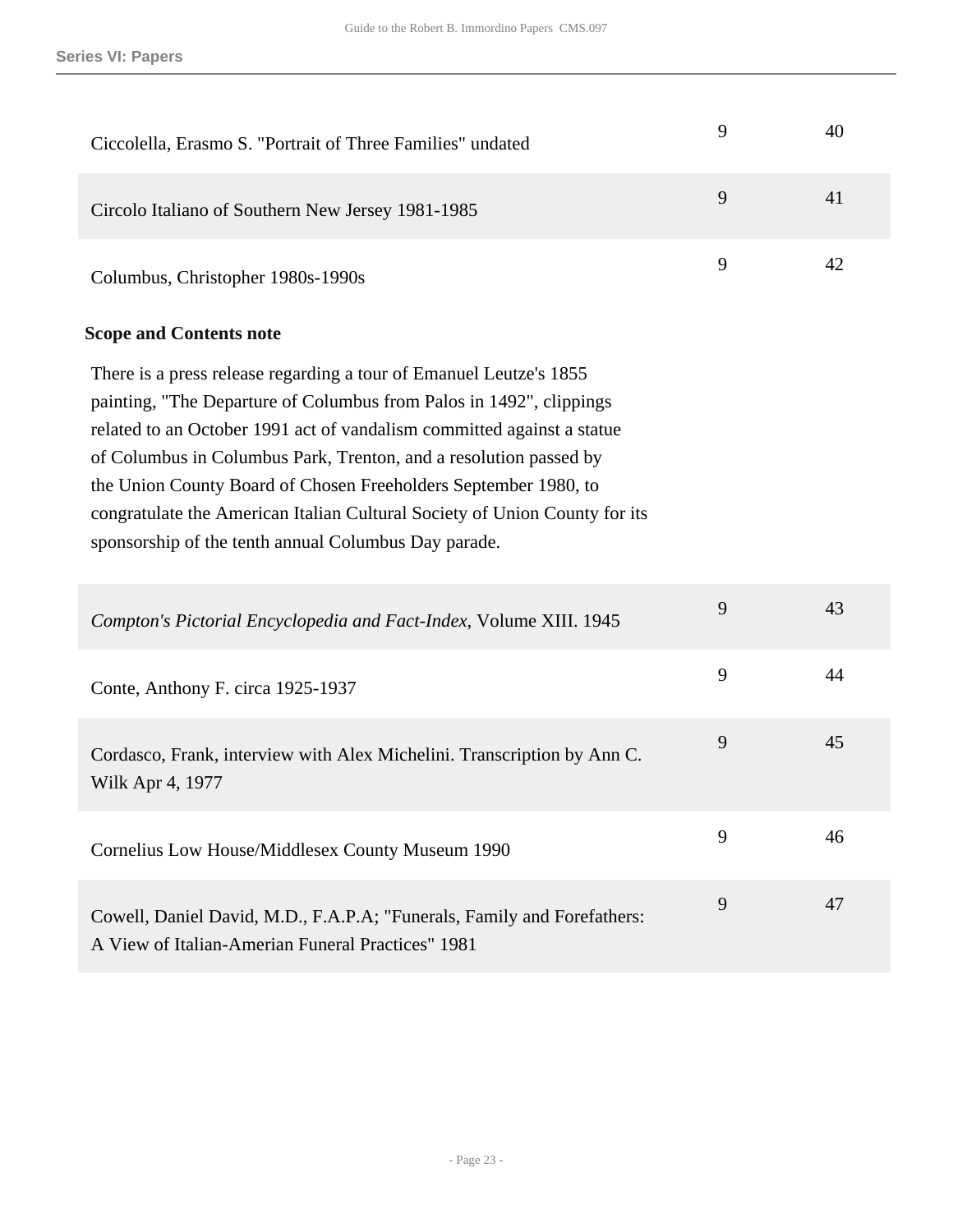## Series VI: Papers

| | | |
|---|---|---|
| Ciccolella, Erasmo S. "Portrait of Three Families" undated | 9 | 40 |
| Circolo Italiano of Southern New Jersey 1981-1985 | 9 | 41 |
| Columbus, Christopher 1980s-1990s | 9 | 42 |

**Scope and Contents note**

There is a press release regarding a tour of Emanuel Leutze's 1855 painting, "The Departure of Columbus from Palos in 1492", clippings related to an October 1991 act of vandalism committed against a statue of Columbus in Columbus Park, Trenton, and a resolution passed by the Union County Board of Chosen Freeholders September 1980, to congratulate the American Italian Cultural Society of Union County for its sponsorship of the tenth annual Columbus Day parade.

| | | |
|---|---|---|
| *Compton's Pictorial Encyclopedia and Fact-Index,* Volume XIII. 1945 | 9 | 43 |
| Conte, Anthony F. circa 1925-1937 | 9 | 44 |
| Cordasco, Frank, interview with Alex Michelini. Transcription by Ann C. Wilk Apr 4, 1977 | 9 | 45 |
| Cornelius Low House/Middlesex County Museum 1990 | 9 | 46 |
| Cowell, Daniel David, M.D., F.A.P.A; "Funerals, Family and Forefathers: A View of Italian-Amerian Funeral Practices" 1981 | 9 | 47 |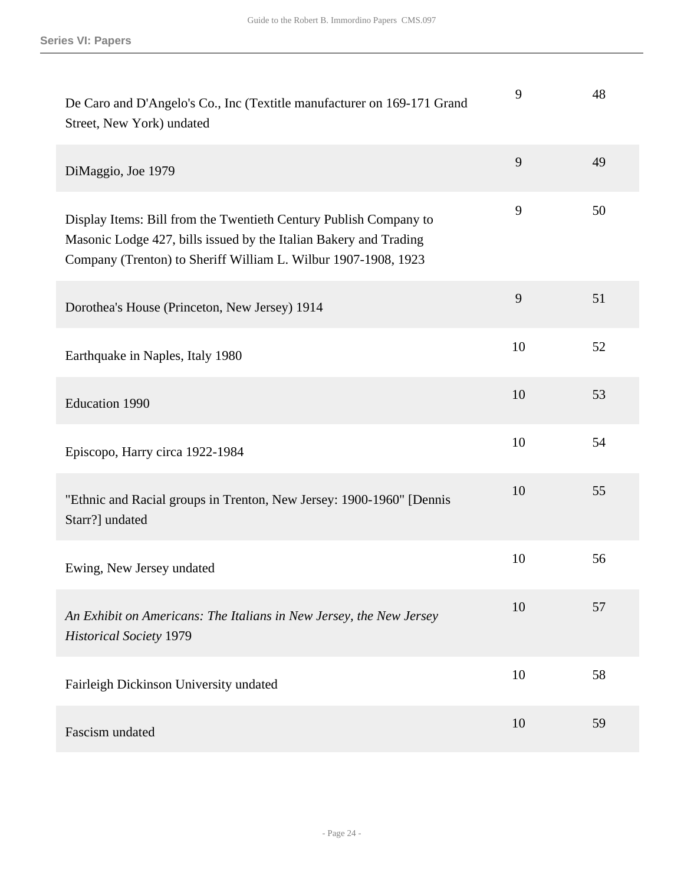| | | |
|---|---|---|
| De Caro and D'Angelo's Co., Inc (Textitle manufacturer on 169-171 Grand Street, New York) undated | 9 | 48 |
| DiMaggio, Joe 1979 | 9 | 49 |
| Display Items: Bill from the Twentieth Century Publish Company to Masonic Lodge 427, bills issued by the Italian Bakery and Trading Company (Trenton) to Sheriff William L. Wilbur 1907-1908, 1923 | 9 | 50 |
| Dorothea's House (Princeton, New Jersey) 1914 | 9 | 51 |
| Earthquake in Naples, Italy 1980 | 10 | 52 |
| Education 1990 | 10 | 53 |
| Episcopo, Harry circa 1922-1984 | 10 | 54 |
| "Ethnic and Racial groups in Trenton, New Jersey: 1900-1960" [Dennis Starr?] undated | 10 | 55 |
| Ewing, New Jersey undated | 10 | 56 |
| *An Exhibit on Americans: The Italians in New Jersey, the New Jersey Historical Society* 1979 | 10 | 57 |
| Fairleigh Dickinson University undated | 10 | 58 |
| Fascism undated | 10 | 59 |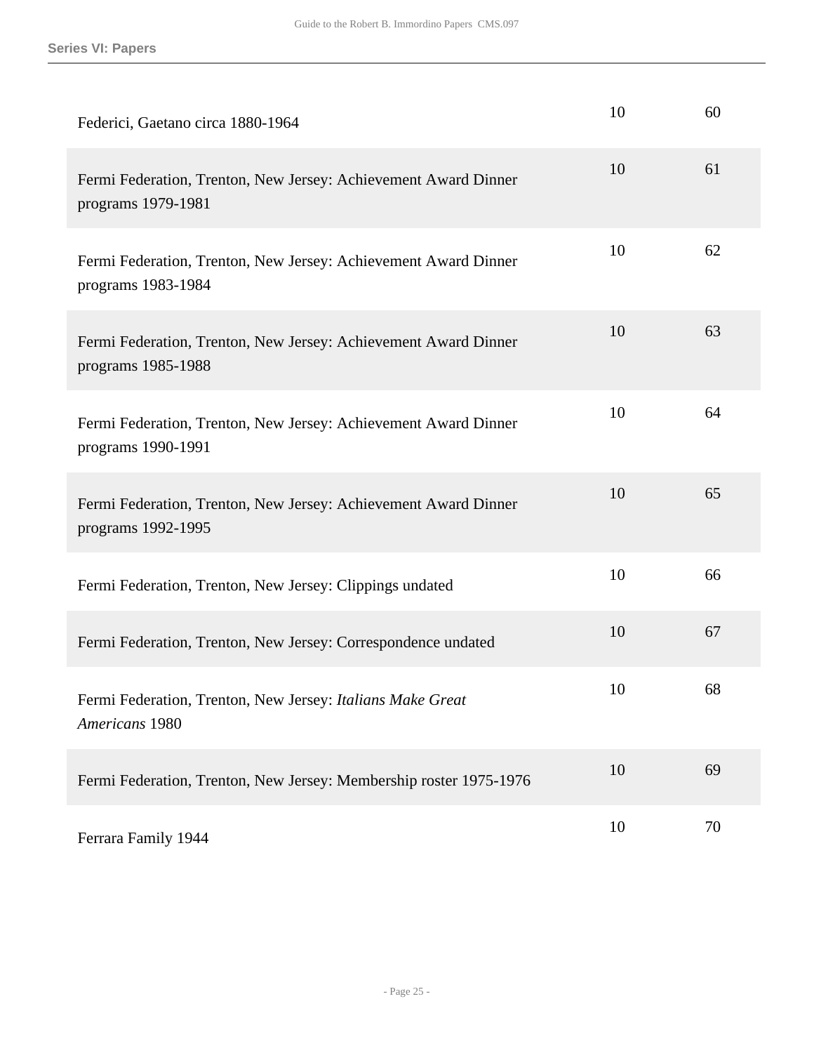| | | |
|---|---|---|
| Federici, Gaetano circa 1880-1964 | 10 | 60 |
| Fermi Federation, Trenton, New Jersey: Achievement Award Dinner programs 1979-1981 | 10 | 61 |
| Fermi Federation, Trenton, New Jersey: Achievement Award Dinner programs 1983-1984 | 10 | 62 |
| Fermi Federation, Trenton, New Jersey: Achievement Award Dinner programs 1985-1988 | 10 | 63 |
| Fermi Federation, Trenton, New Jersey: Achievement Award Dinner programs 1990-1991 | 10 | 64 |
| Fermi Federation, Trenton, New Jersey: Achievement Award Dinner programs 1992-1995 | 10 | 65 |
| Fermi Federation, Trenton, New Jersey: Clippings undated | 10 | 66 |
| Fermi Federation, Trenton, New Jersey: Correspondence undated | 10 | 67 |
| Fermi Federation, Trenton, New Jersey: *Italians Make Great Americans* 1980 | 10 | 68 |
| Fermi Federation, Trenton, New Jersey: Membership roster 1975-1976 | 10 | 69 |
| Ferrara Family 1944 | 10 | 70 |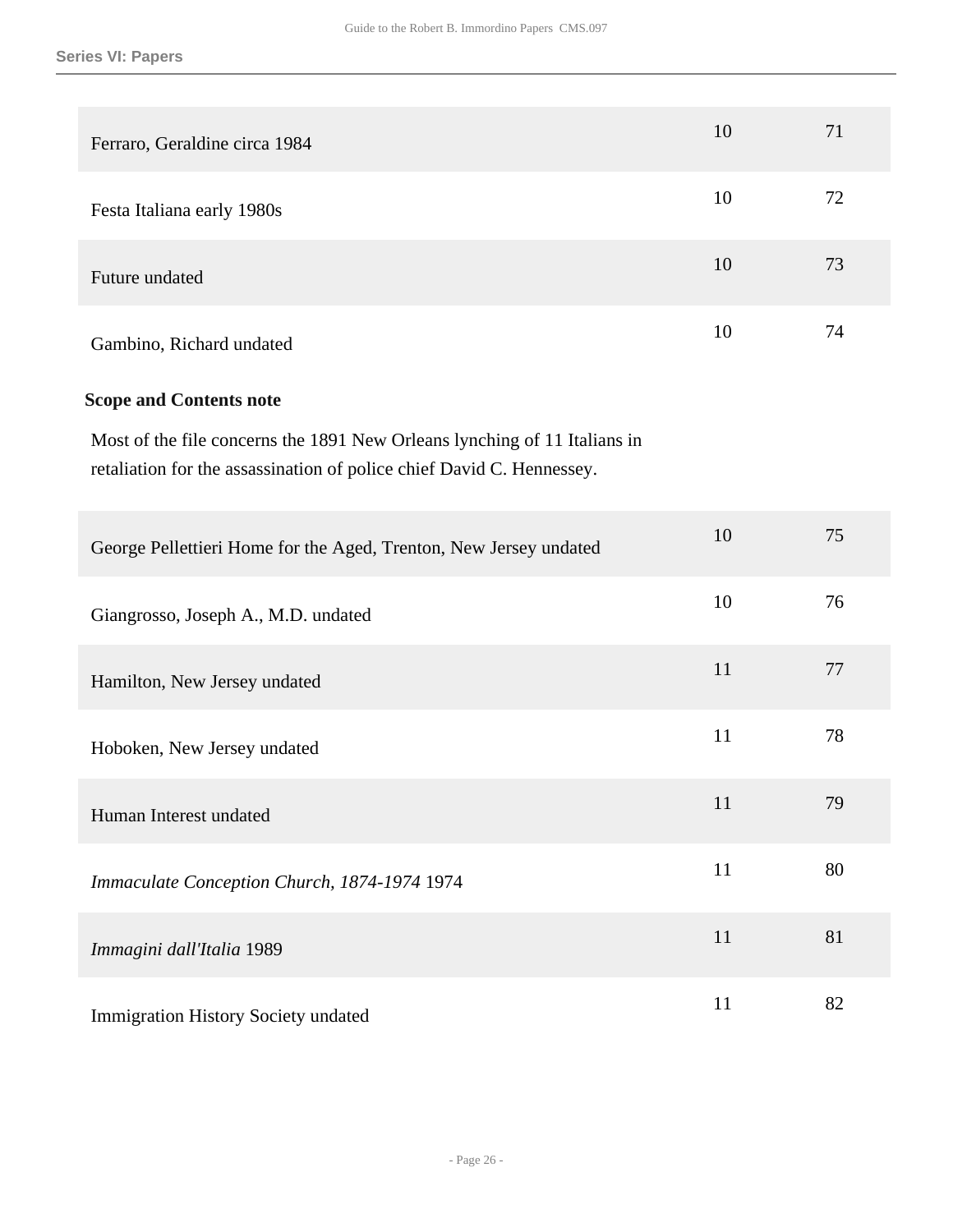**Series VI: Papers**

| | | |
|---|---|---|
| Ferraro, Geraldine circa 1984 | 10 | 71 |
| Festa Italiana early 1980s | 10 | 72 |
| Future undated | 10 | 73 |
| Gambino, Richard undated | 10 | 74 |

**Scope and Contents note**

Most of the file concerns the 1891 New Orleans lynching of 11 Italians in retaliation for the assassination of police chief David C. Hennessey.

| | | |
|---|---|---|
| George Pellettieri Home for the Aged, Trenton, New Jersey undated | 10 | 75 |
| Giangrosso, Joseph A., M.D. undated | 10 | 76 |
| Hamilton, New Jersey undated | 11 | 77 |
| Hoboken, New Jersey undated | 11 | 78 |
| Human Interest undated | 11 | 79 |
| *Immaculate Conception Church, 1874-1974* 1974 | 11 | 80 |
| *Immagini dall'Italia* 1989 | 11 | 81 |
| Immigration History Society undated | 11 | 82 |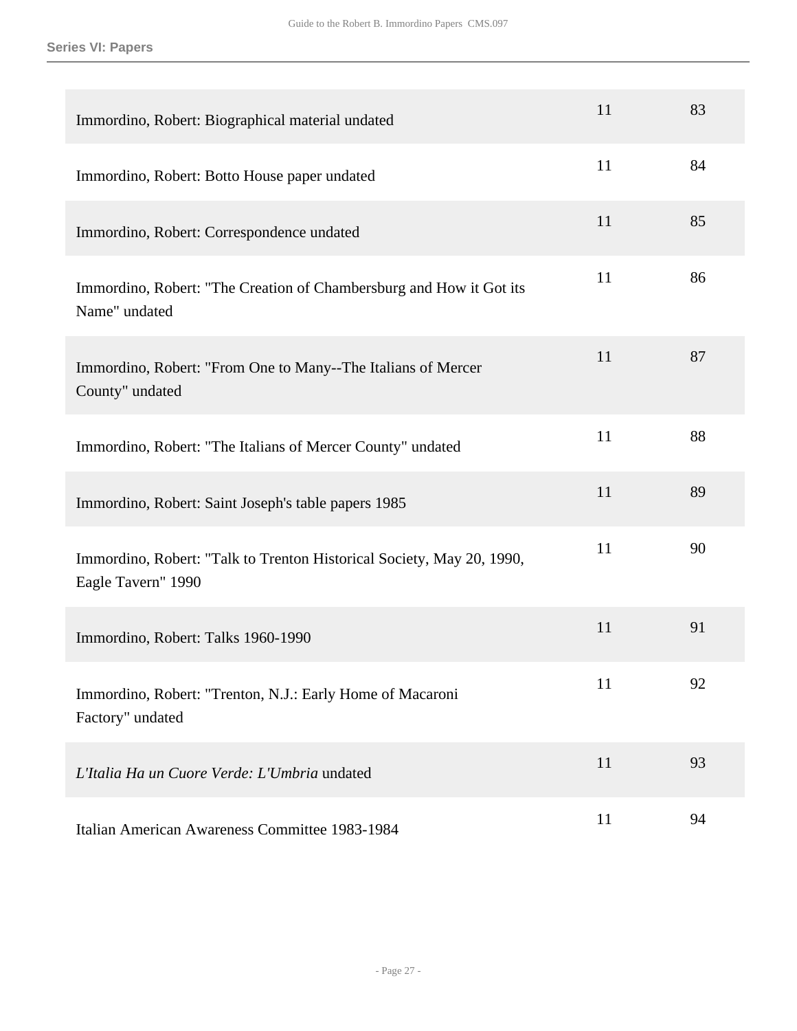| | | |
|---|---|---|
| Immordino, Robert: Biographical material undated | 11 | 83 |
| Immordino, Robert: Botto House paper undated | 11 | 84 |
| Immordino, Robert: Correspondence undated | 11 | 85 |
| Immordino, Robert: "The Creation of Chambersburg and How it Got its Name" undated | 11 | 86 |
| Immordino, Robert: "From One to Many--The Italians of Mercer County" undated | 11 | 87 |
| Immordino, Robert: "The Italians of Mercer County" undated | 11 | 88 |
| Immordino, Robert: Saint Joseph's table papers 1985 | 11 | 89 |
| Immordino, Robert: "Talk to Trenton Historical Society, May 20, 1990, Eagle Tavern" 1990 | 11 | 90 |
| Immordino, Robert: Talks 1960-1990 | 11 | 91 |
| Immordino, Robert: "Trenton, N.J.: Early Home of Macaroni Factory" undated | 11 | 92 |
| *L'Italia Ha un Cuore Verde: L'Umbria* undated | 11 | 93 |
| Italian American Awareness Committee 1983-1984 | 11 | 94 |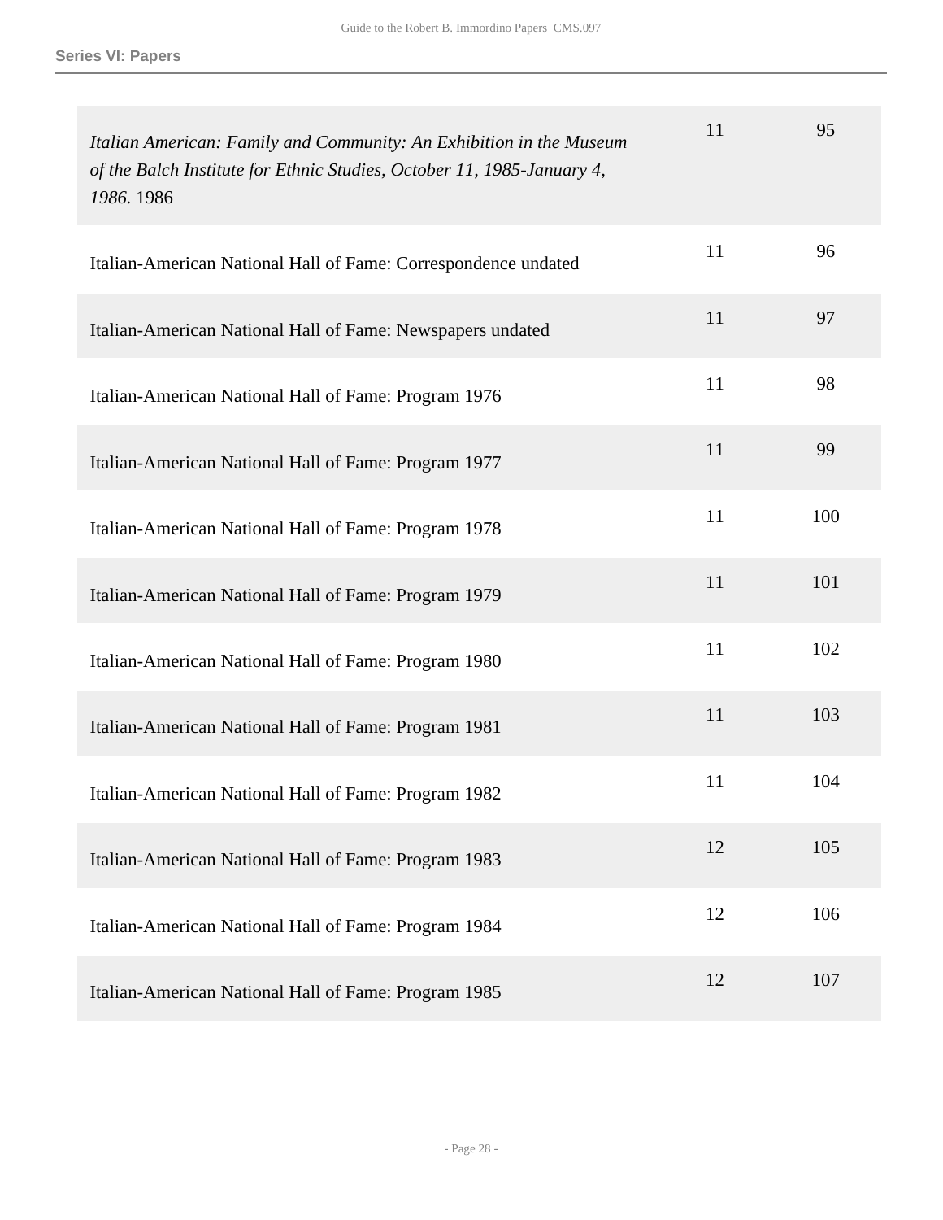| | | |
|---|---|---|
| *Italian American: Family and Community: An Exhibition in the Museum of the Balch Institute for Ethnic Studies, October 11, 1985-January 4, 1986.* 1986 | 11 | 95 |
| Italian-American National Hall of Fame: Correspondence undated | 11 | 96 |
| Italian-American National Hall of Fame: Newspapers undated | 11 | 97 |
| Italian-American National Hall of Fame: Program 1976 | 11 | 98 |
| Italian-American National Hall of Fame: Program 1977 | 11 | 99 |
| Italian-American National Hall of Fame: Program 1978 | 11 | 100 |
| Italian-American National Hall of Fame: Program 1979 | 11 | 101 |
| Italian-American National Hall of Fame: Program 1980 | 11 | 102 |
| Italian-American National Hall of Fame: Program 1981 | 11 | 103 |
| Italian-American National Hall of Fame: Program 1982 | 11 | 104 |
| Italian-American National Hall of Fame: Program 1983 | 12 | 105 |
| Italian-American National Hall of Fame: Program 1984 | 12 | 106 |
| Italian-American National Hall of Fame: Program 1985 | 12 | 107 |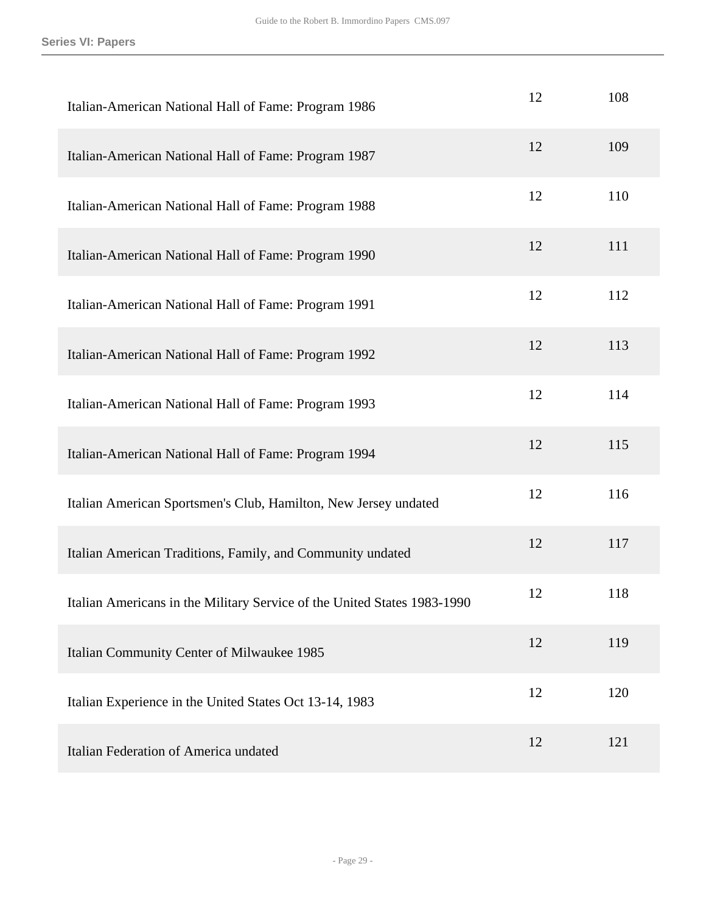| | | |
|---|---|---|
| Italian-American National Hall of Fame: Program 1986 | 12 | 108 |
| Italian-American National Hall of Fame: Program 1987 | 12 | 109 |
| Italian-American National Hall of Fame: Program 1988 | 12 | 110 |
| Italian-American National Hall of Fame: Program 1990 | 12 | 111 |
| Italian-American National Hall of Fame: Program 1991 | 12 | 112 |
| Italian-American National Hall of Fame: Program 1992 | 12 | 113 |
| Italian-American National Hall of Fame: Program 1993 | 12 | 114 |
| Italian-American National Hall of Fame: Program 1994 | 12 | 115 |
| Italian American Sportsmen's Club, Hamilton, New Jersey undated | 12 | 116 |
| Italian American Traditions, Family, and Community undated | 12 | 117 |
| Italian Americans in the Military Service of the United States 1983-1990 | 12 | 118 |
| Italian Community Center of Milwaukee 1985 | 12 | 119 |
| Italian Experience in the United States Oct 13-14, 1983 | 12 | 120 |
| Italian Federation of America undated | 12 | 121 |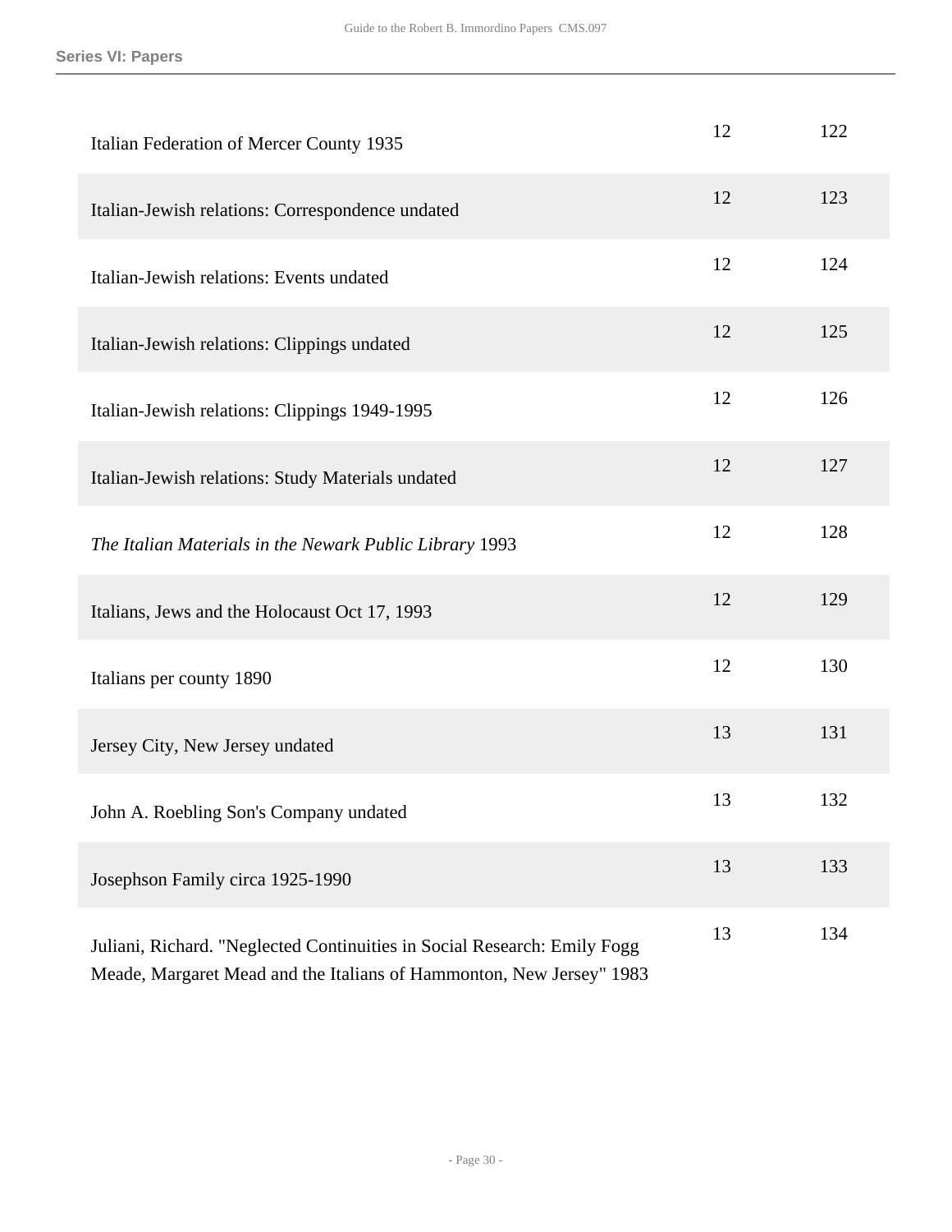| | | |
|---|---|---|
| Italian Federation of Mercer County 1935 | 12 | 122 |
| Italian-Jewish relations: Correspondence undated | 12 | 123 |
| Italian-Jewish relations: Events undated | 12 | 124 |
| Italian-Jewish relations: Clippings undated | 12 | 125 |
| Italian-Jewish relations: Clippings 1949-1995 | 12 | 126 |
| Italian-Jewish relations: Study Materials undated | 12 | 127 |
| *The Italian Materials in the Newark Public Library* 1993 | 12 | 128 |
| Italians, Jews and the Holocaust Oct 17, 1993 | 12 | 129 |
| Italians per county 1890 | 12 | 130 |
| Jersey City, New Jersey undated | 13 | 131 |
| John A. Roebling Son's Company undated | 13 | 132 |
| Josephson Family circa 1925-1990 | 13 | 133 |
| Juliani, Richard. "Neglected Continuities in Social Research: Emily Fogg Meade, Margaret Mead and the Italians of Hammonton, New Jersey" 1983 | 13 | 134 |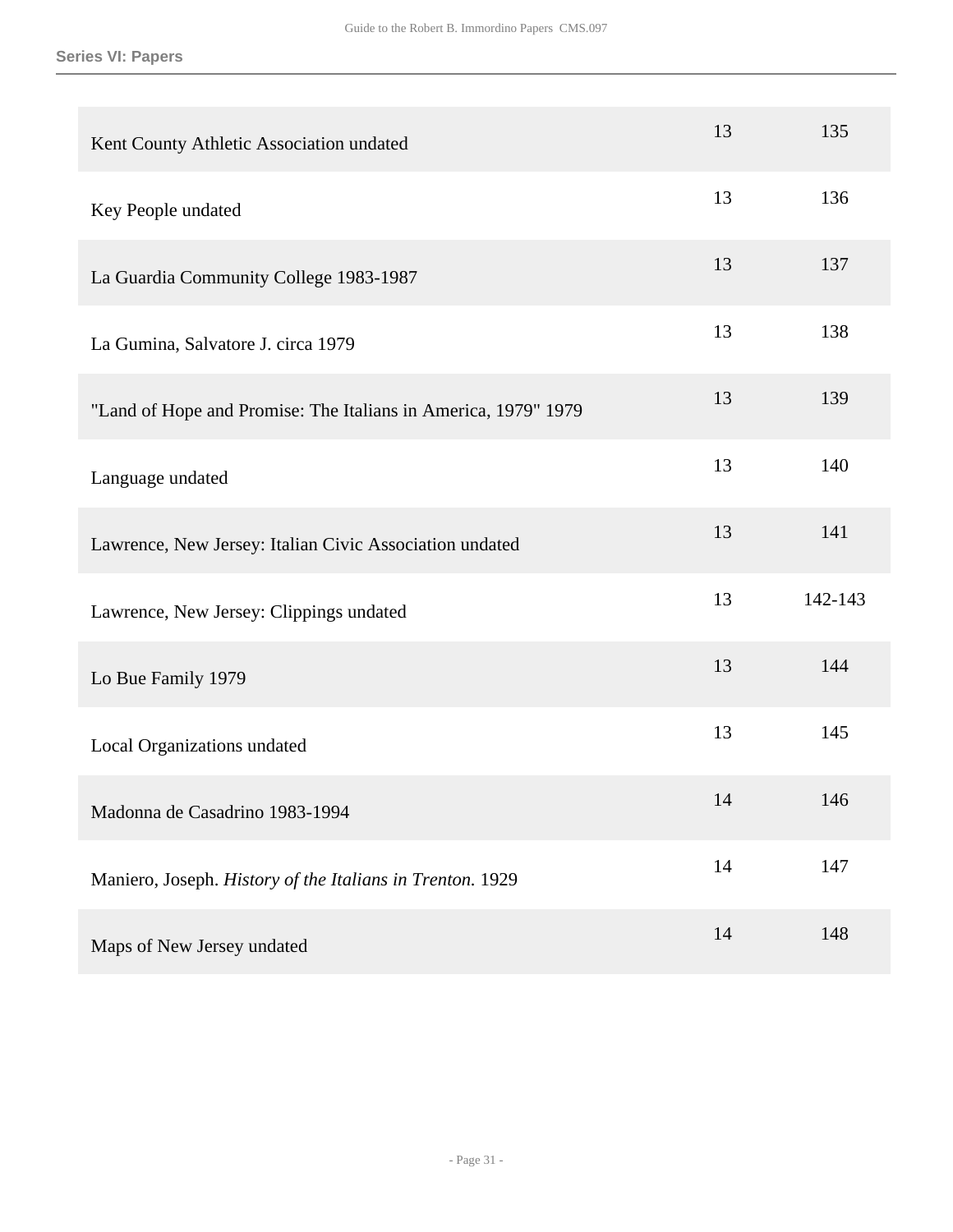| | | |
|---|---|---|
| Kent County Athletic Association undated | 13 | 135 |
| Key People undated | 13 | 136 |
| La Guardia Community College 1983-1987 | 13 | 137 |
| La Gumina, Salvatore J. circa 1979 | 13 | 138 |
| "Land of Hope and Promise: The Italians in America, 1979" 1979 | 13 | 139 |
| Language undated | 13 | 140 |
| Lawrence, New Jersey: Italian Civic Association undated | 13 | 141 |
| Lawrence, New Jersey: Clippings undated | 13 | 142-143 |
| Lo Bue Family 1979 | 13 | 144 |
| Local Organizations undated | 13 | 145 |
| Madonna de Casadrino 1983-1994 | 14 | 146 |
| Maniero, Joseph. *History of the Italians in Trenton.* 1929 | 14 | 147 |
| Maps of New Jersey undated | 14 | 148 |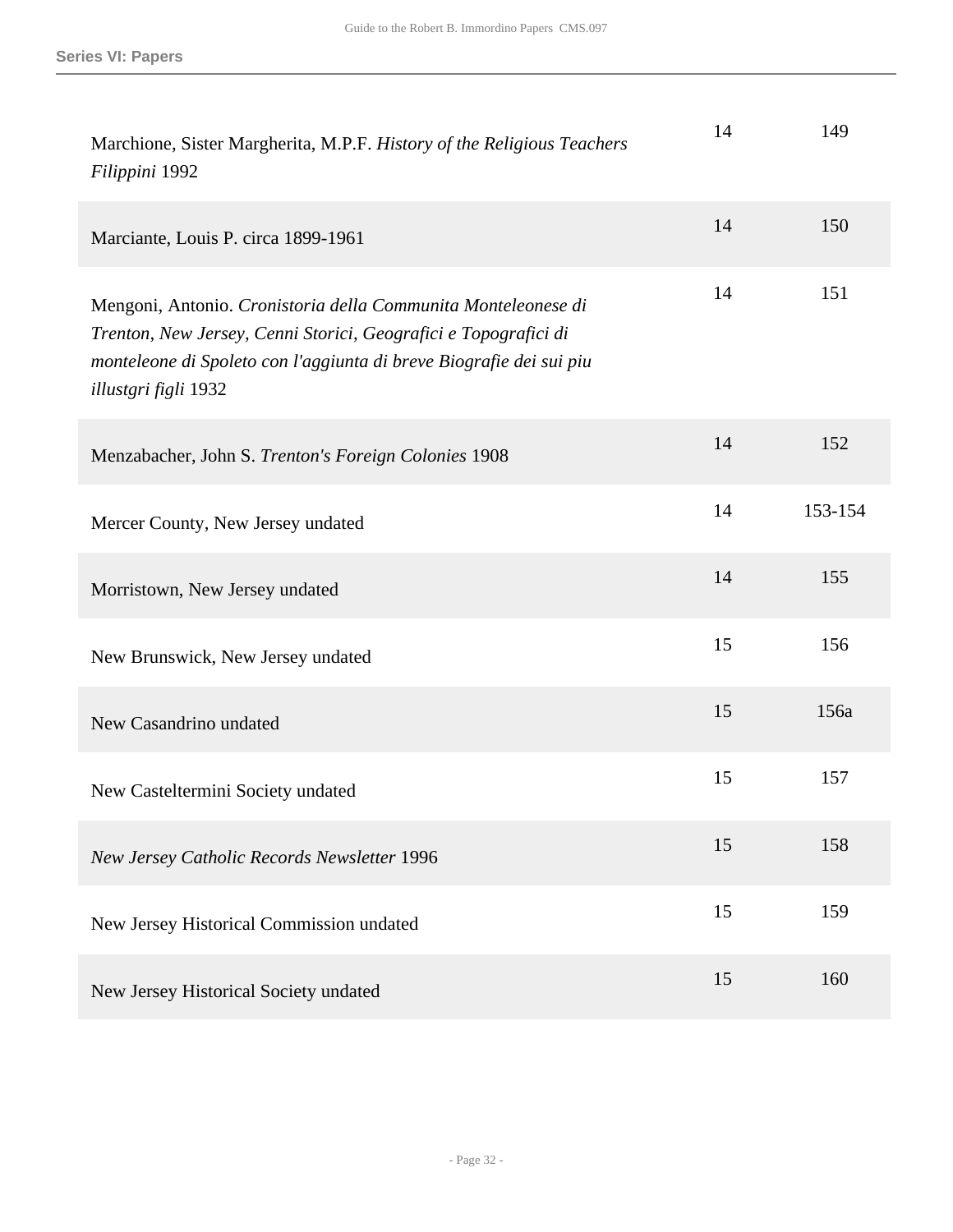| | | |
|---|---|---|
| Marchione, Sister Margherita, M.P.F. *History of the Religious Teachers Filippini* 1992 | 14 | 149 |
| Marciante, Louis P. circa 1899-1961 | 14 | 150 |
| Mengoni, Antonio. *Cronistoria della Communita Monteleonese di Trenton, New Jersey, Cenni Storici, Geografici e Topografici di monteleone di Spoleto con l'aggiunta di breve Biografie dei sui piu illustgri figli* 1932 | 14 | 151 |
| Menzabacher, John S. *Trenton's Foreign Colonies* 1908 | 14 | 152 |
| Mercer County, New Jersey undated | 14 | 153-154 |
| Morristown, New Jersey undated | 14 | 155 |
| New Brunswick, New Jersey undated | 15 | 156 |
| New Casandrino undated | 15 | 156a |
| New Casteltermini Society undated | 15 | 157 |
| *New Jersey Catholic Records Newsletter* 1996 | 15 | 158 |
| New Jersey Historical Commission undated | 15 | 159 |
| New Jersey Historical Society undated | 15 | 160 |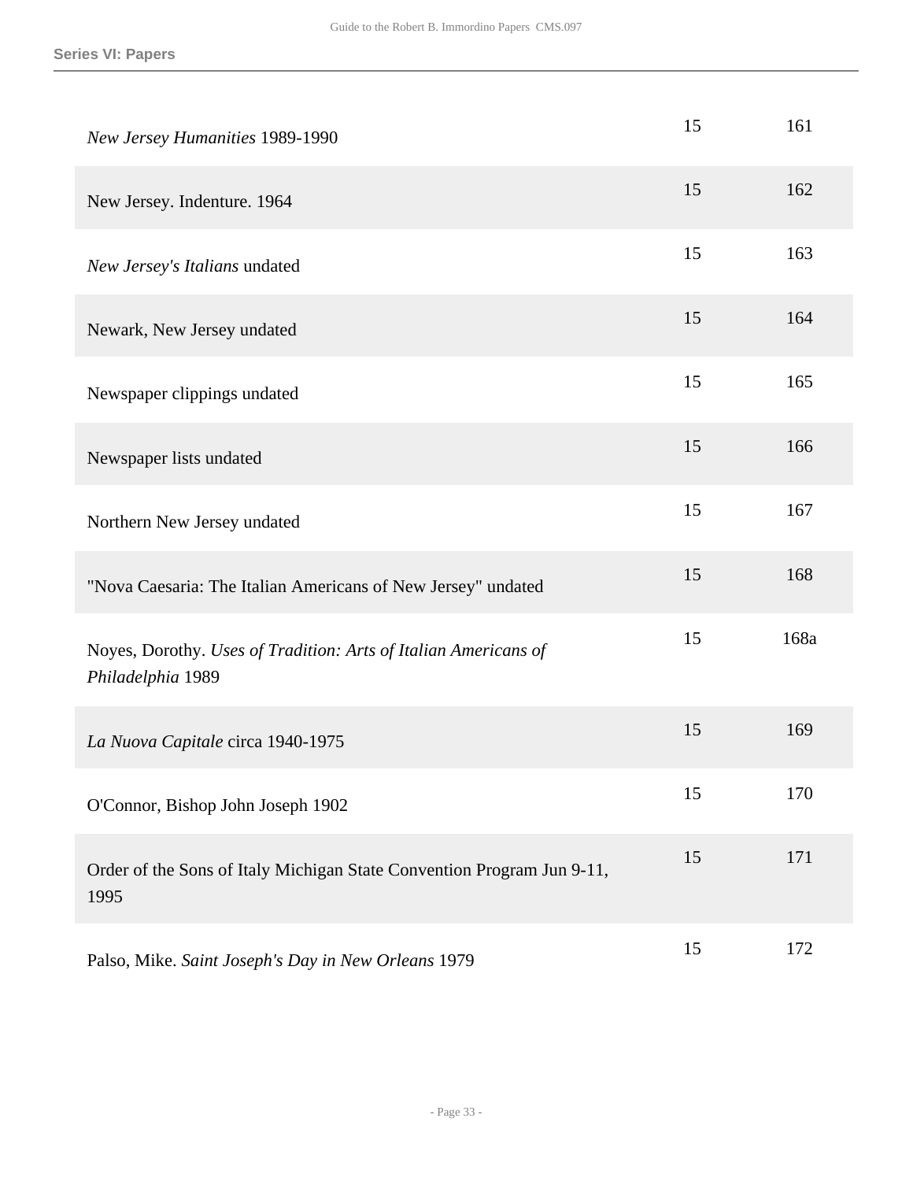| Title | Box | Folder |
|---|---|---|
| *New Jersey Humanities* 1989-1990 | 15 | 161 |
| New Jersey. Indenture. 1964 | 15 | 162 |
| *New Jersey's Italians* undated | 15 | 163 |
| Newark, New Jersey undated | 15 | 164 |
| Newspaper clippings undated | 15 | 165 |
| Newspaper lists undated | 15 | 166 |
| Northern New Jersey undated | 15 | 167 |
| "Nova Caesaria: The Italian Americans of New Jersey" undated | 15 | 168 |
| Noyes, Dorothy. *Uses of Tradition: Arts of Italian Americans of Philadelphia* 1989 | 15 | 168a |
| *La Nuova Capitale* circa 1940-1975 | 15 | 169 |
| O'Connor, Bishop John Joseph 1902 | 15 | 170 |
| Order of the Sons of Italy Michigan State Convention Program Jun 9-11, 1995 | 15 | 171 |
| Palso, Mike. *Saint Joseph's Day in New Orleans* 1979 | 15 | 172 |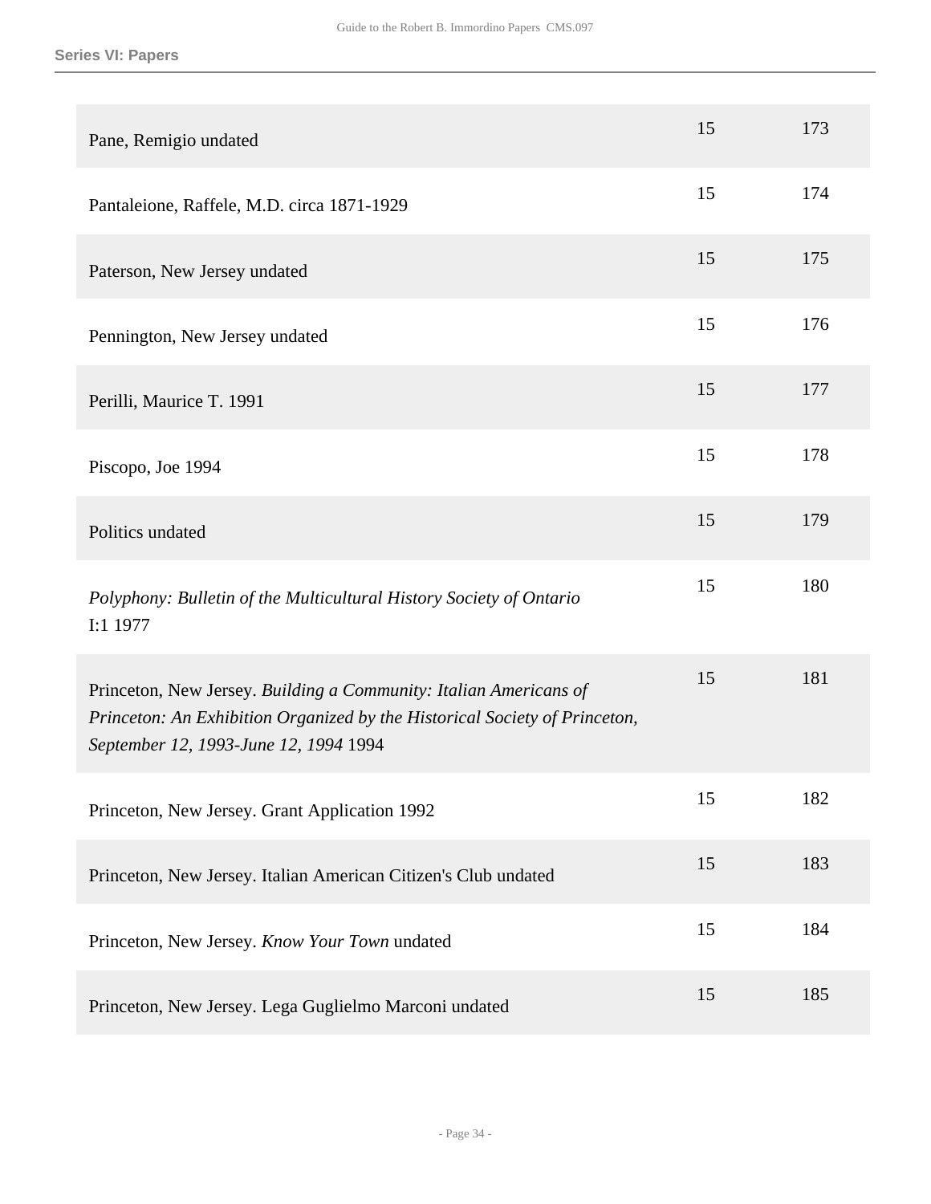| | | |
|---|---|---|
| Pane, Remigio undated | 15 | 173 |
| Pantaleione, Raffele, M.D. circa 1871-1929 | 15 | 174 |
| Paterson, New Jersey undated | 15 | 175 |
| Pennington, New Jersey undated | 15 | 176 |
| Perilli, Maurice T. 1991 | 15 | 177 |
| Piscopo, Joe 1994 | 15 | 178 |
| Politics undated | 15 | 179 |
| *Polyphony: Bulletin of the Multicultural History Society of Ontario* I:1 1977 | 15 | 180 |
| Princeton, New Jersey. *Building a Community: Italian Americans of Princeton: An Exhibition Organized by the Historical Society of Princeton, September 12, 1993-June 12, 1994* 1994 | 15 | 181 |
| Princeton, New Jersey. Grant Application 1992 | 15 | 182 |
| Princeton, New Jersey. Italian American Citizen's Club undated | 15 | 183 |
| Princeton, New Jersey. *Know Your Town* undated | 15 | 184 |
| Princeton, New Jersey. Lega Guglielmo Marconi undated | 15 | 185 |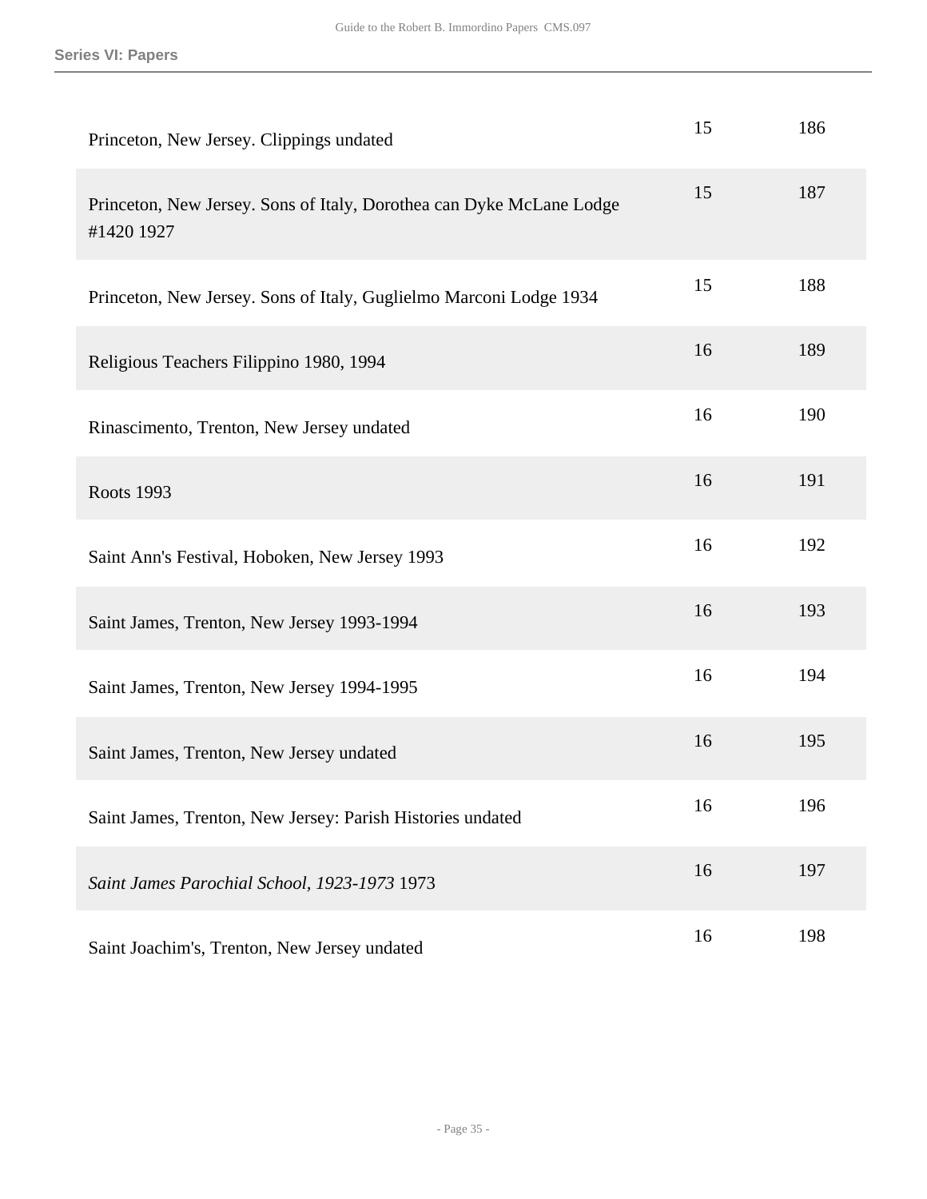| | | |
|---|---|---|
| Princeton, New Jersey. Clippings undated | 15 | 186 |
| Princeton, New Jersey. Sons of Italy, Dorothea can Dyke McLane Lodge #1420 1927 | 15 | 187 |
| Princeton, New Jersey. Sons of Italy, Guglielmo Marconi Lodge 1934 | 15 | 188 |
| Religious Teachers Filippino 1980, 1994 | 16 | 189 |
| Rinascimento, Trenton, New Jersey undated | 16 | 190 |
| Roots 1993 | 16 | 191 |
| Saint Ann's Festival, Hoboken, New Jersey 1993 | 16 | 192 |
| Saint James, Trenton, New Jersey 1993-1994 | 16 | 193 |
| Saint James, Trenton, New Jersey 1994-1995 | 16 | 194 |
| Saint James, Trenton, New Jersey undated | 16 | 195 |
| Saint James, Trenton, New Jersey: Parish Histories undated | 16 | 196 |
| *Saint James Parochial School, 1923-1973* 1973 | 16 | 197 |
| Saint Joachim's, Trenton, New Jersey undated | 16 | 198 |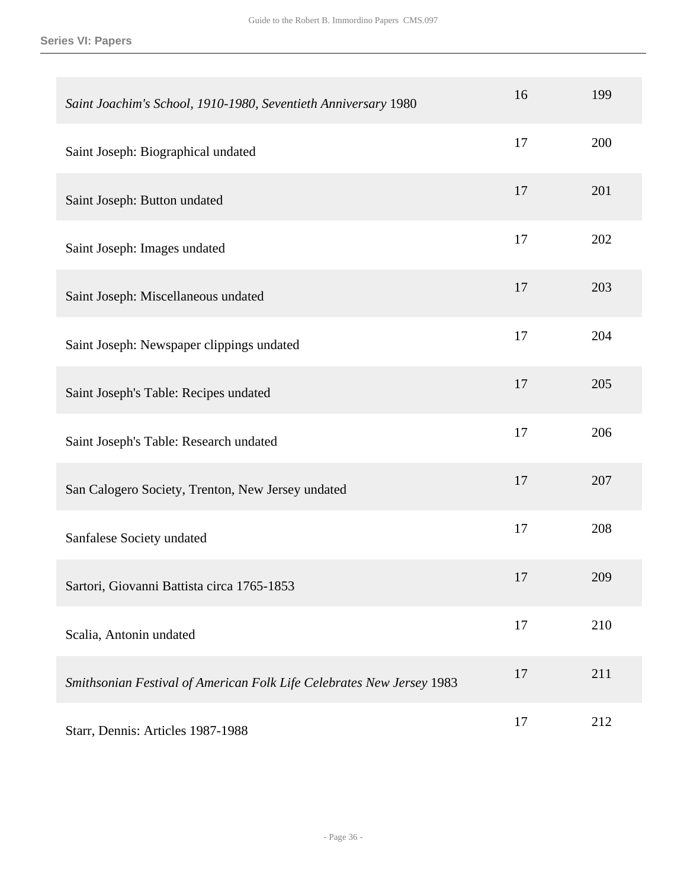| | | |
|---|---|---|
| *Saint Joachim's School, 1910-1980, Seventieth Anniversary* 1980 | 16 | 199 |
| Saint Joseph: Biographical undated | 17 | 200 |
| Saint Joseph: Button undated | 17 | 201 |
| Saint Joseph: Images undated | 17 | 202 |
| Saint Joseph: Miscellaneous undated | 17 | 203 |
| Saint Joseph: Newspaper clippings undated | 17 | 204 |
| Saint Joseph's Table: Recipes undated | 17 | 205 |
| Saint Joseph's Table: Research undated | 17 | 206 |
| San Calogero Society, Trenton, New Jersey undated | 17 | 207 |
| Sanfalese Society undated | 17 | 208 |
| Sartori, Giovanni Battista circa 1765-1853 | 17 | 209 |
| Scalia, Antonin undated | 17 | 210 |
| *Smithsonian Festival of American Folk Life Celebrates New Jersey* 1983 | 17 | 211 |
| Starr, Dennis: Articles 1987-1988 | 17 | 212 |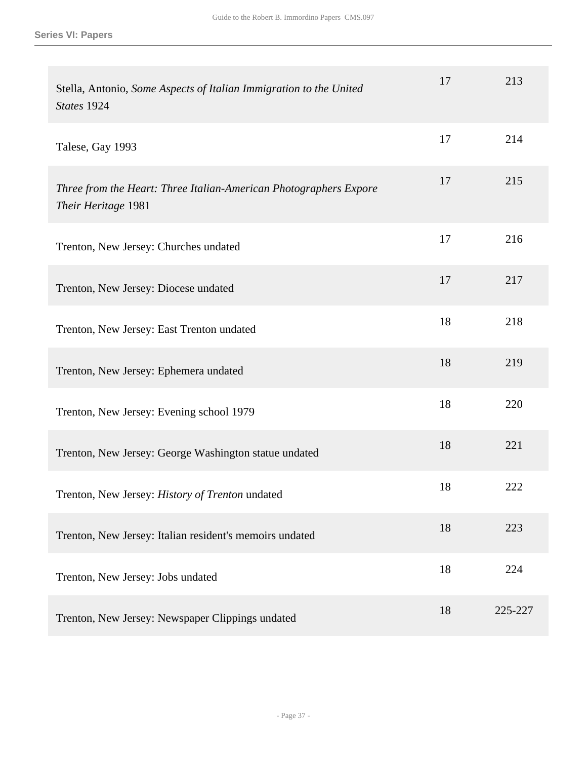| | | |
|---|---|---|
| Stella, Antonio, *Some Aspects of Italian Immigration to the United States* 1924 | 17 | 213 |
| Talese, Gay 1993 | 17 | 214 |
| *Three from the Heart: Three Italian-American Photographers Expore Their Heritage* 1981 | 17 | 215 |
| Trenton, New Jersey: Churches undated | 17 | 216 |
| Trenton, New Jersey: Diocese undated | 17 | 217 |
| Trenton, New Jersey: East Trenton undated | 18 | 218 |
| Trenton, New Jersey: Ephemera undated | 18 | 219 |
| Trenton, New Jersey: Evening school 1979 | 18 | 220 |
| Trenton, New Jersey: George Washington statue undated | 18 | 221 |
| Trenton, New Jersey: *History of Trenton* undated | 18 | 222 |
| Trenton, New Jersey: Italian resident's memoirs undated | 18 | 223 |
| Trenton, New Jersey: Jobs undated | 18 | 224 |
| Trenton, New Jersey: Newspaper Clippings undated | 18 | 225-227 |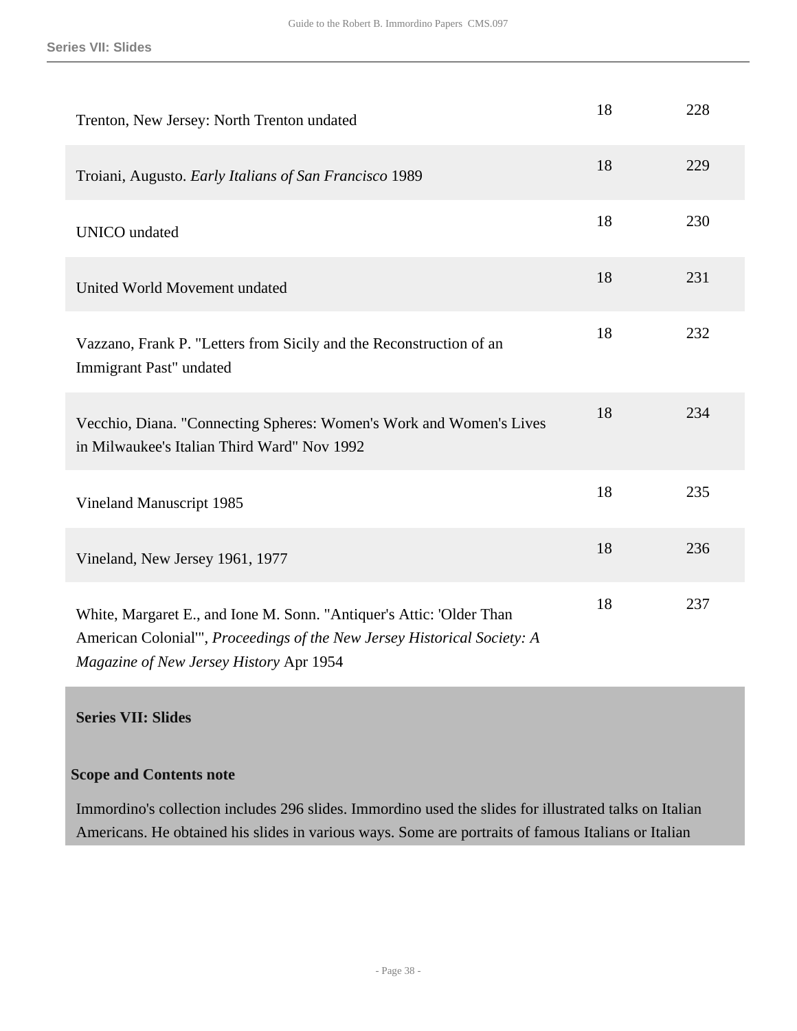| | | |
|---|---|---|
| Trenton, New Jersey: North Trenton undated | 18 | 228 |
| Troiani, Augusto. *Early Italians of San Francisco* 1989 | 18 | 229 |
| UNICO undated | 18 | 230 |
| United World Movement undated | 18 | 231 |
| Vazzano, Frank P. "Letters from Sicily and the Reconstruction of an Immigrant Past" undated | 18 | 232 |
| Vecchio, Diana. "Connecting Spheres: Women's Work and Women's Lives in Milwaukee's Italian Third Ward" Nov 1992 | 18 | 234 |
| Vineland Manuscript 1985 | 18 | 235 |
| Vineland, New Jersey 1961, 1977 | 18 | 236 |
| White, Margaret E., and Ione M. Sonn. "Antiquer's Attic: 'Older Than American Colonial'", *Proceedings of the New Jersey Historical Society: A Magazine of New Jersey History* Apr 1954 | 18 | 237 |

## Series VII: Slides

### Scope and Contents note

Immordino's collection includes 296 slides. Immordino used the slides for illustrated talks on Italian Americans. He obtained his slides in various ways. Some are portraits of famous Italians or Italian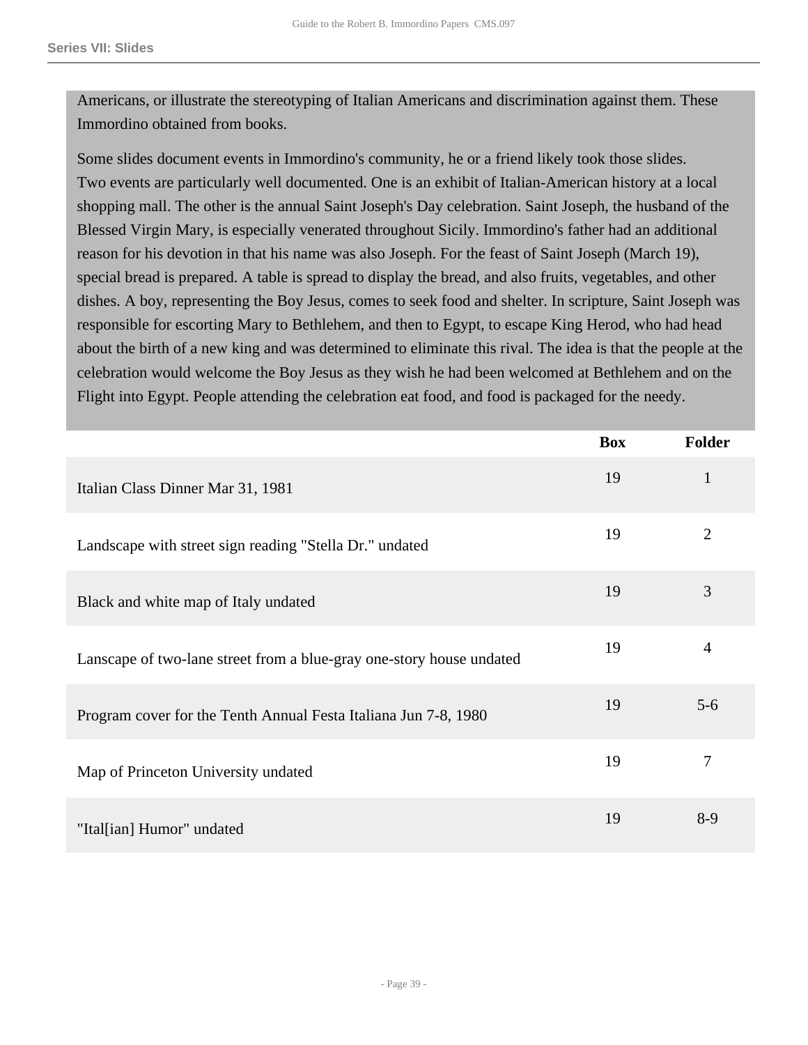Americans, or illustrate the stereotyping of Italian Americans and discrimination against them. These Immordino obtained from books.

Some slides document events in Immordino's community, he or a friend likely took those slides. Two events are particularly well documented. One is an exhibit of Italian-American history at a local shopping mall. The other is the annual Saint Joseph's Day celebration. Saint Joseph, the husband of the Blessed Virgin Mary, is especially venerated throughout Sicily. Immordino's father had an additional reason for his devotion in that his name was also Joseph. For the feast of Saint Joseph (March 19), special bread is prepared. A table is spread to display the bread, and also fruits, vegetables, and other dishes. A boy, representing the Boy Jesus, comes to seek food and shelter. In scripture, Saint Joseph was responsible for escorting Mary to Bethlehem, and then to Egypt, to escape King Herod, who had head about the birth of a new king and was determined to eliminate this rival. The idea is that the people at the celebration would welcome the Boy Jesus as they wish he had been welcomed at Bethlehem and on the Flight into Egypt. People attending the celebration eat food, and food is packaged for the needy.

| | Box | Folder |
| --- | --- | --- |
| Italian Class Dinner Mar 31, 1981 | 19 | 1 |
| Landscape with street sign reading "Stella Dr." undated | 19 | 2 |
| Black and white map of Italy undated | 19 | 3 |
| Lanscape of two-lane street from a blue-gray one-story house undated | 19 | 4 |
| Program cover for the Tenth Annual Festa Italiana Jun 7-8, 1980 | 19 | 5-6 |
| Map of Princeton University undated | 19 | 7 |
| "Ital[ian] Humor" undated | 19 | 8-9 |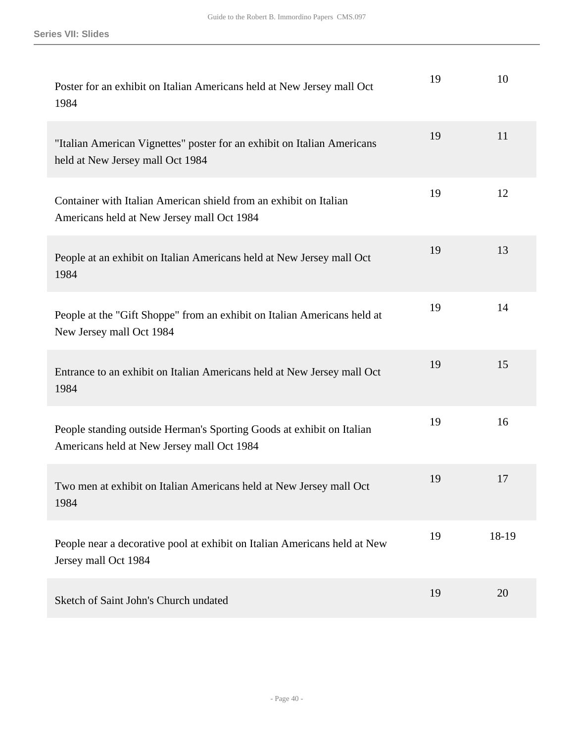| | | |
|---|---|---|
| Poster for an exhibit on Italian Americans held at New Jersey mall Oct 1984 | 19 | 10 |
| "Italian American Vignettes" poster for an exhibit on Italian Americans held at New Jersey mall Oct 1984 | 19 | 11 |
| Container with Italian American shield from an exhibit on Italian Americans held at New Jersey mall Oct 1984 | 19 | 12 |
| People at an exhibit on Italian Americans held at New Jersey mall Oct 1984 | 19 | 13 |
| People at the "Gift Shoppe" from an exhibit on Italian Americans held at New Jersey mall Oct 1984 | 19 | 14 |
| Entrance to an exhibit on Italian Americans held at New Jersey mall Oct 1984 | 19 | 15 |
| People standing outside Herman's Sporting Goods at exhibit on Italian Americans held at New Jersey mall Oct 1984 | 19 | 16 |
| Two men at exhibit on Italian Americans held at New Jersey mall Oct 1984 | 19 | 17 |
| People near a decorative pool at exhibit on Italian Americans held at New Jersey mall Oct 1984 | 19 | 18-19 |
| Sketch of Saint John's Church undated | 19 | 20 |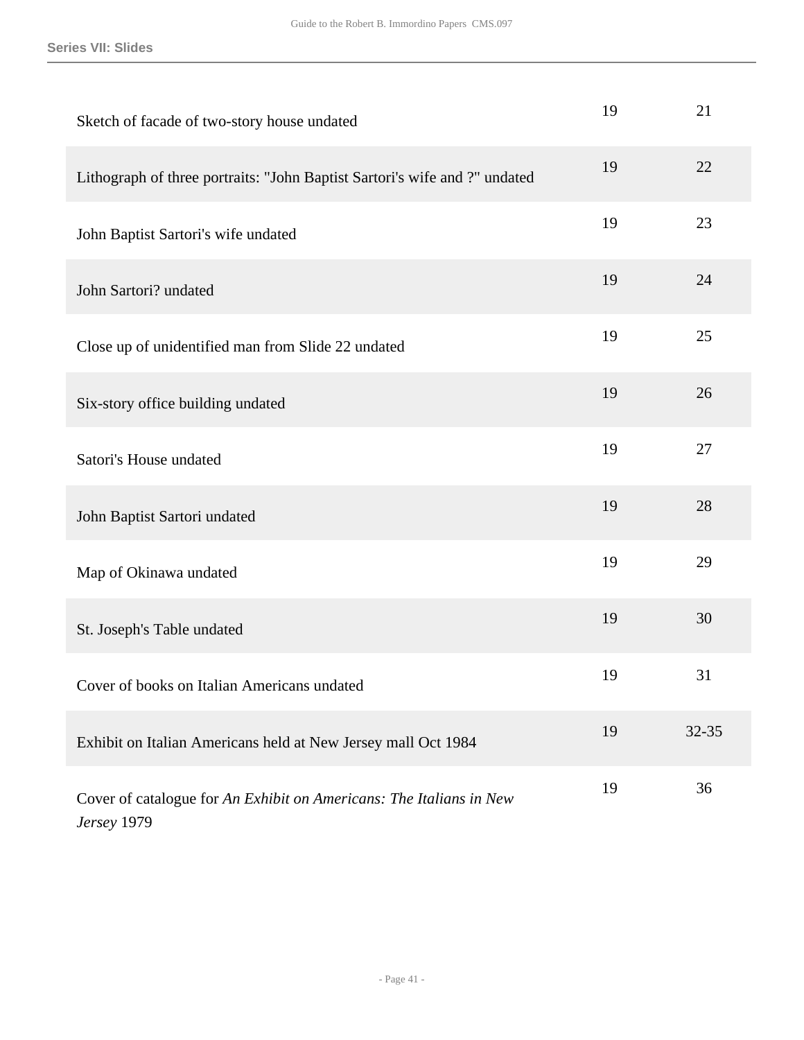| | | |
|---|---|---|
| Sketch of facade of two-story house undated | 19 | 21 |
| Lithograph of three portraits: "John Baptist Sartori's wife and ?" undated | 19 | 22 |
| John Baptist Sartori's wife undated | 19 | 23 |
| John Sartori? undated | 19 | 24 |
| Close up of unidentified man from Slide 22 undated | 19 | 25 |
| Six-story office building undated | 19 | 26 |
| Satori's House undated | 19 | 27 |
| John Baptist Sartori undated | 19 | 28 |
| Map of Okinawa undated | 19 | 29 |
| St. Joseph's Table undated | 19 | 30 |
| Cover of books on Italian Americans undated | 19 | 31 |
| Exhibit on Italian Americans held at New Jersey mall Oct 1984 | 19 | 32-35 |
| Cover of catalogue for *An Exhibit on Americans: The Italians in New Jersey* 1979 | 19 | 36 |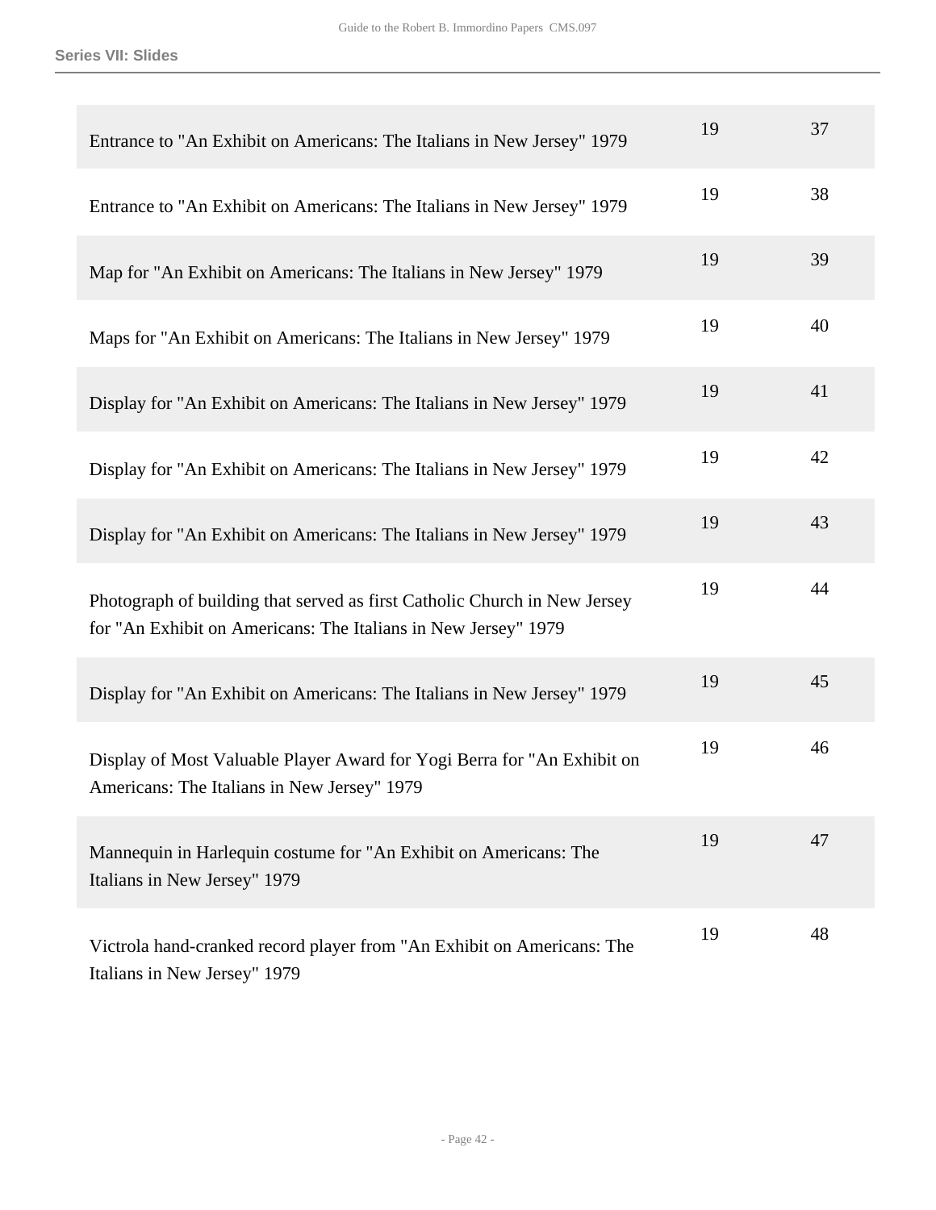| | | |
|---|---|---|
| Entrance to "An Exhibit on Americans: The Italians in New Jersey" 1979 | 19 | 37 |
| Entrance to "An Exhibit on Americans: The Italians in New Jersey" 1979 | 19 | 38 |
| Map for "An Exhibit on Americans: The Italians in New Jersey" 1979 | 19 | 39 |
| Maps for "An Exhibit on Americans: The Italians in New Jersey" 1979 | 19 | 40 |
| Display for "An Exhibit on Americans: The Italians in New Jersey" 1979 | 19 | 41 |
| Display for "An Exhibit on Americans: The Italians in New Jersey" 1979 | 19 | 42 |
| Display for "An Exhibit on Americans: The Italians in New Jersey" 1979 | 19 | 43 |
| Photograph of building that served as first Catholic Church in New Jersey for "An Exhibit on Americans: The Italians in New Jersey" 1979 | 19 | 44 |
| Display for "An Exhibit on Americans: The Italians in New Jersey" 1979 | 19 | 45 |
| Display of Most Valuable Player Award for Yogi Berra for "An Exhibit on Americans: The Italians in New Jersey" 1979 | 19 | 46 |
| Mannequin in Harlequin costume for "An Exhibit on Americans: The Italians in New Jersey" 1979 | 19 | 47 |
| Victrola hand-cranked record player from "An Exhibit on Americans: The Italians in New Jersey" 1979 | 19 | 48 |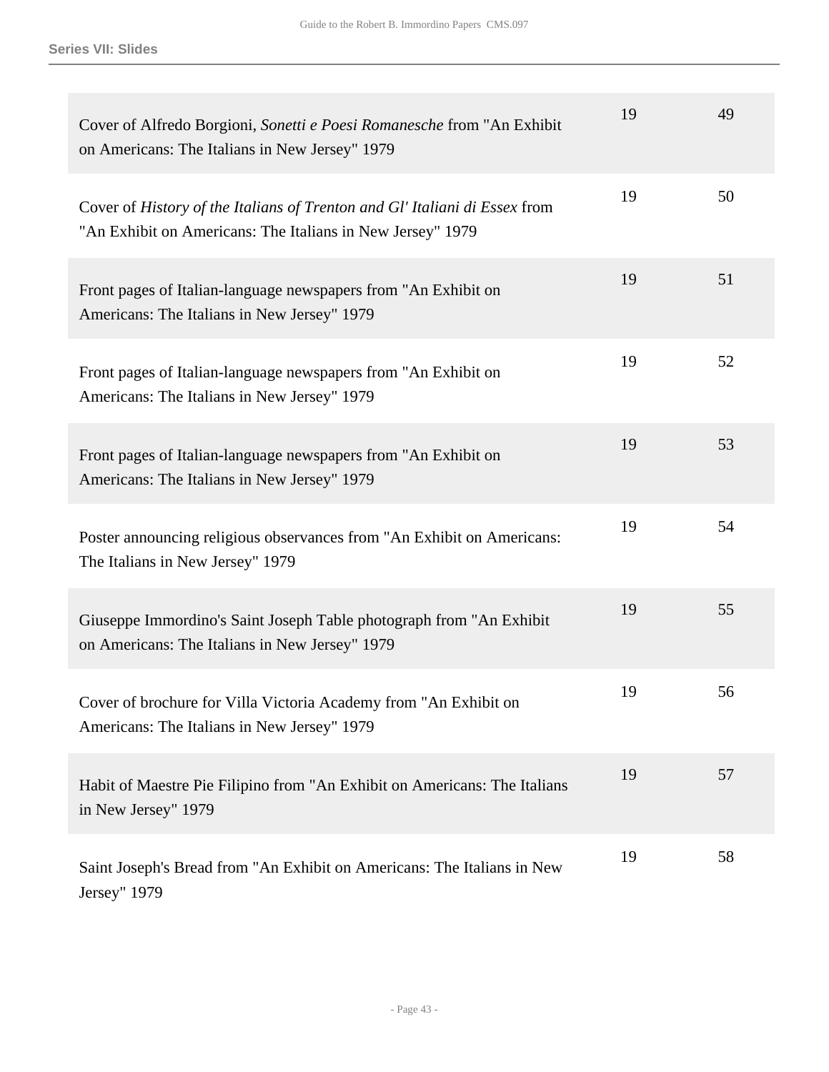**Series VII: Slides**

| | | |
|---|---|---|
| Cover of Alfredo Borgioni, *Sonetti e Poesi Romanesche* from "An Exhibit on Americans: The Italians in New Jersey" 1979 | 19 | 49 |
| Cover of *History of the Italians of Trenton and Gl' Italiani di Essex* from "An Exhibit on Americans: The Italians in New Jersey" 1979 | 19 | 50 |
| Front pages of Italian-language newspapers from "An Exhibit on Americans: The Italians in New Jersey" 1979 | 19 | 51 |
| Front pages of Italian-language newspapers from "An Exhibit on Americans: The Italians in New Jersey" 1979 | 19 | 52 |
| Front pages of Italian-language newspapers from "An Exhibit on Americans: The Italians in New Jersey" 1979 | 19 | 53 |
| Poster announcing religious observances from "An Exhibit on Americans: The Italians in New Jersey" 1979 | 19 | 54 |
| Giuseppe Immordino's Saint Joseph Table photograph from "An Exhibit on Americans: The Italians in New Jersey" 1979 | 19 | 55 |
| Cover of brochure for Villa Victoria Academy from "An Exhibit on Americans: The Italians in New Jersey" 1979 | 19 | 56 |
| Habit of Maestre Pie Filipino from "An Exhibit on Americans: The Italians in New Jersey" 1979 | 19 | 57 |
| Saint Joseph's Bread from "An Exhibit on Americans: The Italians in New Jersey" 1979 | 19 | 58 |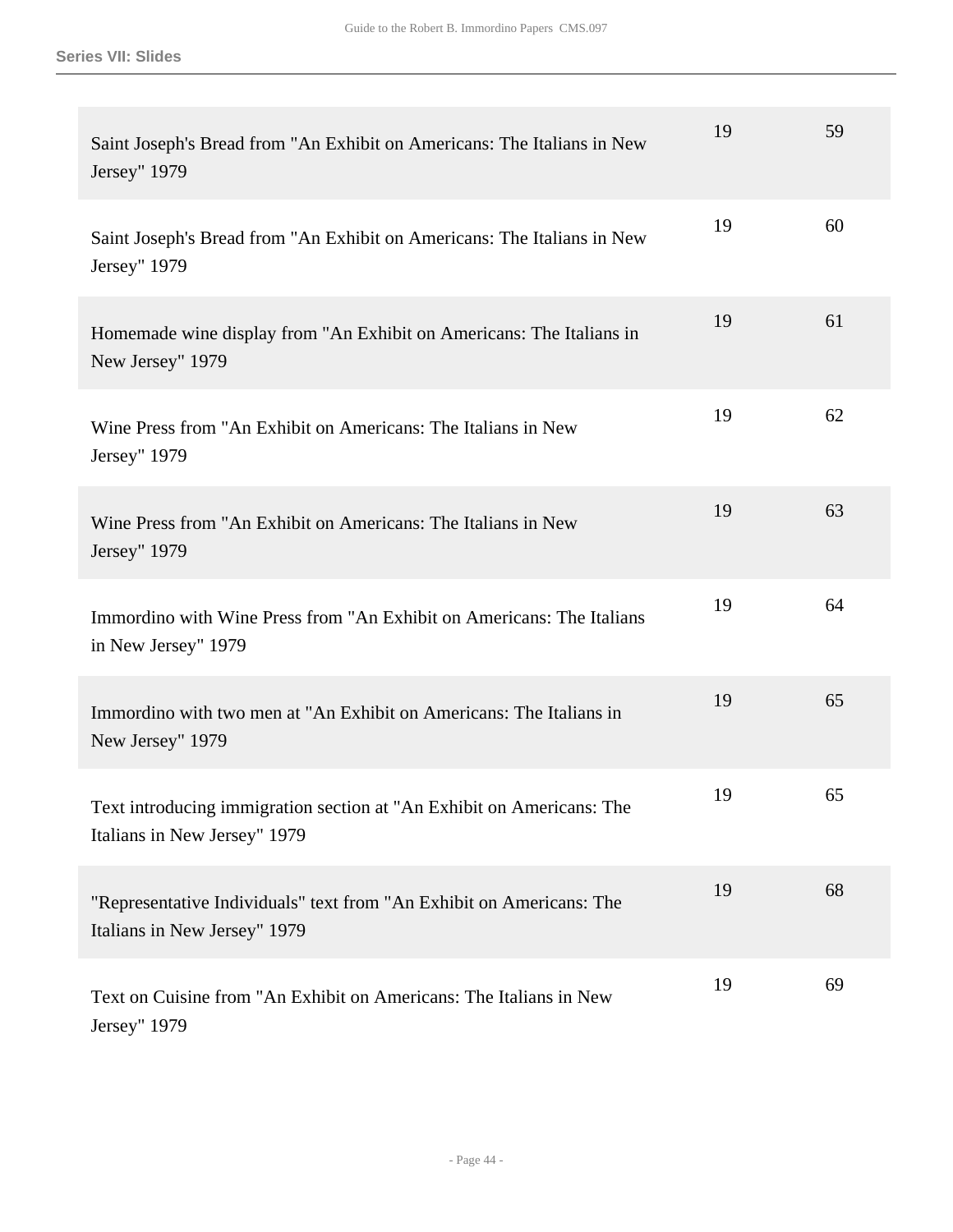## Series VII: Slides

| | | |
|---|---|---|
| Saint Joseph's Bread from "An Exhibit on Americans: The Italians in New Jersey" 1979 | 19 | 59 |
| Saint Joseph's Bread from "An Exhibit on Americans: The Italians in New Jersey" 1979 | 19 | 60 |
| Homemade wine display from "An Exhibit on Americans: The Italians in New Jersey" 1979 | 19 | 61 |
| Wine Press from "An Exhibit on Americans: The Italians in New Jersey" 1979 | 19 | 62 |
| Wine Press from "An Exhibit on Americans: The Italians in New Jersey" 1979 | 19 | 63 |
| Immordino with Wine Press from "An Exhibit on Americans: The Italians in New Jersey" 1979 | 19 | 64 |
| Immordino with two men at "An Exhibit on Americans: The Italians in New Jersey" 1979 | 19 | 65 |
| Text introducing immigration section at "An Exhibit on Americans: The Italians in New Jersey" 1979 | 19 | 65 |
| "Representative Individuals" text from "An Exhibit on Americans: The Italians in New Jersey" 1979 | 19 | 68 |
| Text on Cuisine from "An Exhibit on Americans: The Italians in New Jersey" 1979 | 19 | 69 |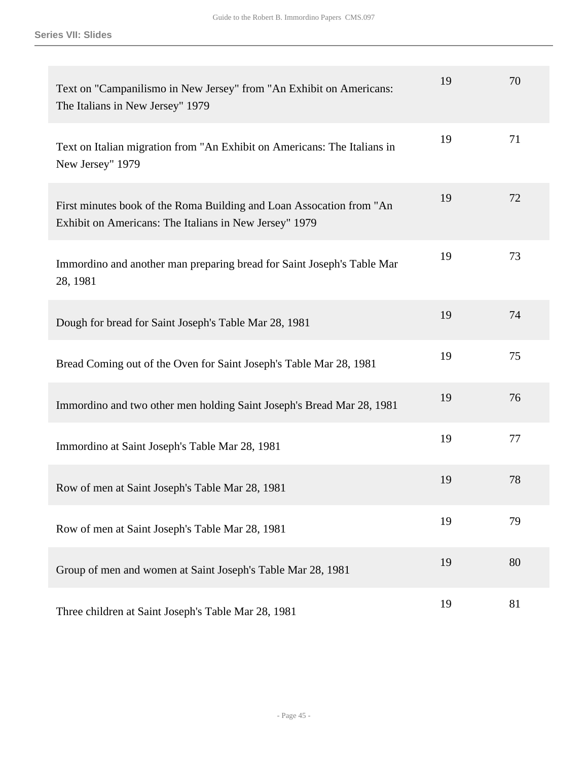## Series VII: Slides

| | | |
|---|---|---|
| Text on "Campanilismo in New Jersey" from "An Exhibit on Americans: The Italians in New Jersey" 1979 | 19 | 70 |
| Text on Italian migration from "An Exhibit on Americans: The Italians in New Jersey" 1979 | 19 | 71 |
| First minutes book of the Roma Building and Loan Assocation from "An Exhibit on Americans: The Italians in New Jersey" 1979 | 19 | 72 |
| Immordino and another man preparing bread for Saint Joseph's Table Mar 28, 1981 | 19 | 73 |
| Dough for bread for Saint Joseph's Table Mar 28, 1981 | 19 | 74 |
| Bread Coming out of the Oven for Saint Joseph's Table Mar 28, 1981 | 19 | 75 |
| Immordino and two other men holding Saint Joseph's Bread Mar 28, 1981 | 19 | 76 |
| Immordino at Saint Joseph's Table Mar 28, 1981 | 19 | 77 |
| Row of men at Saint Joseph's Table Mar 28, 1981 | 19 | 78 |
| Row of men at Saint Joseph's Table Mar 28, 1981 | 19 | 79 |
| Group of men and women at Saint Joseph's Table Mar 28, 1981 | 19 | 80 |
| Three children at Saint Joseph's Table Mar 28, 1981 | 19 | 81 |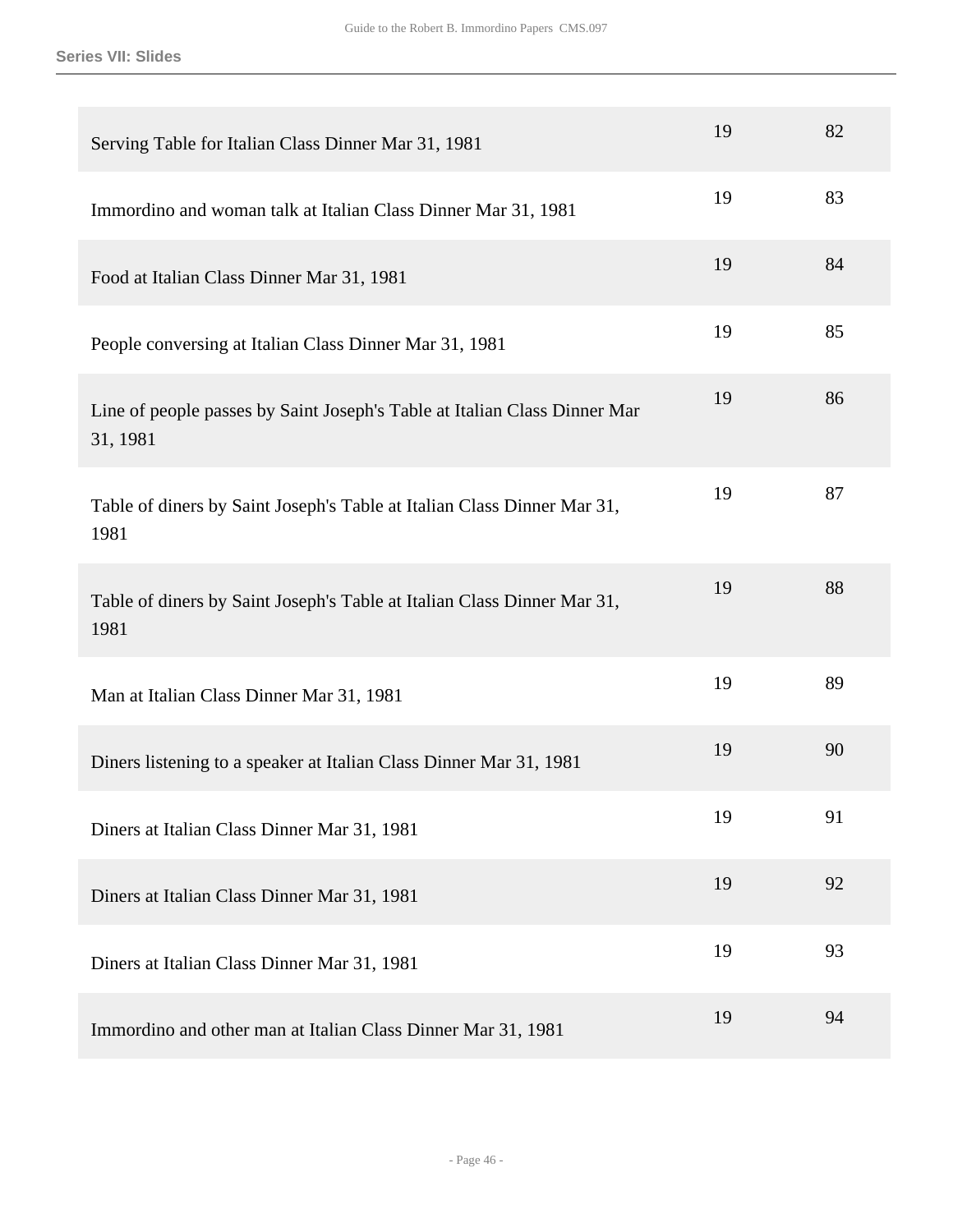## Series VII: Slides

| | | |
|---|---|---|
| Serving Table for Italian Class Dinner Mar 31, 1981 | 19 | 82 |
| Immordino and woman talk at Italian Class Dinner Mar 31, 1981 | 19 | 83 |
| Food at Italian Class Dinner Mar 31, 1981 | 19 | 84 |
| People conversing at Italian Class Dinner Mar 31, 1981 | 19 | 85 |
| Line of people passes by Saint Joseph's Table at Italian Class Dinner Mar 31, 1981 | 19 | 86 |
| Table of diners by Saint Joseph's Table at Italian Class Dinner Mar 31, 1981 | 19 | 87 |
| Table of diners by Saint Joseph's Table at Italian Class Dinner Mar 31, 1981 | 19 | 88 |
| Man at Italian Class Dinner Mar 31, 1981 | 19 | 89 |
| Diners listening to a speaker at Italian Class Dinner Mar 31, 1981 | 19 | 90 |
| Diners at Italian Class Dinner Mar 31, 1981 | 19 | 91 |
| Diners at Italian Class Dinner Mar 31, 1981 | 19 | 92 |
| Diners at Italian Class Dinner Mar 31, 1981 | 19 | 93 |
| Immordino and other man at Italian Class Dinner Mar 31, 1981 | 19 | 94 |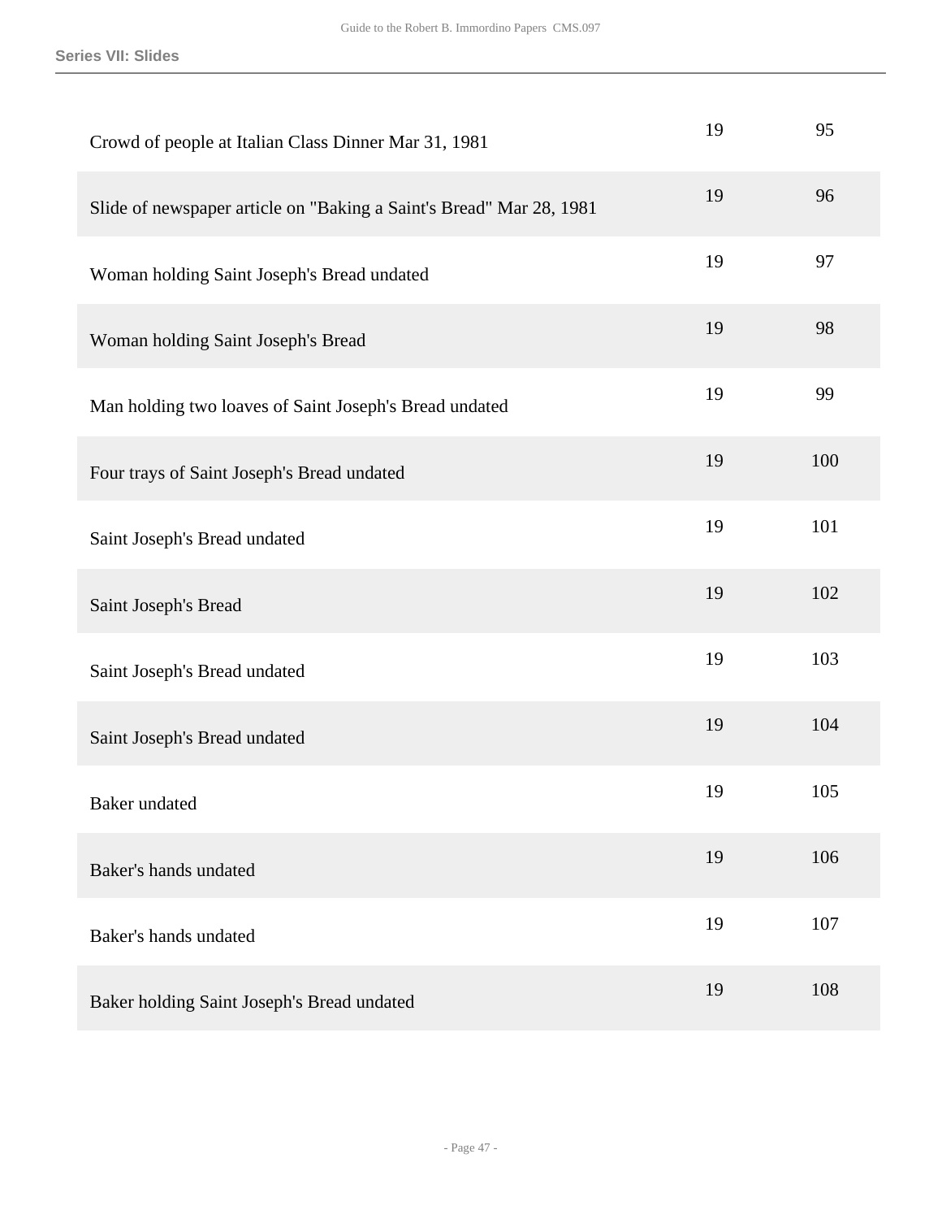| | | |
|---|---|---|
| Crowd of people at Italian Class Dinner Mar 31, 1981 | 19 | 95 |
| Slide of newspaper article on "Baking a Saint's Bread" Mar 28, 1981 | 19 | 96 |
| Woman holding Saint Joseph's Bread undated | 19 | 97 |
| Woman holding Saint Joseph's Bread | 19 | 98 |
| Man holding two loaves of Saint Joseph's Bread undated | 19 | 99 |
| Four trays of Saint Joseph's Bread undated | 19 | 100 |
| Saint Joseph's Bread undated | 19 | 101 |
| Saint Joseph's Bread | 19 | 102 |
| Saint Joseph's Bread undated | 19 | 103 |
| Saint Joseph's Bread undated | 19 | 104 |
| Baker undated | 19 | 105 |
| Baker's hands undated | 19 | 106 |
| Baker's hands undated | 19 | 107 |
| Baker holding Saint Joseph's Bread undated | 19 | 108 |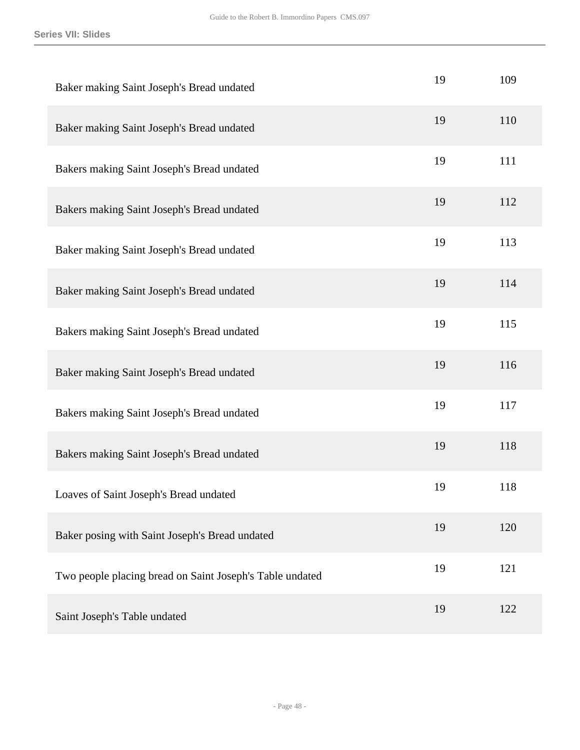| | | |
|---|---|---|
| Baker making Saint Joseph's Bread undated | 19 | 109 |
| Baker making Saint Joseph's Bread undated | 19 | 110 |
| Bakers making Saint Joseph's Bread undated | 19 | 111 |
| Bakers making Saint Joseph's Bread undated | 19 | 112 |
| Baker making Saint Joseph's Bread undated | 19 | 113 |
| Baker making Saint Joseph's Bread undated | 19 | 114 |
| Bakers making Saint Joseph's Bread undated | 19 | 115 |
| Baker making Saint Joseph's Bread undated | 19 | 116 |
| Bakers making Saint Joseph's Bread undated | 19 | 117 |
| Bakers making Saint Joseph's Bread undated | 19 | 118 |
| Loaves of Saint Joseph's Bread undated | 19 | 118 |
| Baker posing with Saint Joseph's Bread undated | 19 | 120 |
| Two people placing bread on Saint Joseph's Table undated | 19 | 121 |
| Saint Joseph's Table undated | 19 | 122 |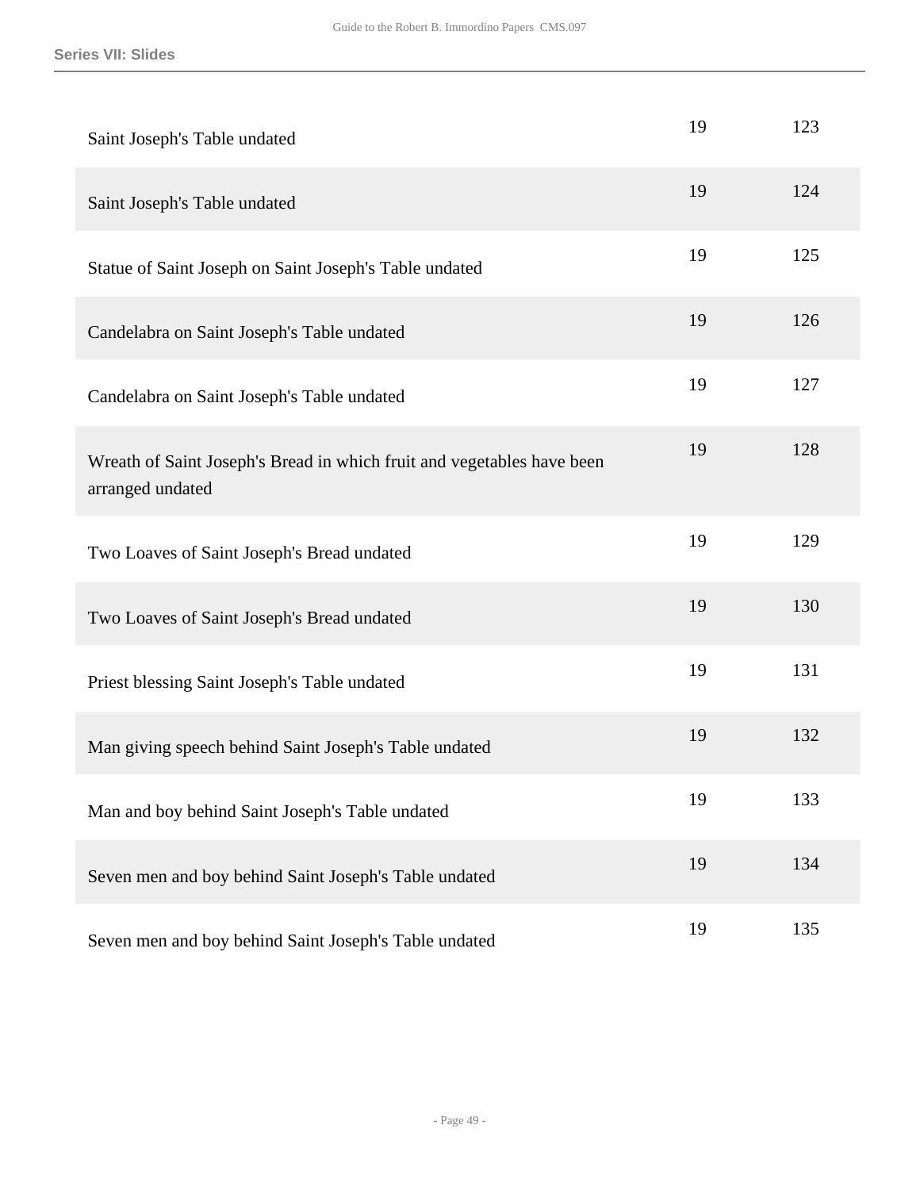| | | |
|---|---|---|
| Saint Joseph's Table undated | 19 | 123 |
| Saint Joseph's Table undated | 19 | 124 |
| Statue of Saint Joseph on Saint Joseph's Table undated | 19 | 125 |
| Candelabra on Saint Joseph's Table undated | 19 | 126 |
| Candelabra on Saint Joseph's Table undated | 19 | 127 |
| Wreath of Saint Joseph's Bread in which fruit and vegetables have been arranged undated | 19 | 128 |
| Two Loaves of Saint Joseph's Bread undated | 19 | 129 |
| Two Loaves of Saint Joseph's Bread undated | 19 | 130 |
| Priest blessing Saint Joseph's Table undated | 19 | 131 |
| Man giving speech behind Saint Joseph's Table undated | 19 | 132 |
| Man and boy behind Saint Joseph's Table undated | 19 | 133 |
| Seven men and boy behind Saint Joseph's Table undated | 19 | 134 |
| Seven men and boy behind Saint Joseph's Table undated | 19 | 135 |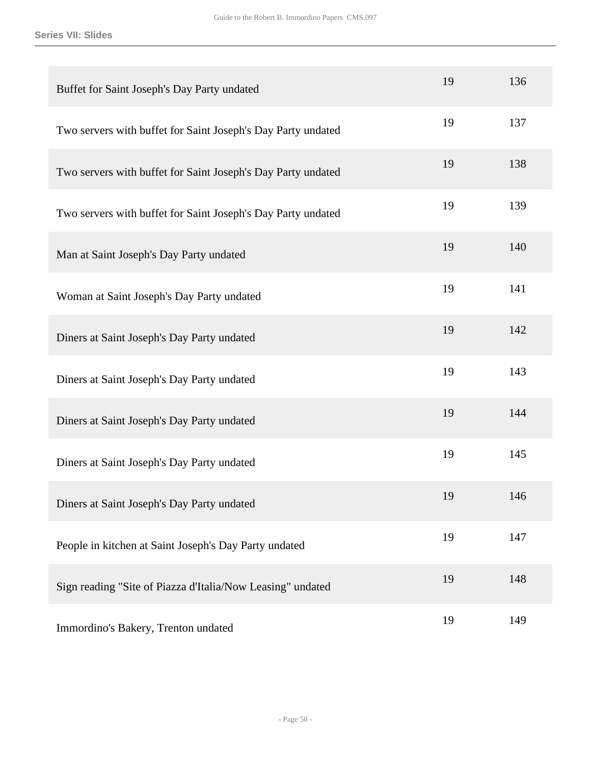| | | |
|---|---|---|
| Buffet for Saint Joseph's Day Party undated | 19 | 136 |
| Two servers with buffet for Saint Joseph's Day Party undated | 19 | 137 |
| Two servers with buffet for Saint Joseph's Day Party undated | 19 | 138 |
| Two servers with buffet for Saint Joseph's Day Party undated | 19 | 139 |
| Man at Saint Joseph's Day Party undated | 19 | 140 |
| Woman at Saint Joseph's Day Party undated | 19 | 141 |
| Diners at Saint Joseph's Day Party undated | 19 | 142 |
| Diners at Saint Joseph's Day Party undated | 19 | 143 |
| Diners at Saint Joseph's Day Party undated | 19 | 144 |
| Diners at Saint Joseph's Day Party undated | 19 | 145 |
| Diners at Saint Joseph's Day Party undated | 19 | 146 |
| People in kitchen at Saint Joseph's Day Party undated | 19 | 147 |
| Sign reading "Site of Piazza d'Italia/Now Leasing" undated | 19 | 148 |
| Immordino's Bakery, Trenton undated | 19 | 149 |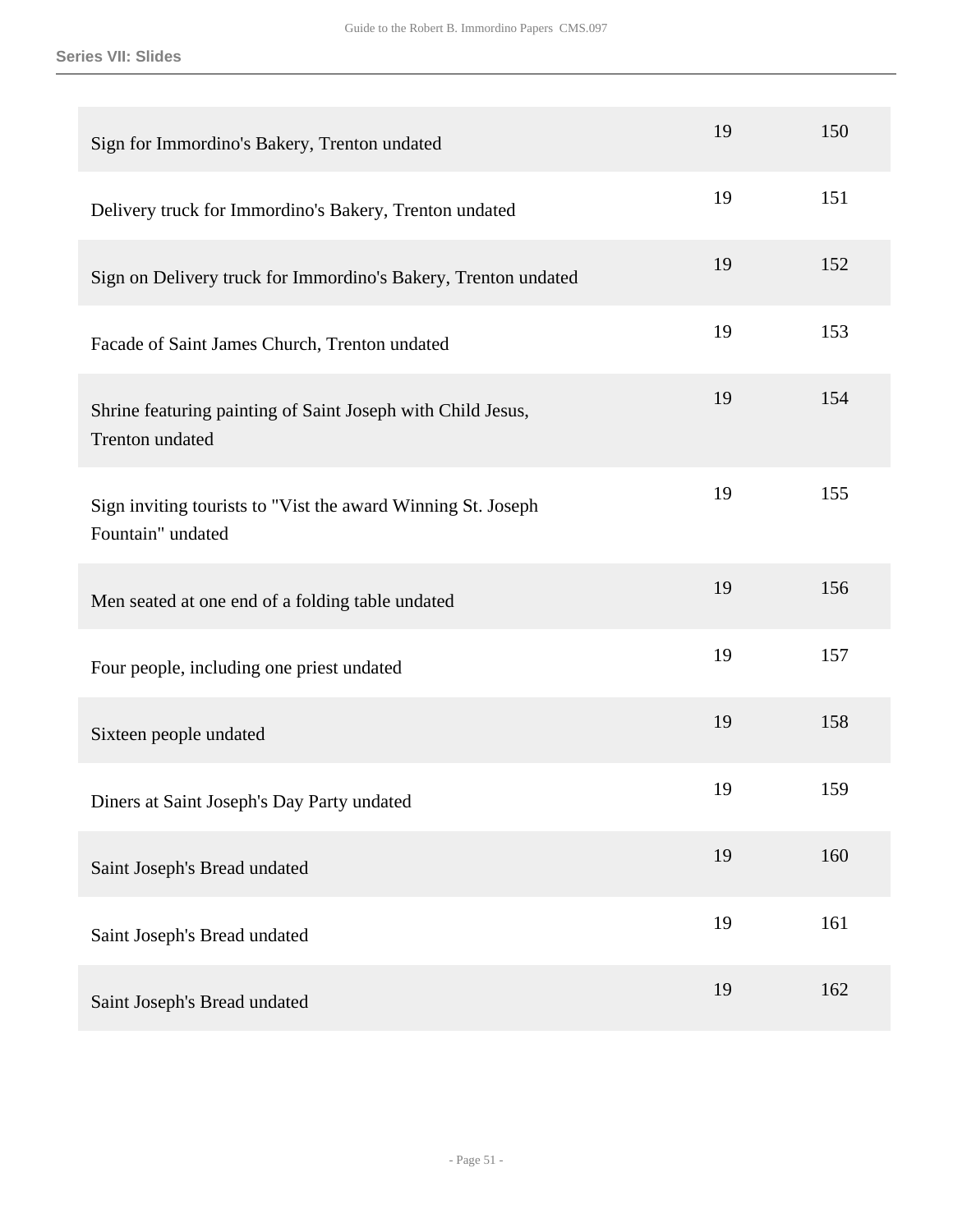| | | |
|---|---|---|
| Sign for Immordino's Bakery, Trenton undated | 19 | 150 |
| Delivery truck for Immordino's Bakery, Trenton undated | 19 | 151 |
| Sign on Delivery truck for Immordino's Bakery, Trenton undated | 19 | 152 |
| Facade of Saint James Church, Trenton undated | 19 | 153 |
| Shrine featuring painting of Saint Joseph with Child Jesus, Trenton undated | 19 | 154 |
| Sign inviting tourists to "Vist the award Winning St. Joseph Fountain" undated | 19 | 155 |
| Men seated at one end of a folding table undated | 19 | 156 |
| Four people, including one priest undated | 19 | 157 |
| Sixteen people undated | 19 | 158 |
| Diners at Saint Joseph's Day Party undated | 19 | 159 |
| Saint Joseph's Bread undated | 19 | 160 |
| Saint Joseph's Bread undated | 19 | 161 |
| Saint Joseph's Bread undated | 19 | 162 |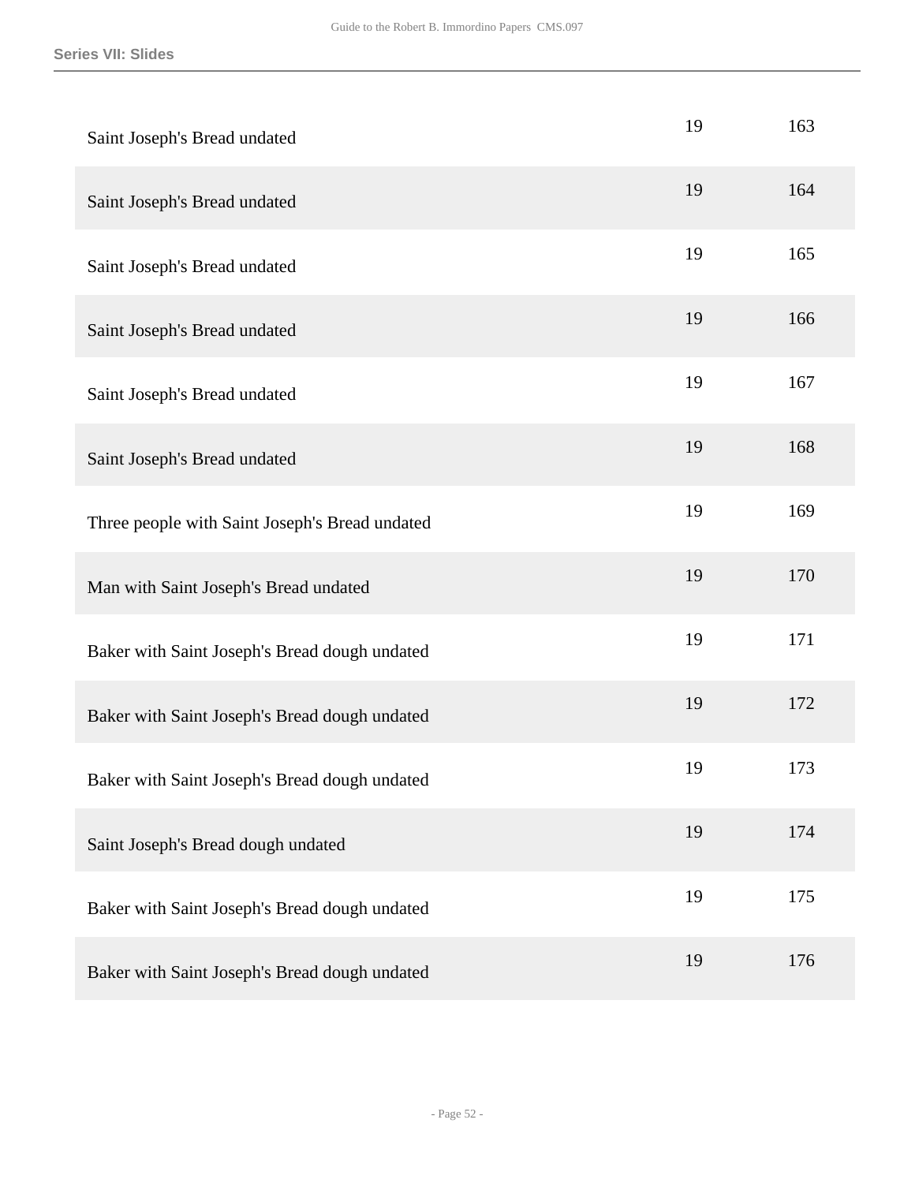| | | |
|---|---|---|
| Saint Joseph's Bread undated | 19 | 163 |
| Saint Joseph's Bread undated | 19 | 164 |
| Saint Joseph's Bread undated | 19 | 165 |
| Saint Joseph's Bread undated | 19 | 166 |
| Saint Joseph's Bread undated | 19 | 167 |
| Saint Joseph's Bread undated | 19 | 168 |
| Three people with Saint Joseph's Bread undated | 19 | 169 |
| Man with Saint Joseph's Bread undated | 19 | 170 |
| Baker with Saint Joseph's Bread dough undated | 19 | 171 |
| Baker with Saint Joseph's Bread dough undated | 19 | 172 |
| Baker with Saint Joseph's Bread dough undated | 19 | 173 |
| Saint Joseph's Bread dough undated | 19 | 174 |
| Baker with Saint Joseph's Bread dough undated | 19 | 175 |
| Baker with Saint Joseph's Bread dough undated | 19 | 176 |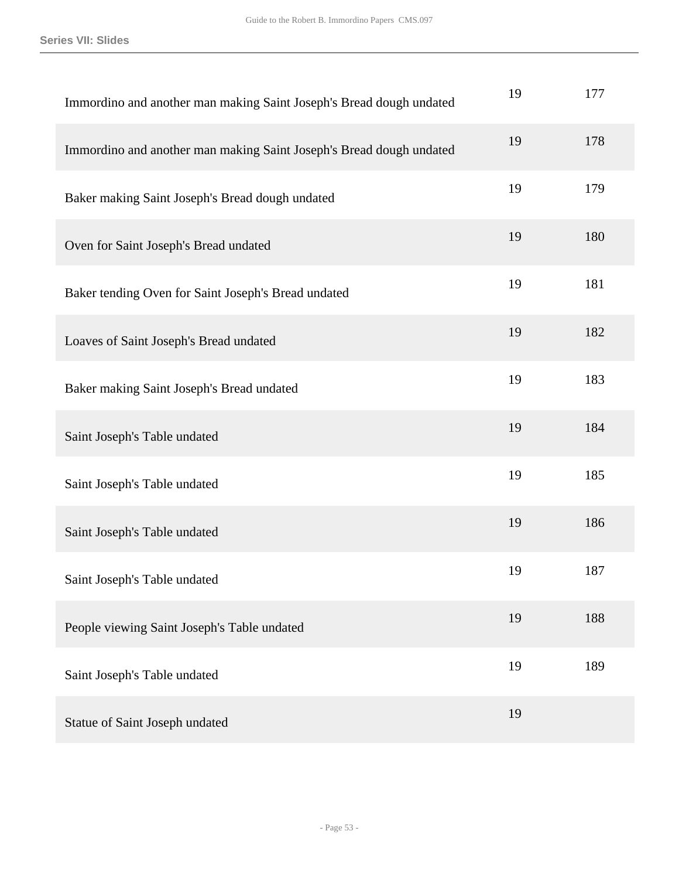| | | |
|---|---|---|
| Immordino and another man making Saint Joseph's Bread dough undated | 19 | 177 |
| Immordino and another man making Saint Joseph's Bread dough undated | 19 | 178 |
| Baker making Saint Joseph's Bread dough undated | 19 | 179 |
| Oven for Saint Joseph's Bread undated | 19 | 180 |
| Baker tending Oven for Saint Joseph's Bread undated | 19 | 181 |
| Loaves of Saint Joseph's Bread undated | 19 | 182 |
| Baker making Saint Joseph's Bread undated | 19 | 183 |
| Saint Joseph's Table undated | 19 | 184 |
| Saint Joseph's Table undated | 19 | 185 |
| Saint Joseph's Table undated | 19 | 186 |
| Saint Joseph's Table undated | 19 | 187 |
| People viewing Saint Joseph's Table undated | 19 | 188 |
| Saint Joseph's Table undated | 19 | 189 |
| Statue of Saint Joseph undated | 19 | |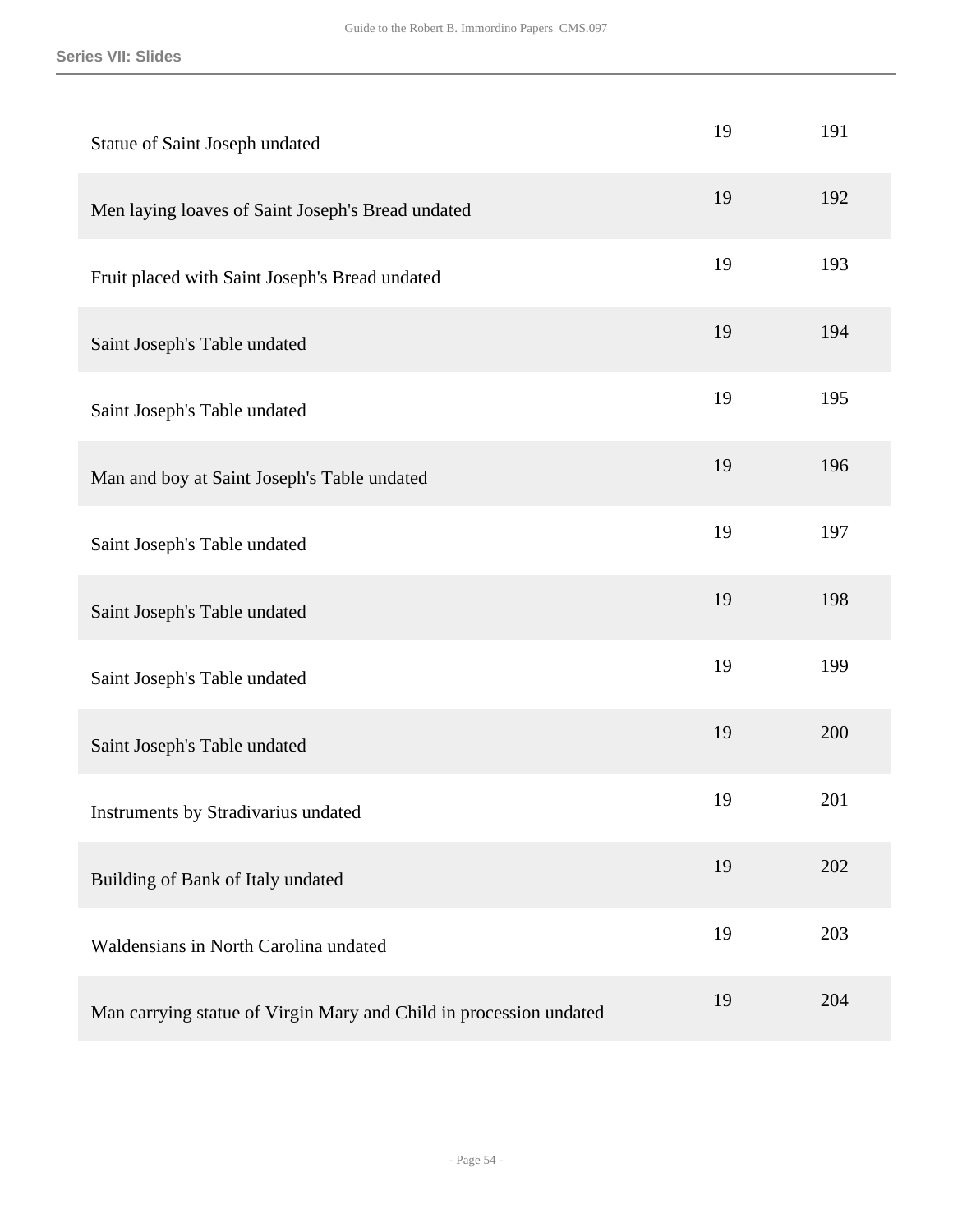| | | |
|---|---|---|
| Statue of Saint Joseph undated | 19 | 191 |
| Men laying loaves of Saint Joseph's Bread undated | 19 | 192 |
| Fruit placed with Saint Joseph's Bread undated | 19 | 193 |
| Saint Joseph's Table undated | 19 | 194 |
| Saint Joseph's Table undated | 19 | 195 |
| Man and boy at Saint Joseph's Table undated | 19 | 196 |
| Saint Joseph's Table undated | 19 | 197 |
| Saint Joseph's Table undated | 19 | 198 |
| Saint Joseph's Table undated | 19 | 199 |
| Saint Joseph's Table undated | 19 | 200 |
| Instruments by Stradivarius undated | 19 | 201 |
| Building of Bank of Italy undated | 19 | 202 |
| Waldensians in North Carolina undated | 19 | 203 |
| Man carrying statue of Virgin Mary and Child in procession undated | 19 | 204 |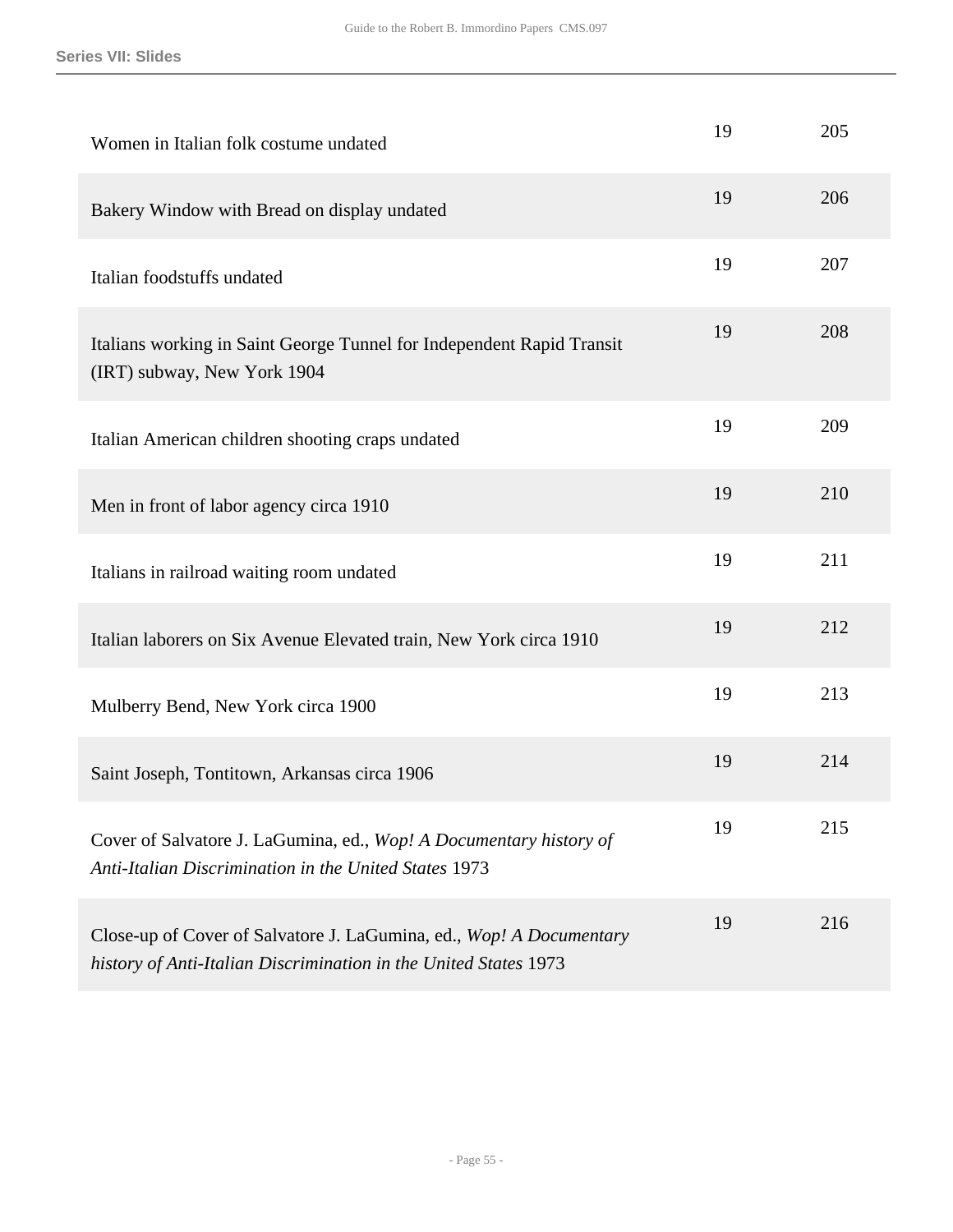| | | |
|---|---|---|
| Women in Italian folk costume undated | 19 | 205 |
| Bakery Window with Bread on display undated | 19 | 206 |
| Italian foodstuffs undated | 19 | 207 |
| Italians working in Saint George Tunnel for Independent Rapid Transit (IRT) subway, New York 1904 | 19 | 208 |
| Italian American children shooting craps undated | 19 | 209 |
| Men in front of labor agency circa 1910 | 19 | 210 |
| Italians in railroad waiting room undated | 19 | 211 |
| Italian laborers on Six Avenue Elevated train, New York circa 1910 | 19 | 212 |
| Mulberry Bend, New York circa 1900 | 19 | 213 |
| Saint Joseph, Tontitown, Arkansas circa 1906 | 19 | 214 |
| Cover of Salvatore J. LaGumina, ed., *Wop! A Documentary history of Anti-Italian Discrimination in the United States* 1973 | 19 | 215 |
| Close-up of Cover of Salvatore J. LaGumina, ed., *Wop! A Documentary history of Anti-Italian Discrimination in the United States* 1973 | 19 | 216 |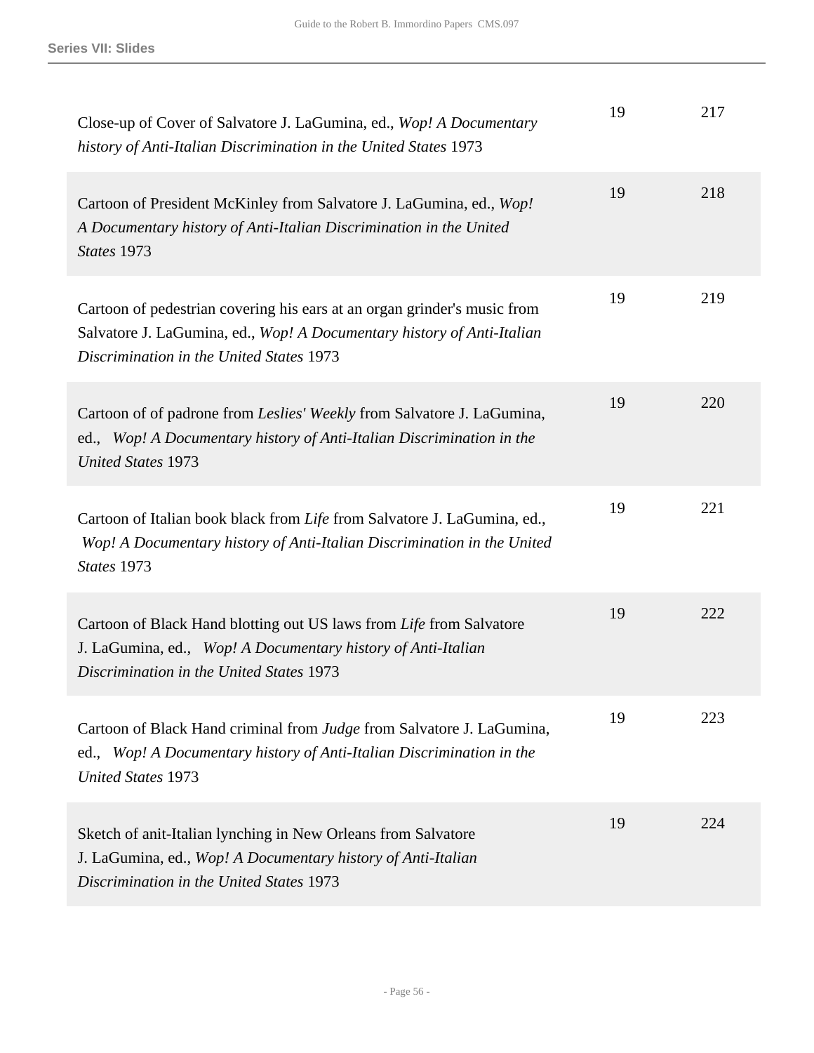| | | |
|---|---|---|
| Close-up of Cover of Salvatore J. LaGumina, ed., *Wop! A Documentary history of Anti-Italian Discrimination in the United States* 1973 | 19 | 217 |
| Cartoon of President McKinley from Salvatore J. LaGumina, ed., *Wop! A Documentary history of Anti-Italian Discrimination in the United States* 1973 | 19 | 218 |
| Cartoon of pedestrian covering his ears at an organ grinder's music from Salvatore J. LaGumina, ed., *Wop! A Documentary history of Anti-Italian Discrimination in the United States* 1973 | 19 | 219 |
| Cartoon of of padrone from *Leslies' Weekly* from Salvatore J. LaGumina, ed., *Wop! A Documentary history of Anti-Italian Discrimination in the United States* 1973 | 19 | 220 |
| Cartoon of Italian book black from *Life* from Salvatore J. LaGumina, ed., *Wop! A Documentary history of Anti-Italian Discrimination in the United States* 1973 | 19 | 221 |
| Cartoon of Black Hand blotting out US laws from *Life* from Salvatore J. LaGumina, ed., *Wop! A Documentary history of Anti-Italian Discrimination in the United States* 1973 | 19 | 222 |
| Cartoon of Black Hand criminal from *Judge* from Salvatore J. LaGumina, ed., *Wop! A Documentary history of Anti-Italian Discrimination in the United States* 1973 | 19 | 223 |
| Sketch of anit-Italian lynching in New Orleans from Salvatore J. LaGumina, ed., *Wop! A Documentary history of Anti-Italian Discrimination in the United States* 1973 | 19 | 224 |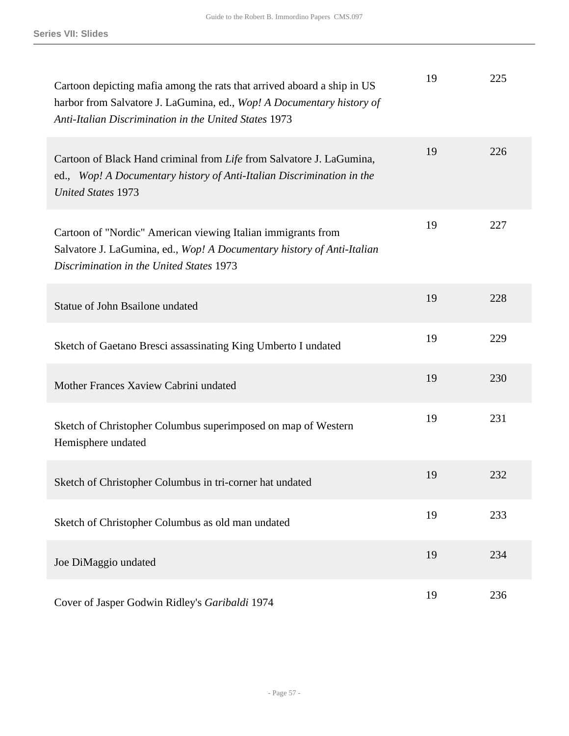**Series VII: Slides**

| | | |
|---|---|---|
| Cartoon depicting mafia among the rats that arrived aboard a ship in US harbor from Salvatore J. LaGumina, ed., *Wop! A Documentary history of Anti-Italian Discrimination in the United States* 1973 | 19 | 225 |
| Cartoon of Black Hand criminal from *Life* from Salvatore J. LaGumina, ed., *Wop! A Documentary history of Anti-Italian Discrimination in the United States* 1973 | 19 | 226 |
| Cartoon of "Nordic" American viewing Italian immigrants from Salvatore J. LaGumina, ed., *Wop! A Documentary history of Anti-Italian Discrimination in the United States* 1973 | 19 | 227 |
| Statue of John Bsailone undated | 19 | 228 |
| Sketch of Gaetano Bresci assassinating King Umberto I undated | 19 | 229 |
| Mother Frances Xaview Cabrini undated | 19 | 230 |
| Sketch of Christopher Columbus superimposed on map of Western Hemisphere undated | 19 | 231 |
| Sketch of Christopher Columbus in tri-corner hat undated | 19 | 232 |
| Sketch of Christopher Columbus as old man undated | 19 | 233 |
| Joe DiMaggio undated | 19 | 234 |
| Cover of Jasper Godwin Ridley's *Garibaldi* 1974 | 19 | 236 |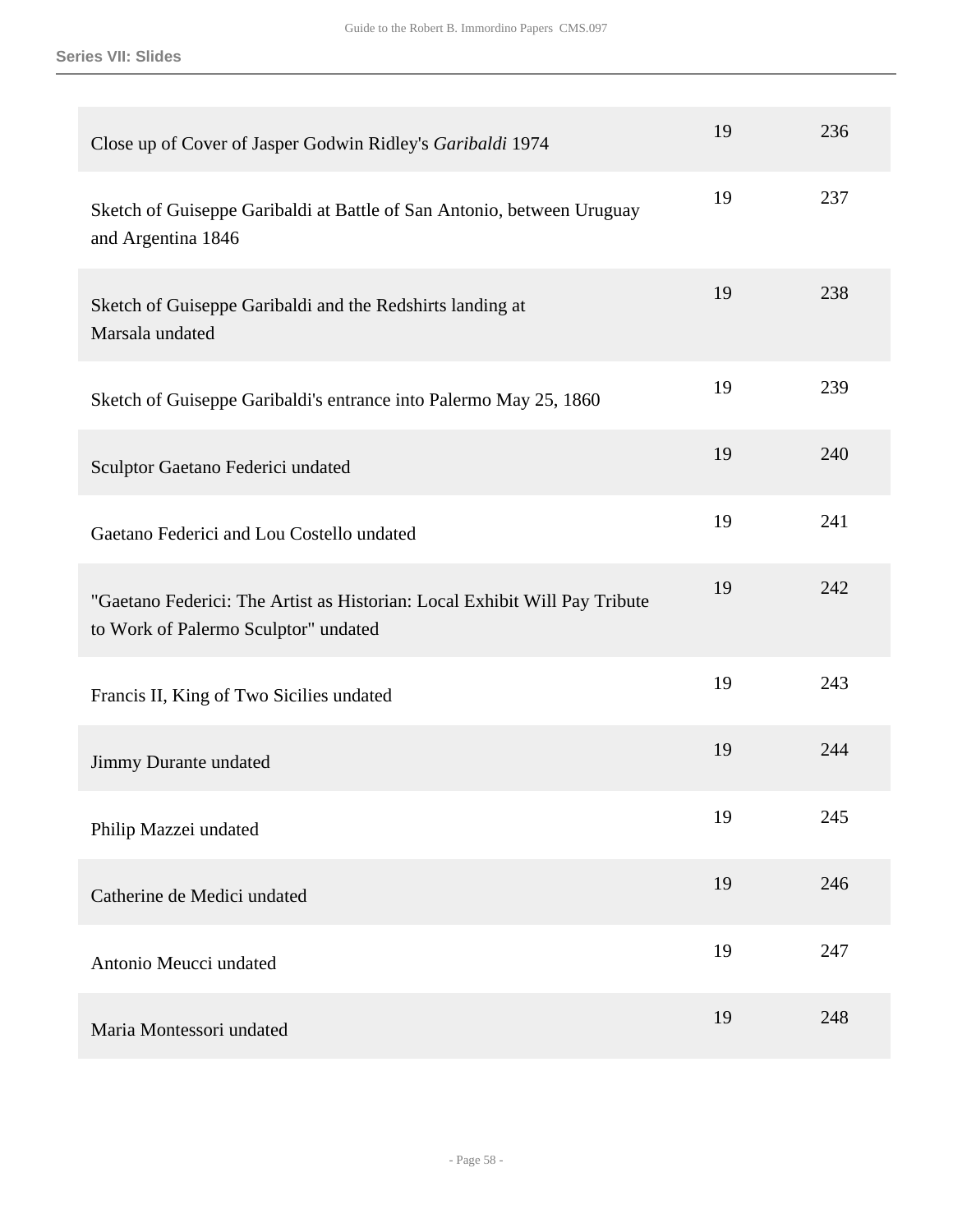| | | |
|---|---|---|
| Close up of Cover of Jasper Godwin Ridley's *Garibaldi* 1974 | 19 | 236 |
| Sketch of Guiseppe Garibaldi at Battle of San Antonio, between Uruguay and Argentina 1846 | 19 | 237 |
| Sketch of Guiseppe Garibaldi and the Redshirts landing at Marsala undated | 19 | 238 |
| Sketch of Guiseppe Garibaldi's entrance into Palermo May 25, 1860 | 19 | 239 |
| Sculptor Gaetano Federici undated | 19 | 240 |
| Gaetano Federici and Lou Costello undated | 19 | 241 |
| "Gaetano Federici: The Artist as Historian: Local Exhibit Will Pay Tribute to Work of Palermo Sculptor" undated | 19 | 242 |
| Francis II, King of Two Sicilies undated | 19 | 243 |
| Jimmy Durante undated | 19 | 244 |
| Philip Mazzei undated | 19 | 245 |
| Catherine de Medici undated | 19 | 246 |
| Antonio Meucci undated | 19 | 247 |
| Maria Montessori undated | 19 | 248 |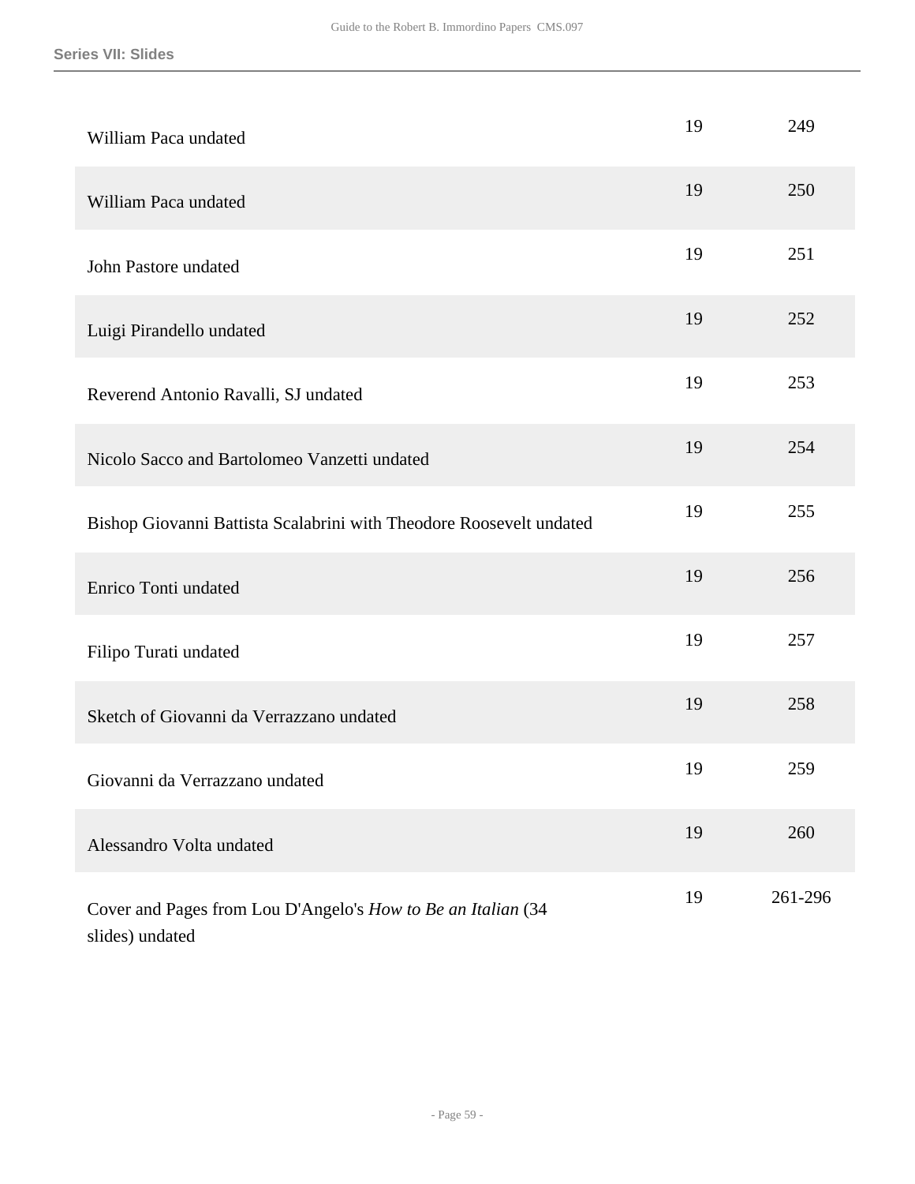| | | |
|---|---|---|
| William Paca undated | 19 | 249 |
| William Paca undated | 19 | 250 |
| John Pastore undated | 19 | 251 |
| Luigi Pirandello undated | 19 | 252 |
| Reverend Antonio Ravalli, SJ undated | 19 | 253 |
| Nicolo Sacco and Bartolomeo Vanzetti undated | 19 | 254 |
| Bishop Giovanni Battista Scalabrini with Theodore Roosevelt undated | 19 | 255 |
| Enrico Tonti undated | 19 | 256 |
| Filipo Turati undated | 19 | 257 |
| Sketch of Giovanni da Verrazzano undated | 19 | 258 |
| Giovanni da Verrazzano undated | 19 | 259 |
| Alessandro Volta undated | 19 | 260 |
| Cover and Pages from Lou D'Angelo's *How to Be an Italian* (34 slides) undated | 19 | 261-296 |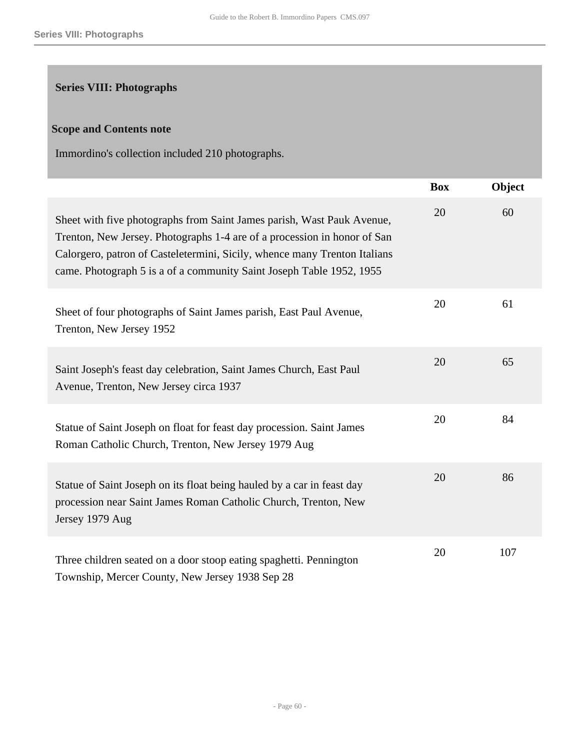## Series VIII: Photographs

### Scope and Contents note

Immordino's collection included 210 photographs.

| | Box | Object |
|---|---|---|
| Sheet with five photographs from Saint James parish, Wast Pauk Avenue, Trenton, New Jersey. Photographs 1-4 are of a procession in honor of San Calorgero, patron of Casteletermini, Sicily, whence many Trenton Italians came. Photograph 5 is a of a community Saint Joseph Table 1952, 1955 | 20 | 60 |
| Sheet of four photographs of Saint James parish, East Paul Avenue, Trenton, New Jersey 1952 | 20 | 61 |
| Saint Joseph's feast day celebration, Saint James Church, East Paul Avenue, Trenton, New Jersey circa 1937 | 20 | 65 |
| Statue of Saint Joseph on float for feast day procession. Saint James Roman Catholic Church, Trenton, New Jersey 1979 Aug | 20 | 84 |
| Statue of Saint Joseph on its float being hauled by a car in feast day procession near Saint James Roman Catholic Church, Trenton, New Jersey 1979 Aug | 20 | 86 |
| Three children seated on a door stoop eating spaghetti. Pennington Township, Mercer County, New Jersey 1938 Sep 28 | 20 | 107 |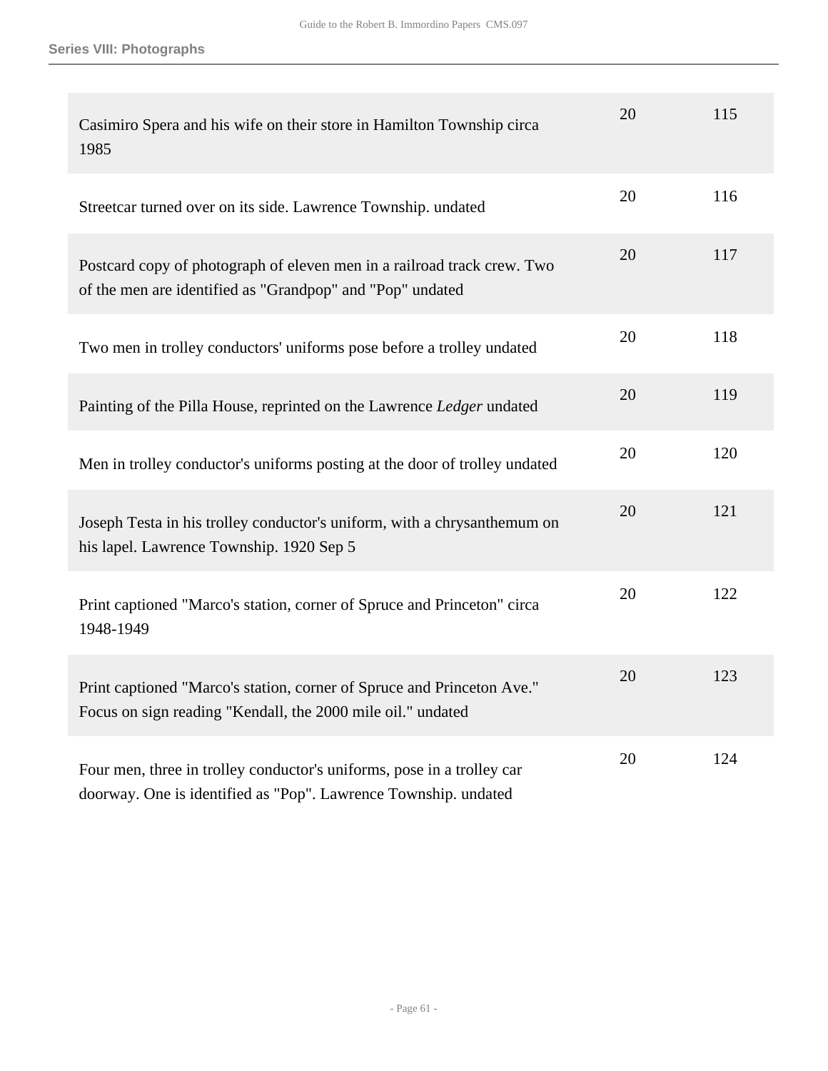| Description | Box | Folder |
|---|---|---|
| Casimiro Spera and his wife on their store in Hamilton Township circa 1985 | 20 | 115 |
| Streetcar turned over on its side. Lawrence Township. undated | 20 | 116 |
| Postcard copy of photograph of eleven men in a railroad track crew. Two of the men are identified as "Grandpop" and "Pop" undated | 20 | 117 |
| Two men in trolley conductors' uniforms pose before a trolley undated | 20 | 118 |
| Painting of the Pilla House, reprinted on the Lawrence *Ledger* undated | 20 | 119 |
| Men in trolley conductor's uniforms posting at the door of trolley undated | 20 | 120 |
| Joseph Testa in his trolley conductor's uniform, with a chrysanthemum on his lapel. Lawrence Township. 1920 Sep 5 | 20 | 121 |
| Print captioned "Marco's station, corner of Spruce and Princeton" circa 1948-1949 | 20 | 122 |
| Print captioned "Marco's station, corner of Spruce and Princeton Ave." Focus on sign reading "Kendall, the 2000 mile oil." undated | 20 | 123 |
| Four men, three in trolley conductor's uniforms, pose in a trolley car doorway. One is identified as "Pop". Lawrence Township. undated | 20 | 124 |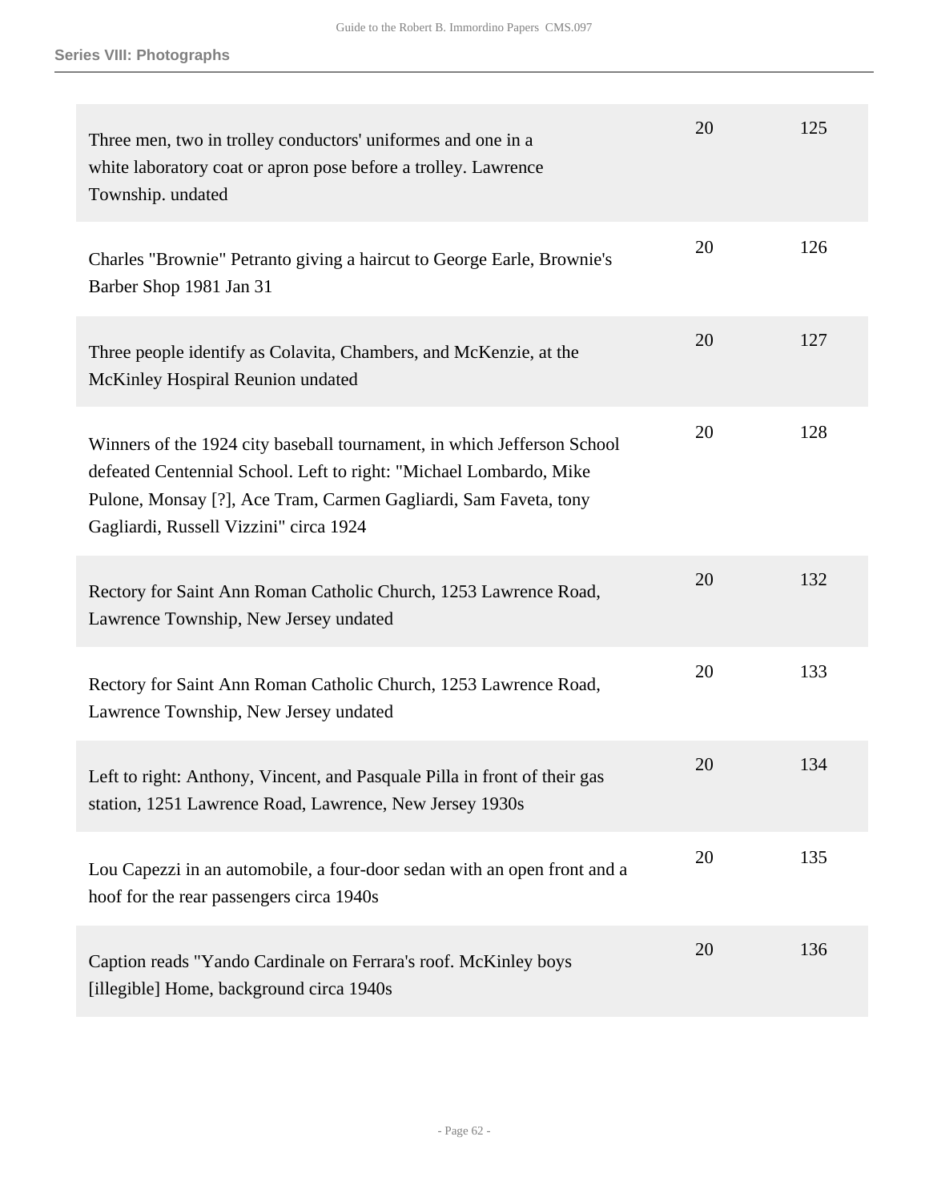**Series VIII: Photographs**

| | | |
|---|---|---|
| Three men, two in trolley conductors' uniformes and one in a white laboratory coat or apron pose before a trolley. Lawrence Township. undated | 20 | 125 |
| Charles "Brownie" Petranto giving a haircut to George Earle, Brownie's Barber Shop 1981 Jan 31 | 20 | 126 |
| Three people identify as Colavita, Chambers, and McKenzie, at the McKinley Hospiral Reunion undated | 20 | 127 |
| Winners of the 1924 city baseball tournament, in which Jefferson School defeated Centennial School. Left to right: "Michael Lombardo, Mike Pulone, Monsay [?], Ace Tram, Carmen Gagliardi, Sam Faveta, tony Gagliardi, Russell Vizzini" circa 1924 | 20 | 128 |
| Rectory for Saint Ann Roman Catholic Church, 1253 Lawrence Road, Lawrence Township, New Jersey undated | 20 | 132 |
| Rectory for Saint Ann Roman Catholic Church, 1253 Lawrence Road, Lawrence Township, New Jersey undated | 20 | 133 |
| Left to right: Anthony, Vincent, and Pasquale Pilla in front of their gas station, 1251 Lawrence Road, Lawrence, New Jersey 1930s | 20 | 134 |
| Lou Capezzi in an automobile, a four-door sedan with an open front and a hoof for the rear passengers circa 1940s | 20 | 135 |
| Caption reads "Yando Cardinale on Ferrara's roof. McKinley boys [illegible] Home, background circa 1940s | 20 | 136 |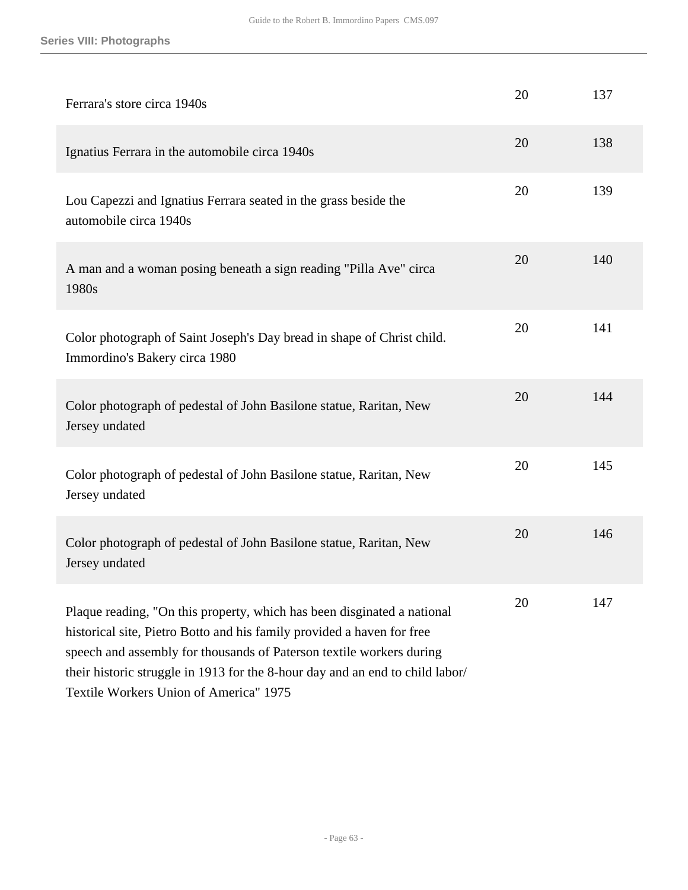| Description | Box | Folder |
|---|---|---|
| Ferrara's store circa 1940s | 20 | 137 |
| Ignatius Ferrara in the automobile circa 1940s | 20 | 138 |
| Lou Capezzi and Ignatius Ferrara seated in the grass beside the automobile circa 1940s | 20 | 139 |
| A man and a woman posing beneath a sign reading "Pilla Ave" circa 1980s | 20 | 140 |
| Color photograph of Saint Joseph's Day bread in shape of Christ child. Immordino's Bakery circa 1980 | 20 | 141 |
| Color photograph of pedestal of John Basilone statue, Raritan, New Jersey undated | 20 | 144 |
| Color photograph of pedestal of John Basilone statue, Raritan, New Jersey undated | 20 | 145 |
| Color photograph of pedestal of John Basilone statue, Raritan, New Jersey undated | 20 | 146 |
| Plaque reading, "On this property, which has been disginated a national historical site, Pietro Botto and his family provided a haven for free speech and assembly for thousands of Paterson textile workers during their historic struggle in 1913 for the 8-hour day and an end to child labor/ Textile Workers Union of America" 1975 | 20 | 147 |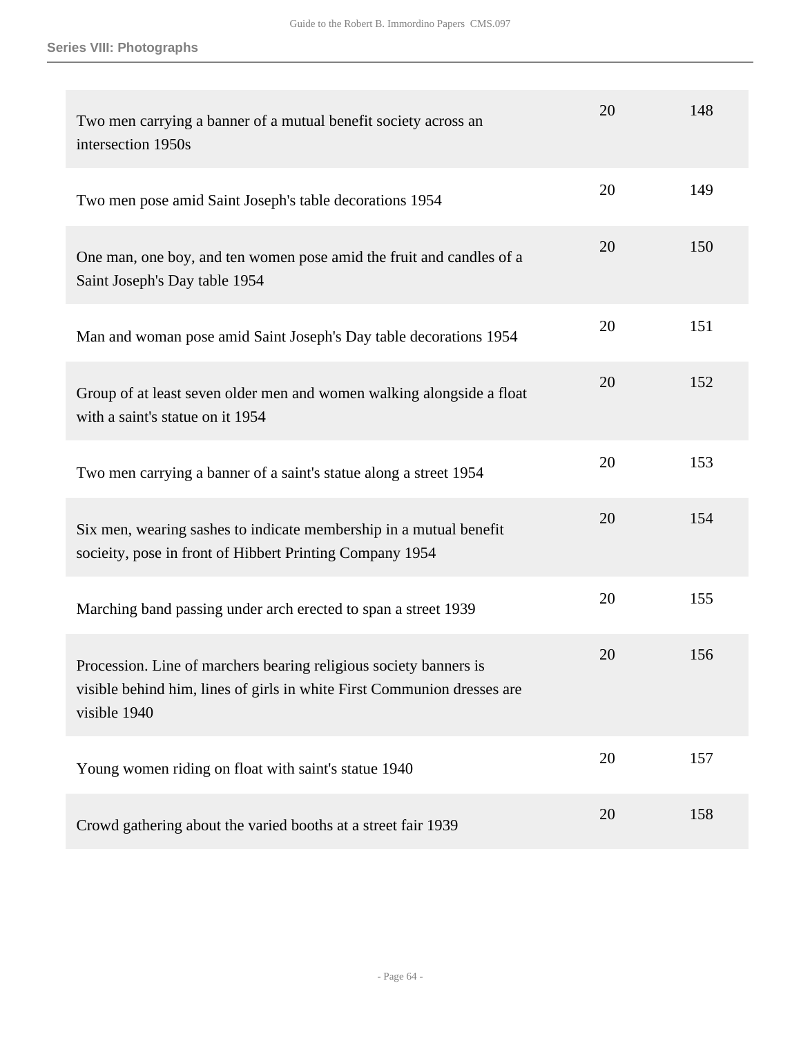**Series VIII: Photographs**

| | | |
|---|---|---|
| Two men carrying a banner of a mutual benefit society across an intersection 1950s | 20 | 148 |
| Two men pose amid Saint Joseph's table decorations 1954 | 20 | 149 |
| One man, one boy, and ten women pose amid the fruit and candles of a Saint Joseph's Day table 1954 | 20 | 150 |
| Man and woman pose amid Saint Joseph's Day table decorations 1954 | 20 | 151 |
| Group of at least seven older men and women walking alongside a float with a saint's statue on it 1954 | 20 | 152 |
| Two men carrying a banner of a saint's statue along a street 1954 | 20 | 153 |
| Six men, wearing sashes to indicate membership in a mutual benefit socieity, pose in front of Hibbert Printing Company 1954 | 20 | 154 |
| Marching band passing under arch erected to span a street 1939 | 20 | 155 |
| Procession. Line of marchers bearing religious society banners is visible behind him, lines of girls in white First Communion dresses are visible 1940 | 20 | 156 |
| Young women riding on float with saint's statue 1940 | 20 | 157 |
| Crowd gathering about the varied booths at a street fair 1939 | 20 | 158 |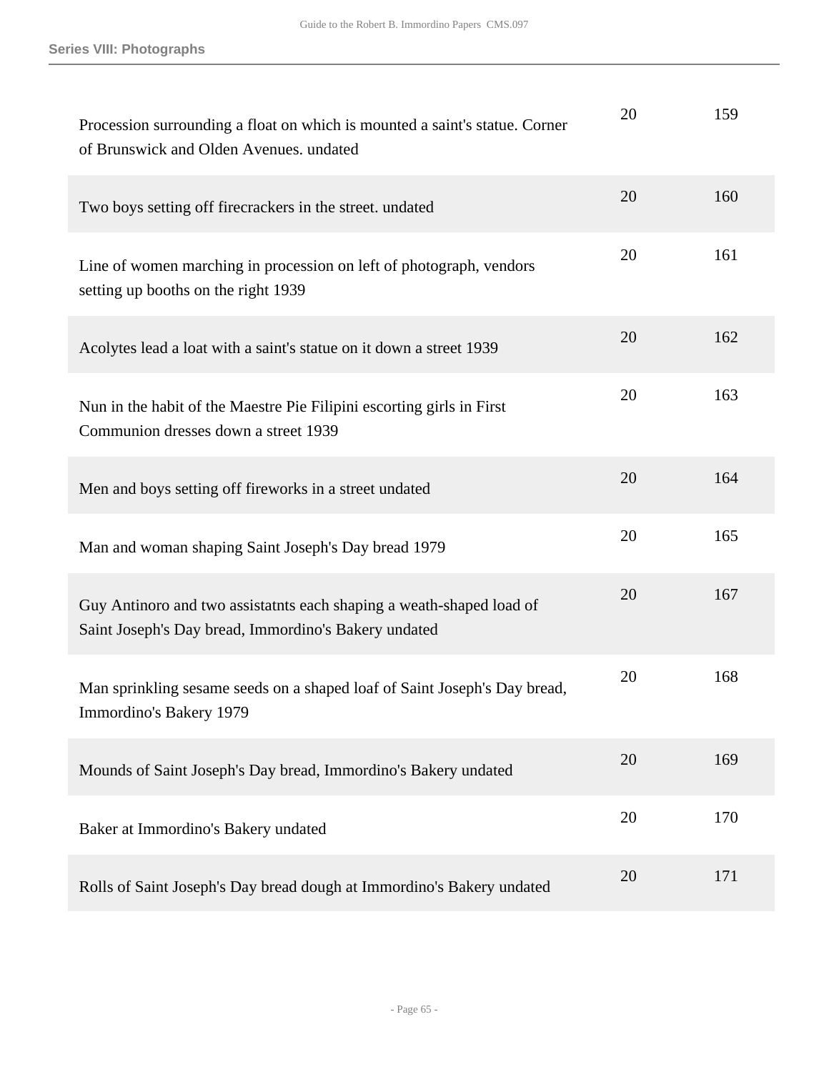## Series VIII: Photographs

| | | |
|---|---|---|
| Procession surrounding a float on which is mounted a saint's statue. Corner of Brunswick and Olden Avenues. undated | 20 | 159 |
| Two boys setting off firecrackers in the street. undated | 20 | 160 |
| Line of women marching in procession on left of photograph, vendors setting up booths on the right 1939 | 20 | 161 |
| Acolytes lead a loat with a saint's statue on it down a street 1939 | 20 | 162 |
| Nun in the habit of the Maestre Pie Filipini escorting girls in First Communion dresses down a street 1939 | 20 | 163 |
| Men and boys setting off fireworks in a street undated | 20 | 164 |
| Man and woman shaping Saint Joseph's Day bread 1979 | 20 | 165 |
| Guy Antinoro and two assistatnts each shaping a weath-shaped load of Saint Joseph's Day bread, Immordino's Bakery undated | 20 | 167 |
| Man sprinkling sesame seeds on a shaped loaf of Saint Joseph's Day bread, Immordino's Bakery 1979 | 20 | 168 |
| Mounds of Saint Joseph's Day bread, Immordino's Bakery undated | 20 | 169 |
| Baker at Immordino's Bakery undated | 20 | 170 |
| Rolls of Saint Joseph's Day bread dough at Immordino's Bakery undated | 20 | 171 |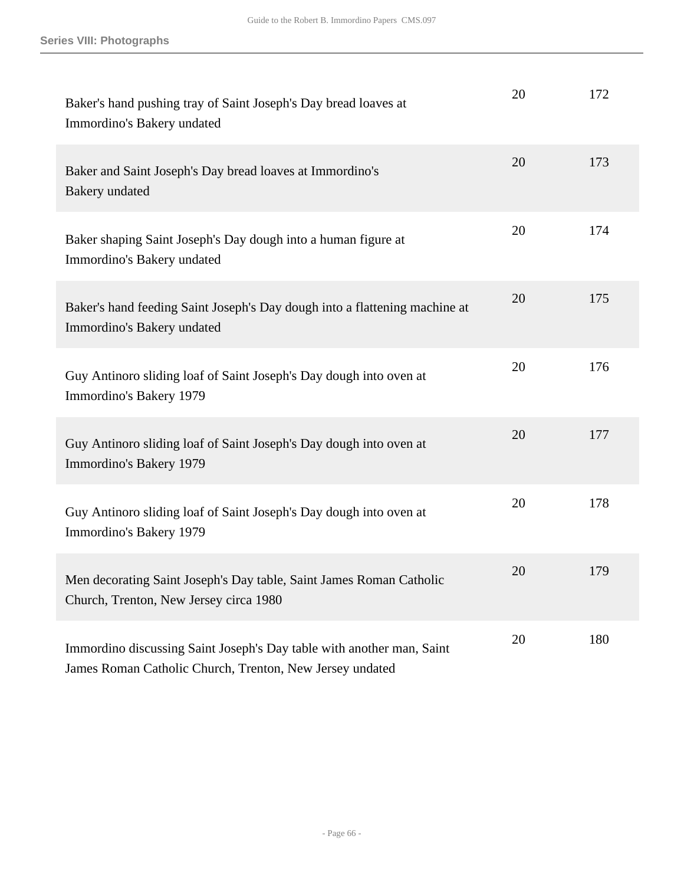| | | |
|---|---|---|
| Baker's hand pushing tray of Saint Joseph's Day bread loaves at Immordino's Bakery undated | 20 | 172 |
| Baker and Saint Joseph's Day bread loaves at Immordino's Bakery undated | 20 | 173 |
| Baker shaping Saint Joseph's Day dough into a human figure at Immordino's Bakery undated | 20 | 174 |
| Baker's hand feeding Saint Joseph's Day dough into a flattening machine at Immordino's Bakery undated | 20 | 175 |
| Guy Antinoro sliding loaf of Saint Joseph's Day dough into oven at Immordino's Bakery 1979 | 20 | 176 |
| Guy Antinoro sliding loaf of Saint Joseph's Day dough into oven at Immordino's Bakery 1979 | 20 | 177 |
| Guy Antinoro sliding loaf of Saint Joseph's Day dough into oven at Immordino's Bakery 1979 | 20 | 178 |
| Men decorating Saint Joseph's Day table, Saint James Roman Catholic Church, Trenton, New Jersey circa 1980 | 20 | 179 |
| Immordino discussing Saint Joseph's Day table with another man, Saint James Roman Catholic Church, Trenton, New Jersey undated | 20 | 180 |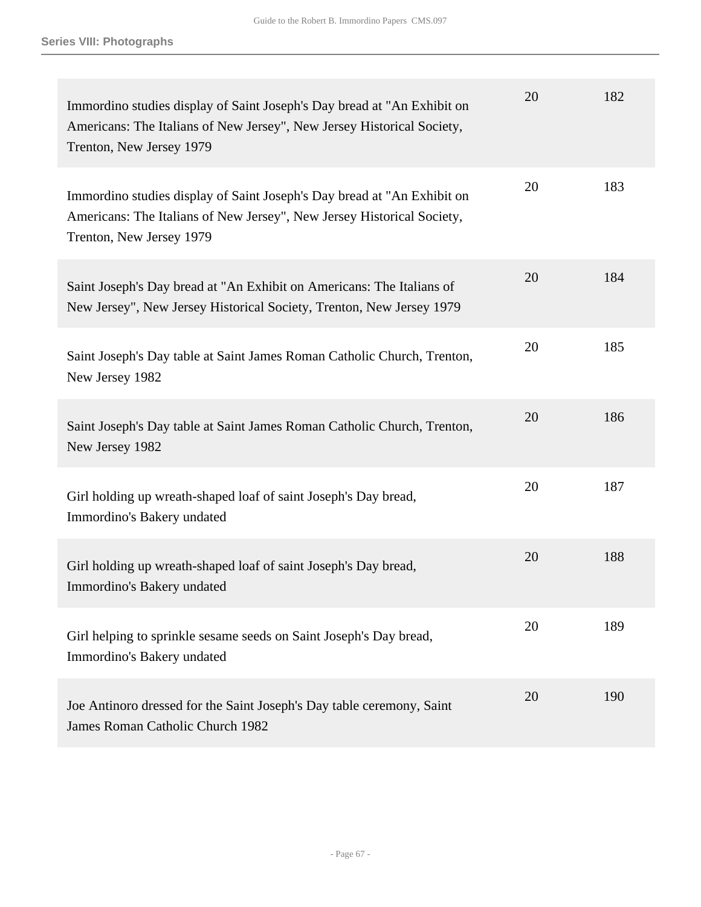| | | |
|---|---|---|
| Immordino studies display of Saint Joseph's Day bread at "An Exhibit on Americans: The Italians of New Jersey", New Jersey Historical Society, Trenton, New Jersey 1979 | 20 | 182 |
| Immordino studies display of Saint Joseph's Day bread at "An Exhibit on Americans: The Italians of New Jersey", New Jersey Historical Society, Trenton, New Jersey 1979 | 20 | 183 |
| Saint Joseph's Day bread at "An Exhibit on Americans: The Italians of New Jersey", New Jersey Historical Society, Trenton, New Jersey 1979 | 20 | 184 |
| Saint Joseph's Day table at Saint James Roman Catholic Church, Trenton, New Jersey 1982 | 20 | 185 |
| Saint Joseph's Day table at Saint James Roman Catholic Church, Trenton, New Jersey 1982 | 20 | 186 |
| Girl holding up wreath-shaped loaf of saint Joseph's Day bread, Immordino's Bakery undated | 20 | 187 |
| Girl holding up wreath-shaped loaf of saint Joseph's Day bread, Immordino's Bakery undated | 20 | 188 |
| Girl helping to sprinkle sesame seeds on Saint Joseph's Day bread, Immordino's Bakery undated | 20 | 189 |
| Joe Antinoro dressed for the Saint Joseph's Day table ceremony, Saint James Roman Catholic Church 1982 | 20 | 190 |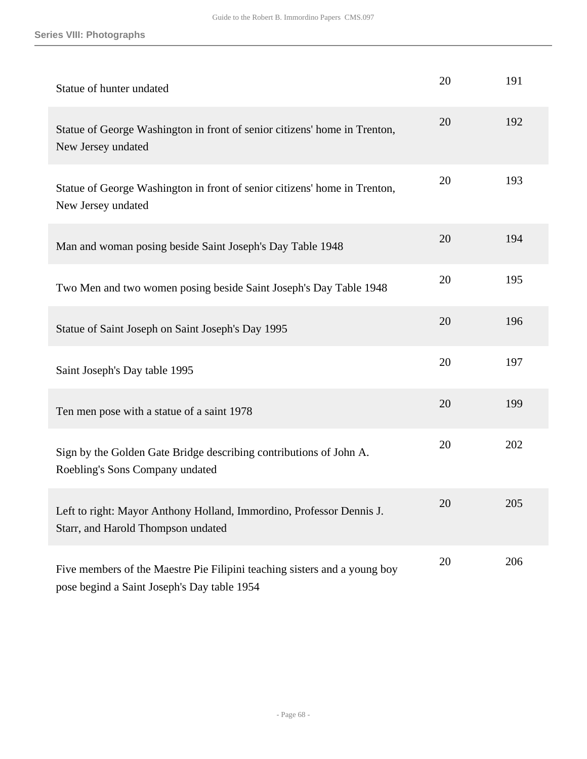| | | |
|---|---|---|
| Statue of hunter undated | 20 | 191 |
| Statue of George Washington in front of senior citizens' home in Trenton, New Jersey undated | 20 | 192 |
| Statue of George Washington in front of senior citizens' home in Trenton, New Jersey undated | 20 | 193 |
| Man and woman posing beside Saint Joseph's Day Table 1948 | 20 | 194 |
| Two Men and two women posing beside Saint Joseph's Day Table 1948 | 20 | 195 |
| Statue of Saint Joseph on Saint Joseph's Day 1995 | 20 | 196 |
| Saint Joseph's Day table 1995 | 20 | 197 |
| Ten men pose with a statue of a saint 1978 | 20 | 199 |
| Sign by the Golden Gate Bridge describing contributions of John A. Roebling's Sons Company undated | 20 | 202 |
| Left to right: Mayor Anthony Holland, Immordino, Professor Dennis J. Starr, and Harold Thompson undated | 20 | 205 |
| Five members of the Maestre Pie Filipini teaching sisters and a young boy pose begind a Saint Joseph's Day table 1954 | 20 | 206 |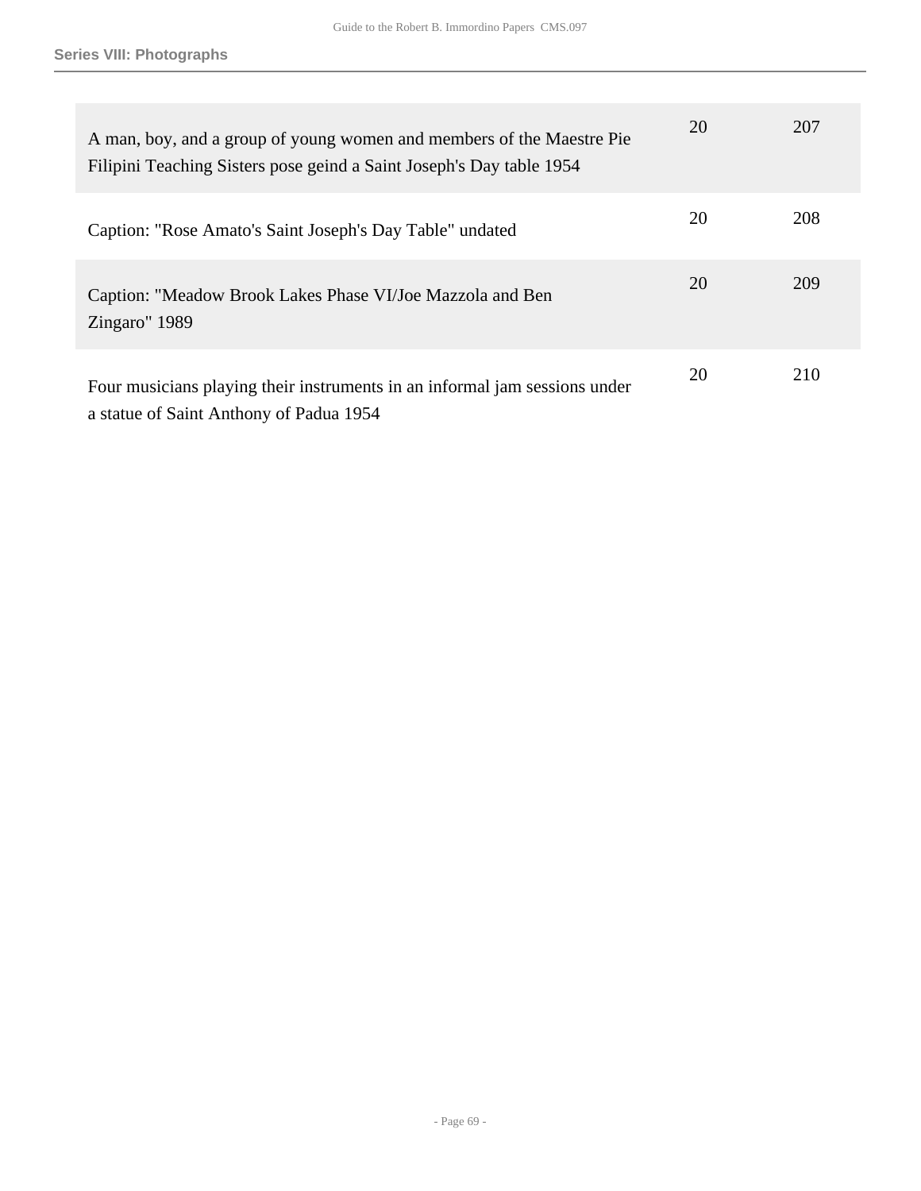| | | |
|---|---|---|
| A man, boy, and a group of young women and members of the Maestre Pie Filipini Teaching Sisters pose geind a Saint Joseph's Day table 1954 | 20 | 207 |
| Caption: "Rose Amato's Saint Joseph's Day Table" undated | 20 | 208 |
| Caption: "Meadow Brook Lakes Phase VI/Joe Mazzola and Ben Zingaro" 1989 | 20 | 209 |
| Four musicians playing their instruments in an informal jam sessions under a statue of Saint Anthony of Padua 1954 | 20 | 210 |